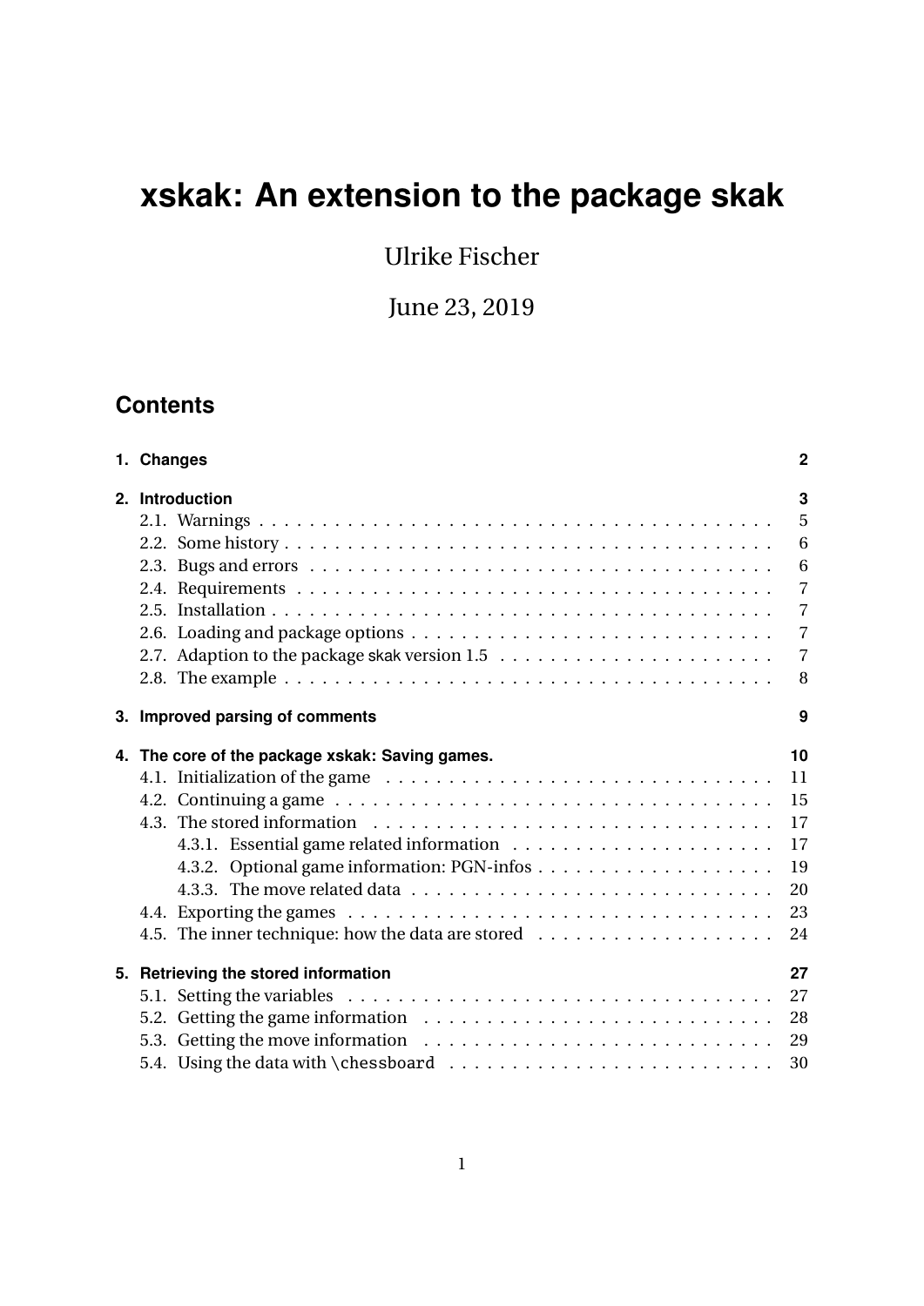# xskak: An extension to the package skak

Ulrike Fischer

June 23, 2019

## Contents

1. Changes 2
2. Introduction 3
   - 2.1. Warnings 5
   - 2.2. Some history 6
   - 2.3. Bugs and errors 6
   - 2.4. Requirements 7
   - 2.5. Installation 7
   - 2.6. Loading and package options 7
   - 2.7. Adaption to the package skak version 1.5 7
   - 2.8. The example 8
3. Improved parsing of comments 9
4. The core of the package xskak: Saving games. 10
   - 4.1. Initialization of the game 11
   - 4.2. Continuing a game 15
   - 4.3. The stored information 17
     - 4.3.1. Essential game related information 17
     - 4.3.2. Optional game information: PGN-infos 19
     - 4.3.3. The move related data 20
   - 4.4. Exporting the games 23
   - 4.5. The inner technique: how the data are stored 24
5. Retrieving the stored information 27
   - 5.1. Setting the variables 27
   - 5.2. Getting the game information 28
   - 5.3. Getting the move information 29
   - 5.4. Using the data with `\chessboard` 30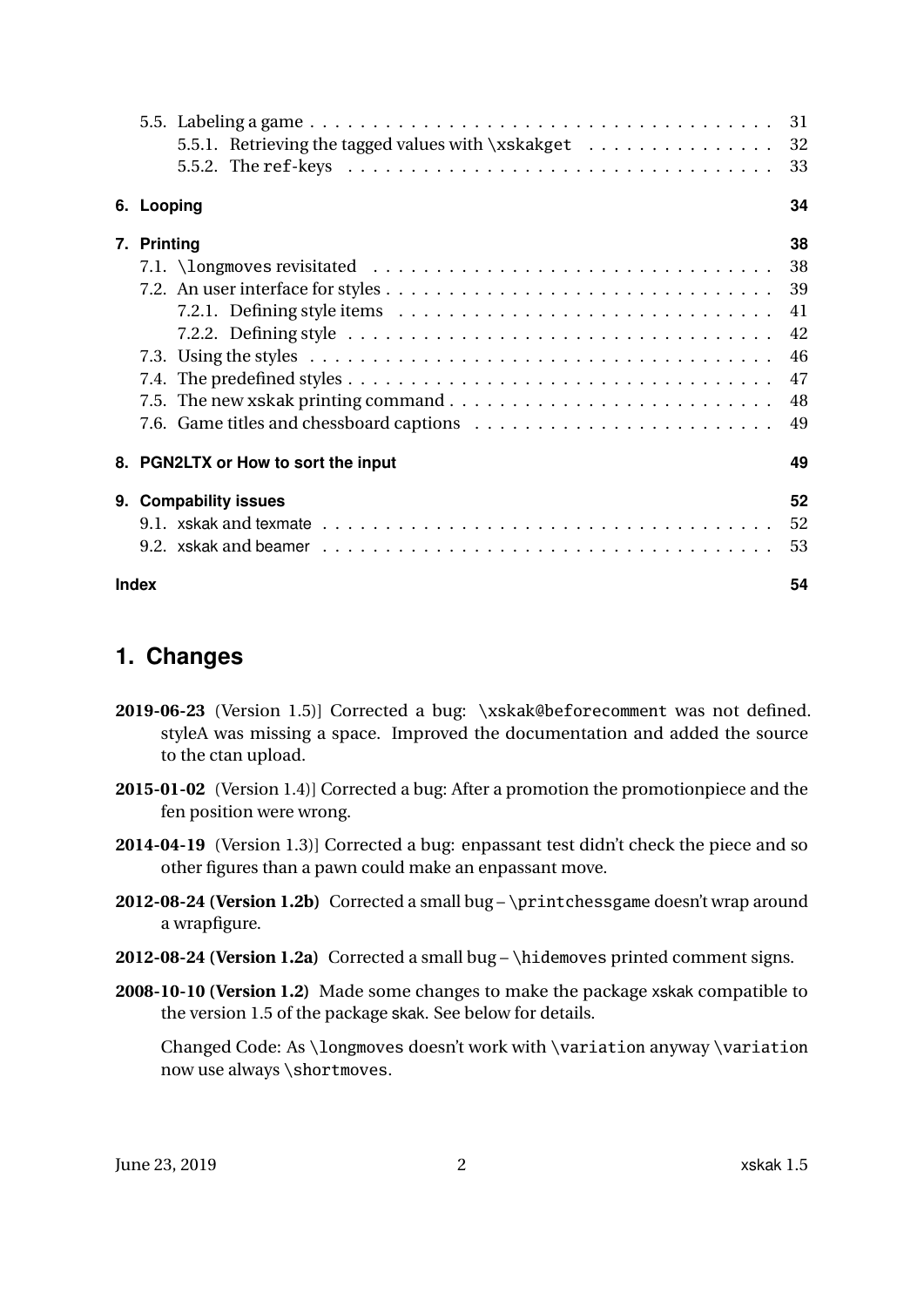5.5. Labeling a game . . . . . . . . . . . . . . . . . . . . . . . . . . . . . . . . . . . . . 31
 5.5.1. Retrieving the tagged values with `\xskakget` . . . . . . . . . . . . . . . 32
 5.5.2. The `ref`-keys . . . . . . . . . . . . . . . . . . . . . . . . . . . . . . . . 33

**6. Looping** **34**

**7. Printing** **38**
7.1. `\longmoves` revisitated . . . . . . . . . . . . . . . . . . . . . . . . . . . . . . 38
7.2. An user interface for styles . . . . . . . . . . . . . . . . . . . . . . . . . . . . . 39
 7.2.1. Defining style items . . . . . . . . . . . . . . . . . . . . . . . . . . . . . 41
 7.2.2. Defining style . . . . . . . . . . . . . . . . . . . . . . . . . . . . . . . . 42
7.3. Using the styles . . . . . . . . . . . . . . . . . . . . . . . . . . . . . . . . . . . 46
7.4. The predefined styles . . . . . . . . . . . . . . . . . . . . . . . . . . . . . . . . 47
7.5. The new xskak printing command . . . . . . . . . . . . . . . . . . . . . . . . . 48
7.6. Game titles and chessboard captions . . . . . . . . . . . . . . . . . . . . . . . 49

**8. PGN2LTX or How to sort the input** **49**

**9. Compability issues** **52**
9.1. xskak and texmate . . . . . . . . . . . . . . . . . . . . . . . . . . . . . . . . . . 52
9.2. xskak and beamer . . . . . . . . . . . . . . . . . . . . . . . . . . . . . . . . . . 53

**Index** **54**

# 1. Changes

**2019-06-23** (Version 1.5)] Corrected a bug: `\xskak@beforecomment` was not defined. styleA was missing a space. Improved the documentation and added the source to the ctan upload.

**2015-01-02** (Version 1.4)] Corrected a bug: After a promotion the promotionpiece and the fen position were wrong.

**2014-04-19** (Version 1.3)] Corrected a bug: enpassant test didn't check the piece and so other figures than a pawn could make an enpassant move.

**2012-08-24 (Version 1.2b)** Corrected a small bug – `\printchessgame` doesn't wrap around a wrapfigure.

**2012-08-24 (Version 1.2a)** Corrected a small bug – `\hidemoves` printed comment signs.

**2008-10-10 (Version 1.2)** Made some changes to make the package xskak compatible to the version 1.5 of the package skak. See below for details.

Changed Code: As `\longmoves` doesn't work with `\variation` anyway `\variation` now use always `\shortmoves`.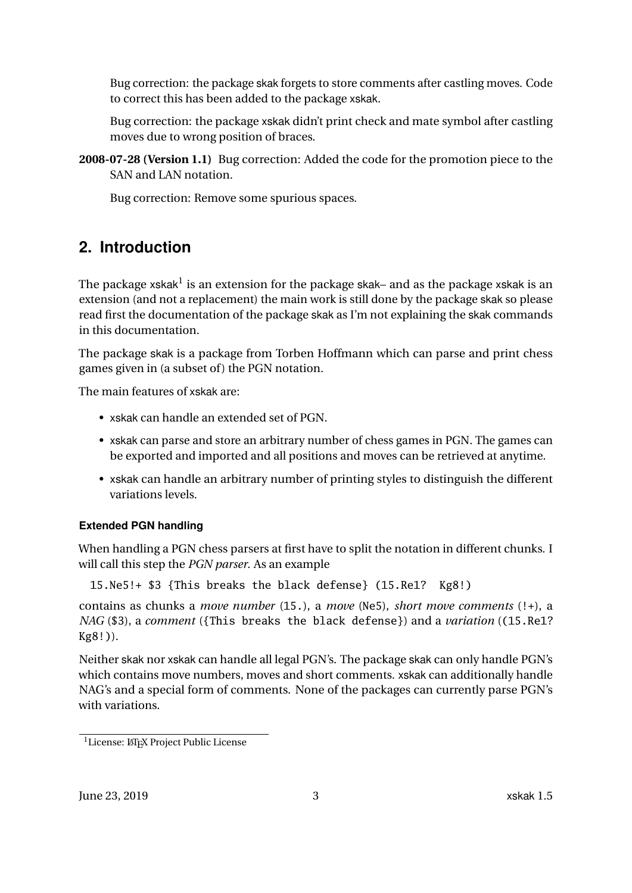Bug correction: the package skak forgets to store comments after castling moves. Code to correct this has been added to the package xskak.

Bug correction: the package xskak didn't print check and mate symbol after castling moves due to wrong position of braces.

**2008-07-28 (Version 1.1)** Bug correction: Added the code for the promotion piece to the SAN and LAN notation.

Bug correction: Remove some spurious spaces.

## 2. Introduction

The package xskak[1] is an extension for the package skak– and as the package xskak is an extension (and not a replacement) the main work is still done by the package skak so please read first the documentation of the package skak as I'm not explaining the skak commands in this documentation.

The package skak is a package from Torben Hoffmann which can parse and print chess games given in (a subset of) the PGN notation.

The main features of xskak are:

- xskak can handle an extended set of PGN.
- xskak can parse and store an arbitrary number of chess games in PGN. The games can be exported and imported and all positions and moves can be retrieved at anytime.
- xskak can handle an arbitrary number of printing styles to distinguish the different variations levels.

#### Extended PGN handling

When handling a PGN chess parsers at first have to split the notation in different chunks. I will call this step the *PGN parser*. As an example

```
15.Ne5!+ $3 {This breaks the black defense} (15.Re1?  Kg8!)
```

contains as chunks a *move number* (`15.`), a *move* (`Ne5`), *short move comments* (`!+`), a *NAG* (`$3`), a *comment* (`{This breaks the black defense}`) and a *variation* (`(15.Re1? Kg8!)`).

Neither skak nor xskak can handle all legal PGN's. The package skak can only handle PGN's which contains move numbers, moves and short comments. xskak can additionally handle NAG's and a special form of comments. None of the packages can currently parse PGN's with variations.

[1] License: LaTeX Project Public License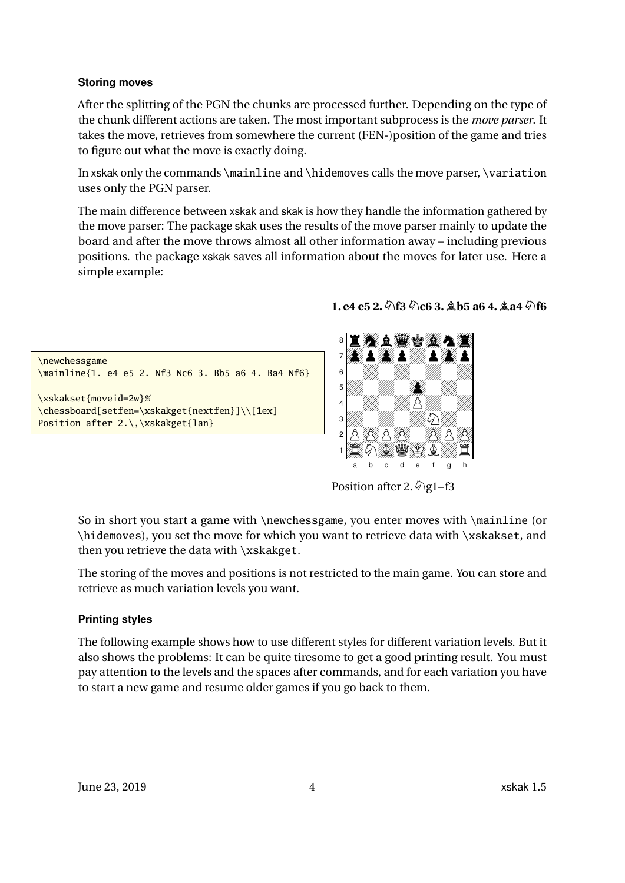#### Storing moves

After the splitting of the PGN the chunks are processed further. Depending on the type of the chunk different actions are taken. The most important subprocess is the *move parser*. It takes the move, retrieves from somewhere the current (FEN-)position of the game and tries to figure out what the move is exactly doing.

In xskak only the commands \mainline and \hidemoves calls the move parser, \variation uses only the PGN parser.

The main difference between xskak and skak is how they handle the information gathered by the move parser: The package skak uses the results of the move parser mainly to update the board and after the move throws almost all other information away – including previous positions. the package xskak saves all information about the moves for later use. Here a simple example:

```
\newchessgame
\mainline{1. e4 e5 2. Nf3 Nc6 3. Bb5 a6 4. Ba4 Nf6}

\xskakset{moveid=2w}%
\chessboard[setfen=\xskakget{nextfen}]\\[1ex]
Position after 2.\,\xskakget{lan}
```

**1. e4 e5 2. ♘f3 ♘c6 3. ♗b5 a6 4. ♗a4 ♘f6**

Position after 2. ♘g1–f3

So in short you start a game with \newchessgame, you enter moves with \mainline (or \hidemoves), you set the move for which you want to retrieve data with \xskakset, and then you retrieve the data with \xskakget.

The storing of the moves and positions is not restricted to the main game. You can store and retrieve as much variation levels you want.

#### Printing styles

The following example shows how to use different styles for different variation levels. But it also shows the problems: It can be quite tiresome to get a good printing result. You must pay attention to the levels and the spaces after commands, and for each variation you have to start a new game and resume older games if you go back to them.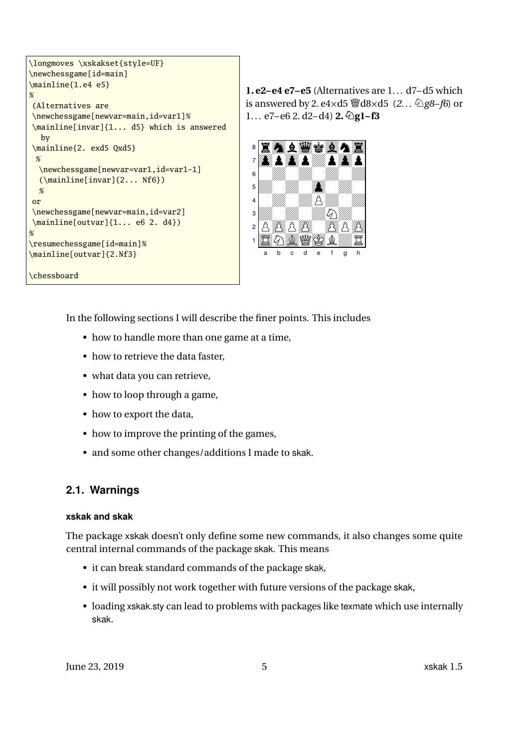```
\longmoves \xskakset{style=UF}
\newchessgame[id=main]
\mainline{1.e4 e5}
%
 (Alternatives are
 \newchessgame[newvar=main,id=var1]%
 \mainline[invar]{1... d5} which is answered
   by
 \mainline{2. exd5 Qxd5}
  %
  \newchessgame[newvar=var1,id=var1-1]
  (\mainline[invar]{2... Nf6})
  %
 or
 \newchessgame[newvar=main,id=var2]
 \mainline[outvar]{1... e6 2. d4})
%
\resumechessgame[id=main]%
\mainline[outvar]{2.Nf3}

\chessboard
```

**1. e2–e4 e7–e5** (Alternatives are 1... d7–d5 which is answered by 2. e4×d5 ♕d8×d5 (*2... ♘g8–f6*) or 1... e7–e6 2. d2–d4) **2. ♘g1–f3**

In the following sections I will describe the finer points. This includes

- how to handle more than one game at a time,
- how to retrieve the data faster,
- what data you can retrieve,
- how to loop through a game,
- how to export the data,
- how to improve the printing of the games,
- and some other changes/additions I made to skak.

## 2.1. Warnings

#### xskak and skak

The package xskak doesn't only define some new commands, it also changes some quite central internal commands of the package skak. This means

- it can break standard commands of the package skak,
- it will possibly not work together with future versions of the package skak,
- loading xskak.sty can lead to problems with packages like texmate which use internally skak.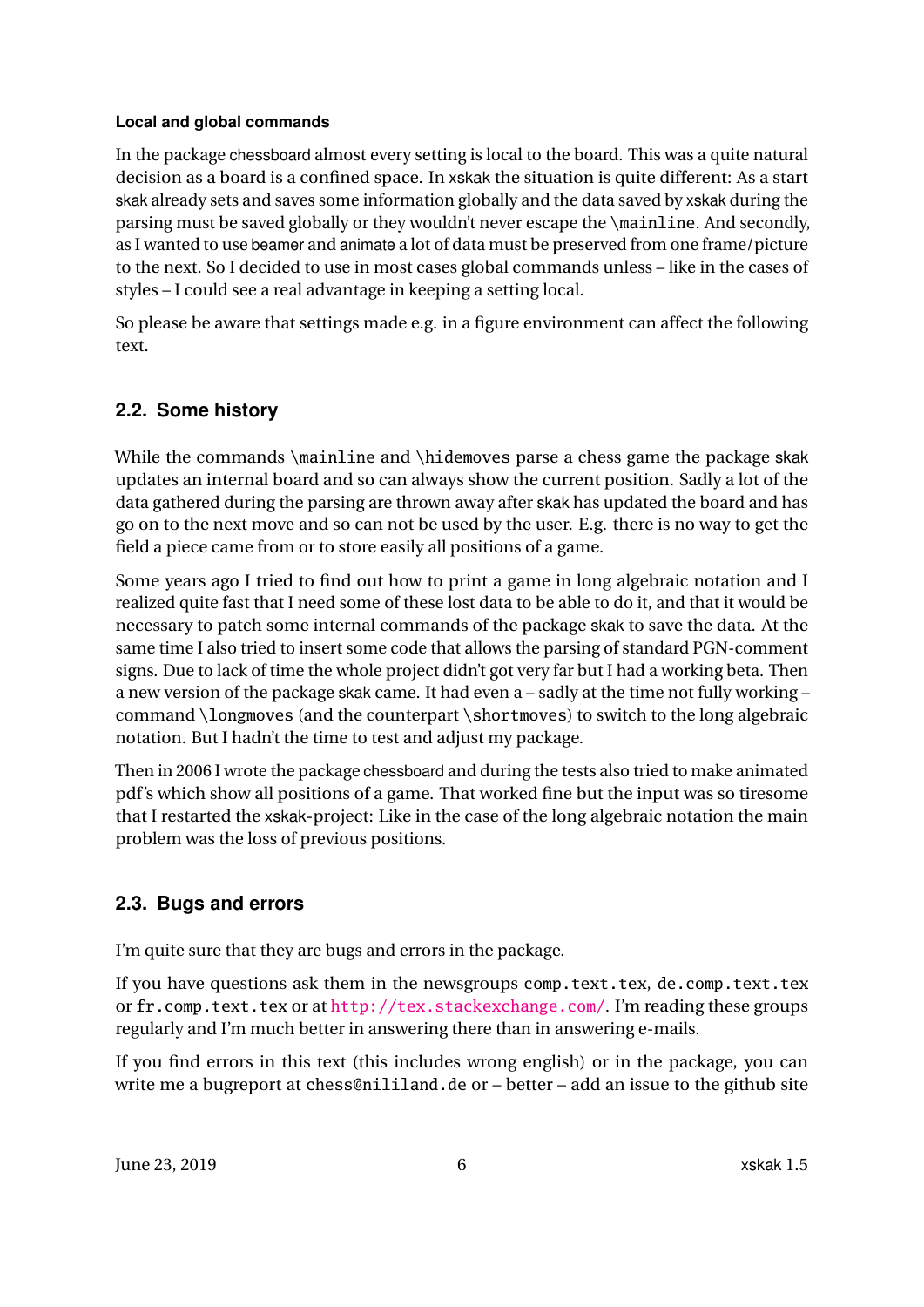#### Local and global commands

In the package chessboard almost every setting is local to the board. This was a quite natural decision as a board is a confined space. In xskak the situation is quite different: As a start skak already sets and saves some information globally and the data saved by xskak during the parsing must be saved globally or they wouldn't never escape the `\mainline`. And secondly, as I wanted to use beamer and animate a lot of data must be preserved from one frame/picture to the next. So I decided to use in most cases global commands unless – like in the cases of styles – I could see a real advantage in keeping a setting local.

So please be aware that settings made e.g. in a figure environment can affect the following text.

## 2.2. Some history

While the commands `\mainline` and `\hidemoves` parse a chess game the package skak updates an internal board and so can always show the current position. Sadly a lot of the data gathered during the parsing are thrown away after skak has updated the board and has go on to the next move and so can not be used by the user. E.g. there is no way to get the field a piece came from or to store easily all positions of a game.

Some years ago I tried to find out how to print a game in long algebraic notation and I realized quite fast that I need some of these lost data to be able to do it, and that it would be necessary to patch some internal commands of the package skak to save the data. At the same time I also tried to insert some code that allows the parsing of standard PGN-comment signs. Due to lack of time the whole project didn't got very far but I had a working beta. Then a new version of the package skak came. It had even a – sadly at the time not fully working – command `\longmoves` (and the counterpart `\shortmoves`) to switch to the long algebraic notation. But I hadn't the time to test and adjust my package.

Then in 2006 I wrote the package chessboard and during the tests also tried to make animated pdf's which show all positions of a game. That worked fine but the input was so tiresome that I restarted the xskak-project: Like in the case of the long algebraic notation the main problem was the loss of previous positions.

## 2.3. Bugs and errors

I'm quite sure that they are bugs and errors in the package.

If you have questions ask them in the newsgroups `comp.text.tex`, `de.comp.text.tex` or `fr.comp.text.tex` or at http://tex.stackexchange.com/. I'm reading these groups regularly and I'm much better in answering there than in answering e-mails.

If you find errors in this text (this includes wrong english) or in the package, you can write me a bugreport at `chess@nililand.de` or – better – add an issue to the github site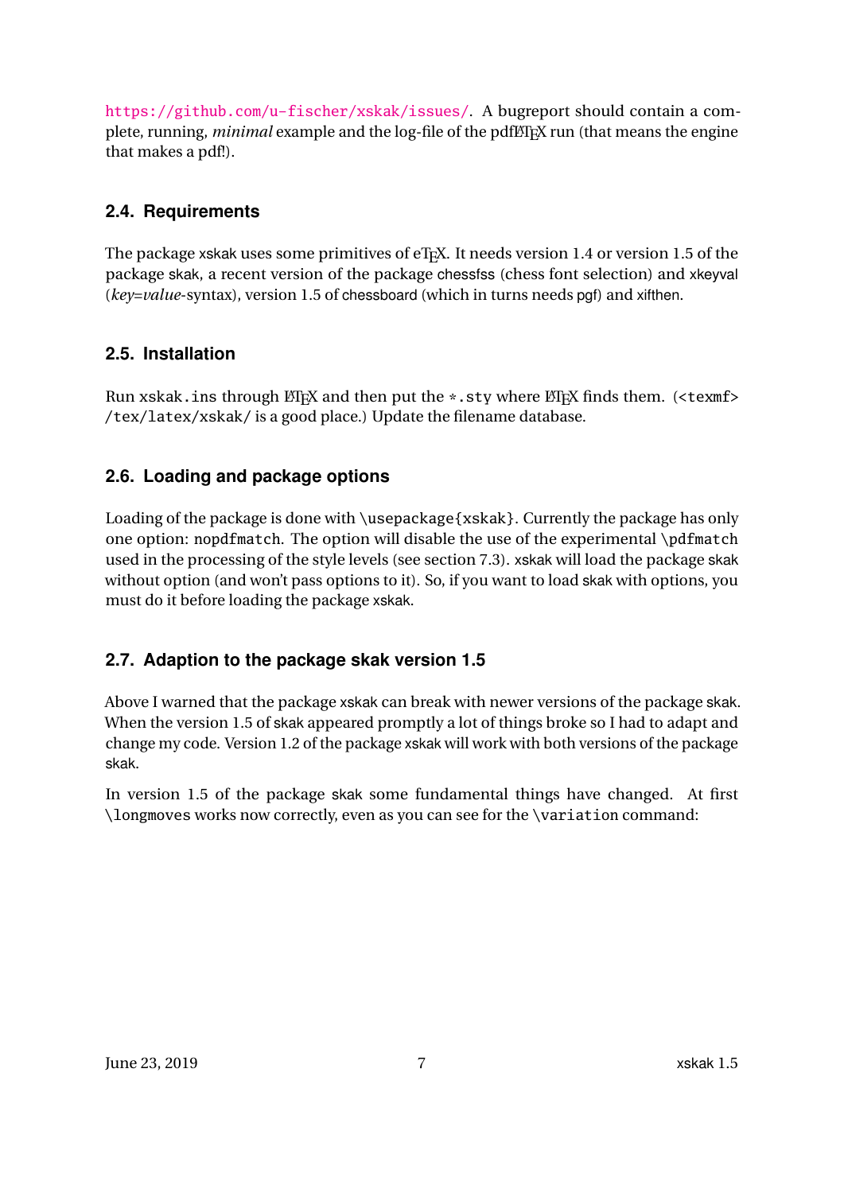https://github.com/u-fischer/xskak/issues/. A bugreport should contain a complete, running, *minimal* example and the log-file of the pdfLaTeX run (that means the engine that makes a pdf!).

## 2.4. Requirements

The package xskak uses some primitives of eTeX. It needs version 1.4 or version 1.5 of the package skak, a recent version of the package chessfss (chess font selection) and xkeyval (*key*=*value*-syntax), version 1.5 of chessboard (which in turns needs pgf) and xifthen.

## 2.5. Installation

Run `xskak.ins` through LaTeX and then put the `*.sty` where LaTeX finds them. (`<texmf>/tex/latex/xskak/` is a good place.) Update the filename database.

## 2.6. Loading and package options

Loading of the package is done with `\usepackage{xskak}`. Currently the package has only one option: `nopdfmatch`. The option will disable the use of the experimental `\pdfmatch` used in the processing of the style levels (see section 7.3). xskak will load the package skak without option (and won't pass options to it). So, if you want to load skak with options, you must do it before loading the package xskak.

## 2.7. Adaption to the package skak version 1.5

Above I warned that the package xskak can break with newer versions of the package skak. When the version 1.5 of skak appeared promptly a lot of things broke so I had to adapt and change my code. Version 1.2 of the package xskak will work with both versions of the package skak.

In version 1.5 of the package skak some fundamental things have changed. At first `\longmoves` works now correctly, even as you can see for the `\variation` command: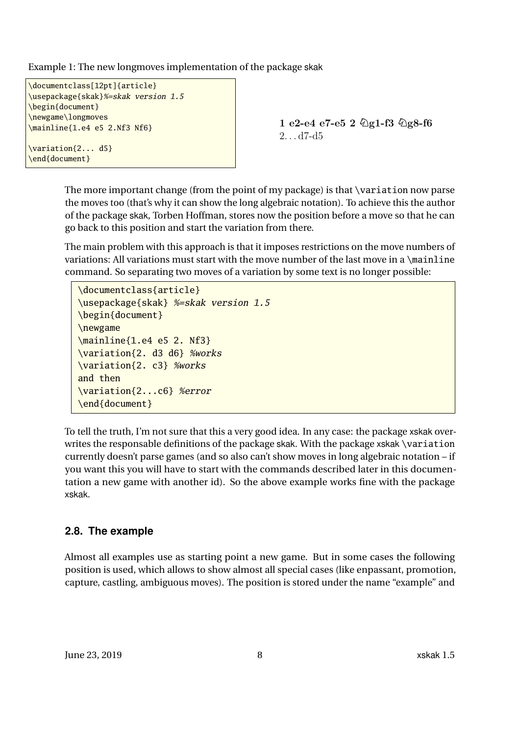Example 1: The new longmoves implementation of the package skak

```
\documentclass[12pt]{article}
\usepackage{skak}%=skak version 1.5
\begin{document}
\newgame\longmoves
\mainline{1.e4 e5 2.Nf3 Nf6}

\variation{2... d5}
\end{document}
```

**1 e2-e4 e7-e5 2 ♘g1-f3 ♘g8-f6**
2. . . d7-d5

The more important change (from the point of my package) is that \variation now parse the moves too (that's why it can show the long algebraic notation). To achieve this the author of the package skak, Torben Hoffman, stores now the position before a move so that he can go back to this position and start the variation from there.

The main problem with this approach is that it imposes restrictions on the move numbers of variations: All variations must start with the move number of the last move in a \mainline command. So separating two moves of a variation by some text is no longer possible:

```
\documentclass{article}
\usepackage{skak} %=skak version 1.5
\begin{document}
\newgame
\mainline{1.e4 e5 2. Nf3}
\variation{2. d3 d6} %works
\variation{2. c3} %works
and then
\variation{2...c6} %error
\end{document}
```

To tell the truth, I'm not sure that this a very good idea. In any case: the package xskak overwrites the responsable definitions of the package skak. With the package xskak \variation currently doesn't parse games (and so also can't show moves in long algebraic notation – if you want this you will have to start with the commands described later in this documentation a new game with another id). So the above example works fine with the package xskak.

### 2.8. The example

Almost all examples use as starting point a new game. But in some cases the following position is used, which allows to show almost all special cases (like enpassant, promotion, capture, castling, ambiguous moves). The position is stored under the name "example" and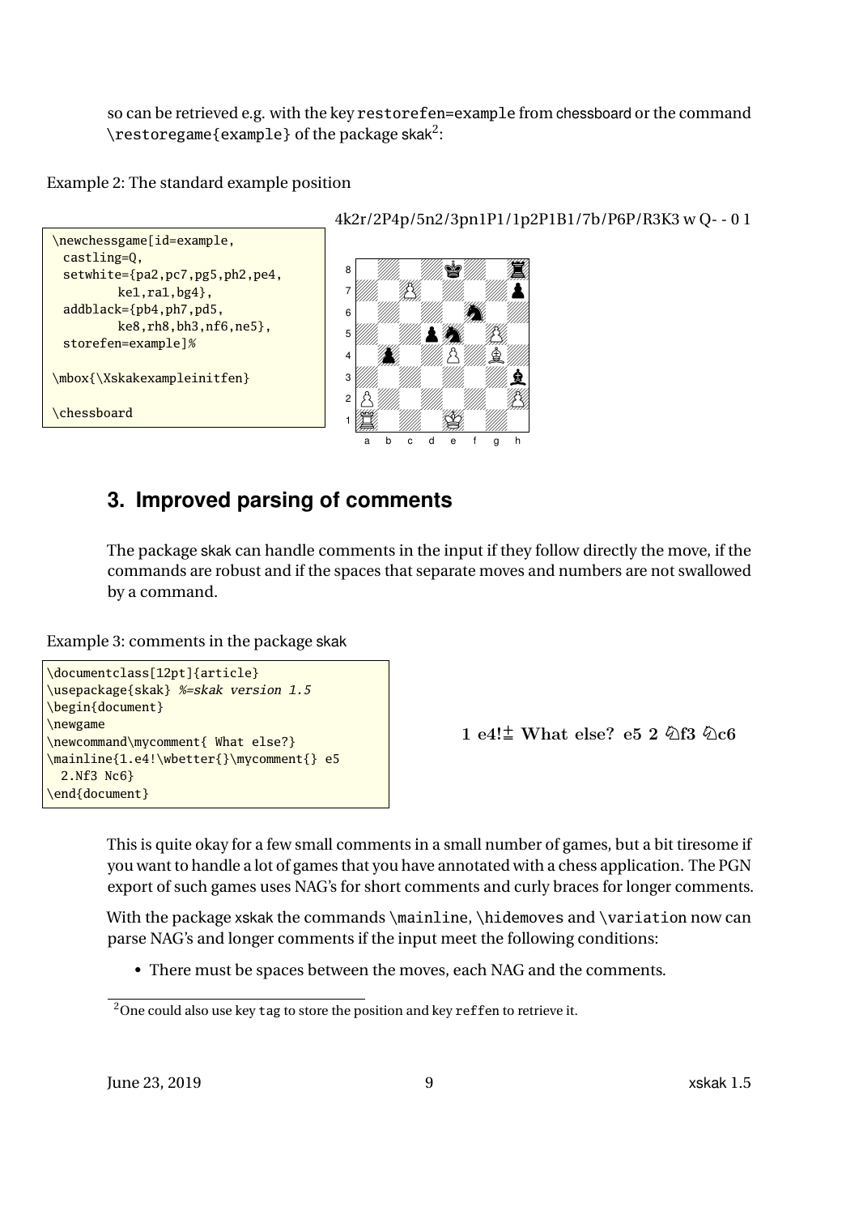so can be retrieved e.g. with the key `restorefen=example` from chessboard or the command `\restoregame{example}` of the package skak[2]:

Example 2: The standard example position

```
\newchessgame[id=example,
  castling=Q,
  setwhite={pa2,pc7,pg5,ph2,pe4,
        ke1,ra1,bg4},
  addblack={pb4,ph7,pd5,
        ke8,rh8,bh3,nf6,ne5},
  storefen=example]%

\mbox{\Xskakexampleinitfen}

\chessboard
```

4k2r/2P4p/5n2/3pn1P1/1p2P1B1/7b/P6P/R3K3 w Q- - 0 1

## 3. Improved parsing of comments

The package skak can handle comments in the input if they follow directly the move, if the commands are robust and if the spaces that separate moves and numbers are not swallowed by a command.

Example 3: comments in the package skak

```
\documentclass[12pt]{article}
\usepackage{skak} %=skak version 1.5
\begin{document}
\newgame
\newcommand\mycomment{ What else?}
\mainline{1.e4!\wbetter{}\mycomment{} e5
  2.Nf3 Nc6}
\end{document}
```

**1 e4!± What else? e5 2 ♘f3 ♘c6**

This is quite okay for a few small comments in a small number of games, but a bit tiresome if you want to handle a lot of games that you have annotated with a chess application. The PGN export of such games uses NAG's for short comments and curly braces for longer comments.

With the package xskak the commands `\mainline`, `\hidemoves` and `\variation` now can parse NAG's and longer comments if the input meet the following conditions:

- There must be spaces between the moves, each NAG and the comments.

[2] One could also use key `tag` to store the position and key `reffen` to retrieve it.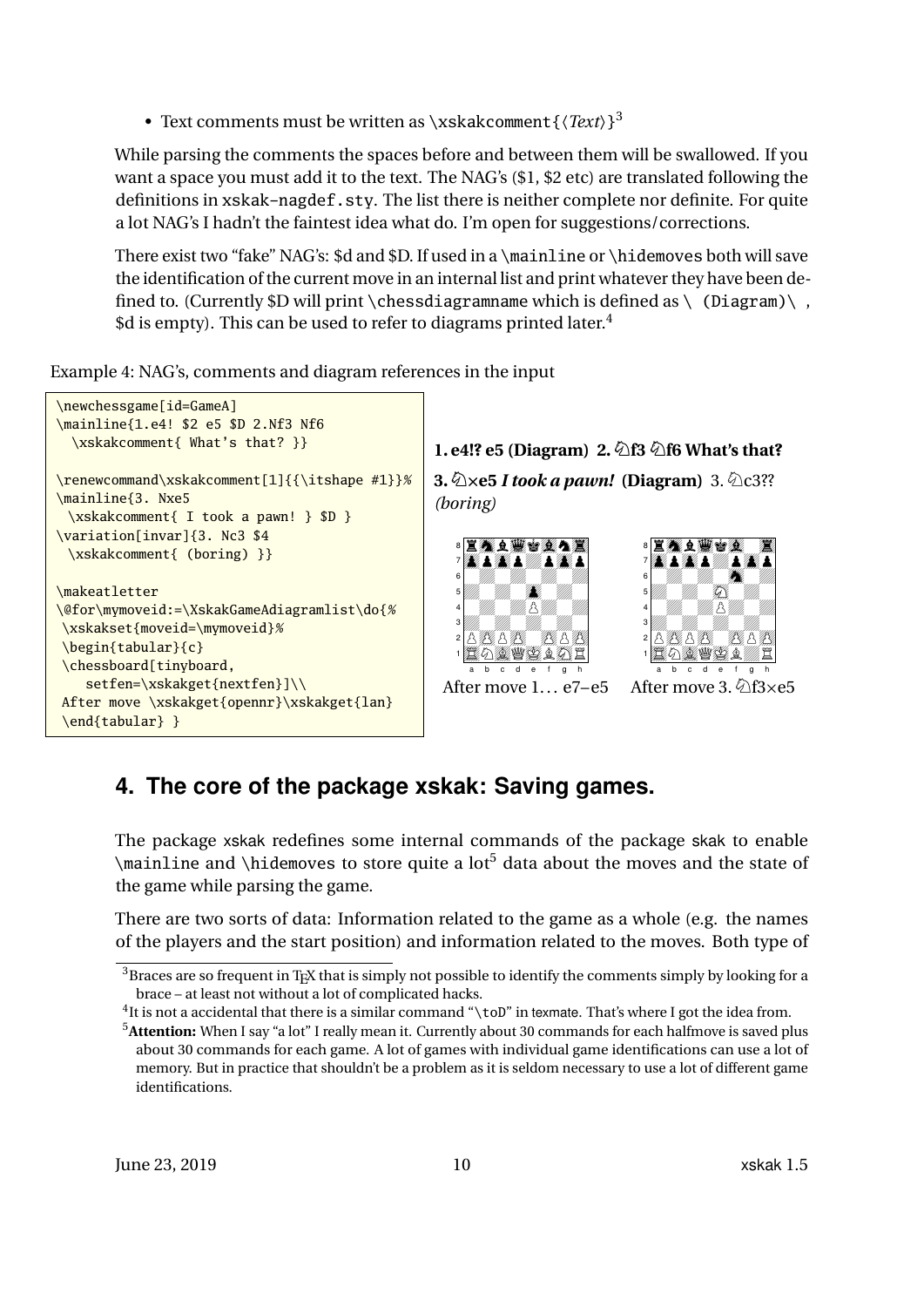- Text comments must be written as \xskakcomment{⟨*Text*⟩}[3]

While parsing the comments the spaces before and between them will be swallowed. If you want a space you must add it to the text. The NAG's ($1, $2 etc) are translated following the definitions in xskak-nagdef.sty. The list there is neither complete nor definite. For quite a lot NAG's I hadn't the faintest idea what do. I'm open for suggestions/corrections.

There exist two "fake" NAG's: $d and $D. If used in a \mainline or \hidemoves both will save the identification of the current move in an internal list and print whatever they have been defined to. (Currently $D will print \chessdiagramname which is defined as `\ (Diagram)\ `, $d is empty). This can be used to refer to diagrams printed later.[4]

Example 4: NAG's, comments and diagram references in the input

```
\newchessgame[id=GameA]
\mainline{1.e4! $2 e5 $D 2.Nf3 Nf6
  \xskakcomment{ What's that? }}

\renewcommand\xskakcomment[1]{{\itshape #1}}%
\mainline{3. Nxe5
  \xskakcomment{ I took a pawn! } $D }
\variation[invar]{3. Nc3 $4
  \xskakcomment{ (boring) }}

\makeatletter
\@for\mymoveid:=\XskakGameAdiagramlist\do{%
 \xskakset{moveid=\mymoveid}%
 \begin{tabular}{c}
 \chessboard[tinyboard,
    setfen=\xskakget{nextfen}]\\
 After move \xskakget{opennr}\xskakget{lan}
 \end{tabular} }
```

**1. e4!? e5 (Diagram) 2. ♘f3 ♘f6 What's that?**
**3. ♘×e5** ***I took a pawn!*** **(Diagram)** 3. ♘c3?? *(boring)*

After move 1… e7–e5     After move 3. ♘f3×e5

## 4. The core of the package xskak: Saving games.

The package xskak redefines some internal commands of the package skak to enable \mainline and \hidemoves to store quite a lot[5] data about the moves and the state of the game while parsing the game.

There are two sorts of data: Information related to the game as a whole (e.g. the names of the players and the start position) and information related to the moves. Both type of

[3] Braces are so frequent in TeX that is simply not possible to identify the comments simply by looking for a brace – at least not without a lot of complicated hacks.

[4] It is not a accidental that there is a similar command "\toD" in texmate. That's where I got the idea from.

[5] **Attention:** When I say "a lot" I really mean it. Currently about 30 commands for each halfmove is saved plus about 30 commands for each game. A lot of games with individual game identifications can use a lot of memory. But in practice that shouldn't be a problem as it is seldom necessary to use a lot of different game identifications.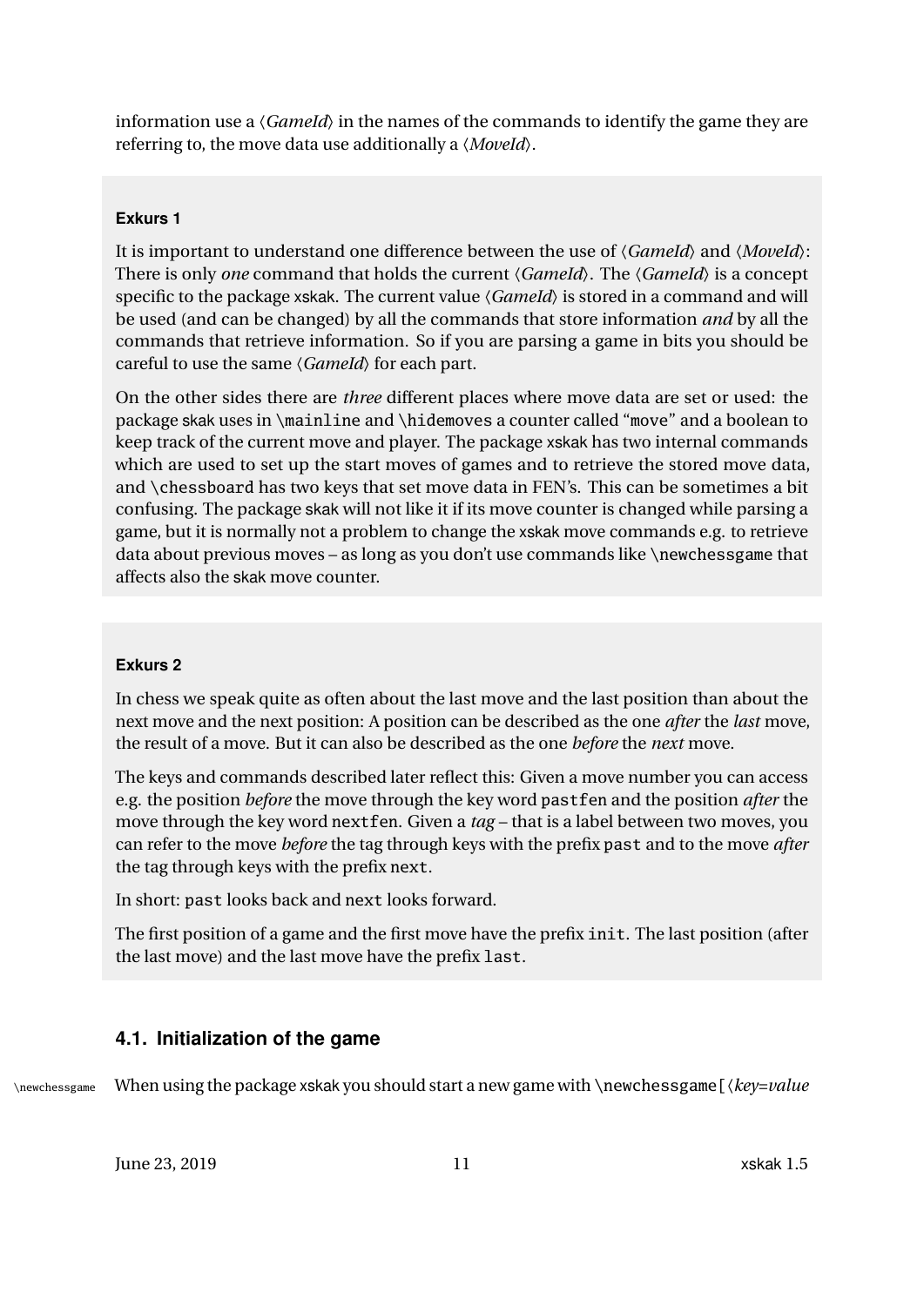information use a ⟨*GameId*⟩ in the names of the commands to identify the game they are referring to, the move data use additionally a ⟨*MoveId*⟩.

**Exkurs 1**

It is important to understand one difference between the use of ⟨*GameId*⟩ and ⟨*MoveId*⟩: There is only *one* command that holds the current ⟨*GameId*⟩. The ⟨*GameId*⟩ is a concept specific to the package xskak. The current value ⟨*GameId*⟩ is stored in a command and will be used (and can be changed) by all the commands that store information *and* by all the commands that retrieve information. So if you are parsing a game in bits you should be careful to use the same ⟨*GameId*⟩ for each part.

On the other sides there are *three* different places where move data are set or used: the package skak uses in `\mainline` and `\hidemoves` a counter called "`move`" and a boolean to keep track of the current move and player. The package xskak has two internal commands which are used to set up the start moves of games and to retrieve the stored move data, and `\chessboard` has two keys that set move data in FEN's. This can be sometimes a bit confusing. The package skak will not like it if its move counter is changed while parsing a game, but it is normally not a problem to change the xskak move commands e.g. to retrieve data about previous moves – as long as you don't use commands like `\newchessgame` that affects also the skak move counter.

**Exkurs 2**

In chess we speak quite as often about the last move and the last position than about the next move and the next position: A position can be described as the one *after* the *last* move, the result of a move. But it can also be described as the one *before* the *next* move.

The keys and commands described later reflect this: Given a move number you can access e.g. the position *before* the move through the key word `pastfen` and the position *after* the move through the key word `nextfen`. Given a *tag* – that is a label between two moves, you can refer to the move *before* the tag through keys with the prefix `past` and to the move *after* the tag through keys with the prefix `next`.

In short: `past` looks back and `next` looks forward.

The first position of a game and the first move have the prefix `init`. The last position (after the last move) and the last move have the prefix `last`.

## 4.1. Initialization of the game

`\newchessgame` When using the package xskak you should start a new game with `\newchessgame[`⟨*key=value*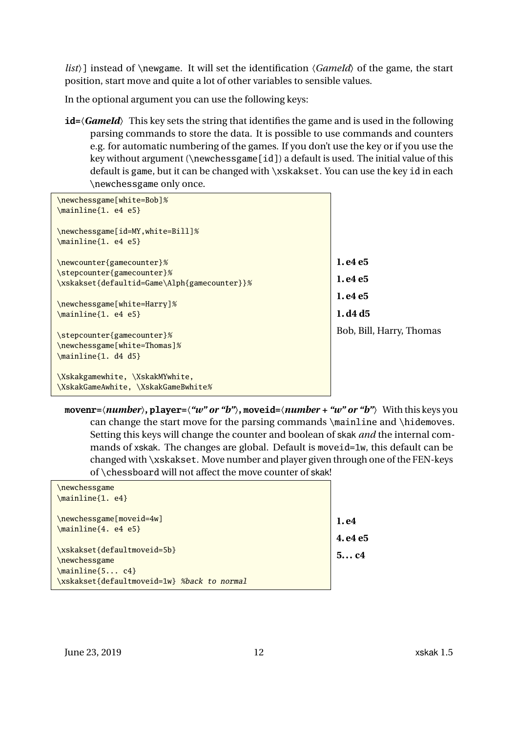*list*⟩] instead of \newgame. It will set the identification ⟨*GameId*⟩ of the game, the start position, start move and quite a lot of other variables to sensible values.

In the optional argument you can use the following keys:

**id=**⟨***GameId***⟩ This key sets the string that identifies the game and is used in the following parsing commands to store the data. It is possible to use commands and counters e.g. for automatic numbering of the games. If you don't use the key or if you use the key without argument (\newchessgame[id]) a default is used. The initial value of this default is game, but it can be changed with \xskakset. You can use the key id in each \newchessgame only once.

```
\newchessgame[white=Bob]%
\mainline{1. e4 e5}

\newchessgame[id=MY,white=Bill]%
\mainline{1. e4 e5}

\newcounter{gamecounter}%
\stepcounter{gamecounter}%
\xskakset{defaultid=Game\Alph{gamecounter}}%

\newchessgame[white=Harry]%
\mainline{1. e4 e5}

\stepcounter{gamecounter}%
\newchessgame[white=Thomas]%
\mainline{1. d4 d5}

\Xskakgamewhite, \XskakMYwhite,
\XskakGameAwhite, \XskakGameBwhite%
```

**1. e4 e5**

**1. e4 e5**

**1. e4 e5**

**1. d4 d5**

Bob, Bill, Harry, Thomas

**movenr=**⟨***number***⟩**, player=**⟨***"w" or "b"***⟩**, moveid=**⟨***number + "w" or "b"***⟩ With this keys you can change the start move for the parsing commands \mainline and \hidemoves. Setting this keys will change the counter and boolean of skak *and* the internal commands of xskak. The changes are global. Default is moveid=1w, this default can be changed with \xskakset. Move number and player given through one of the FEN-keys of \chessboard will not affect the move counter of skak!

```
\newchessgame
\mainline{1. e4}

\newchessgame[moveid=4w]
\mainline{4. e4 e5}

\xskakset{defaultmoveid=5b}
\newchessgame
\mainline{5... c4}
\xskakset{defaultmoveid=1w} %back to normal
```

**1. e4**

**4. e4 e5**

**5... c4**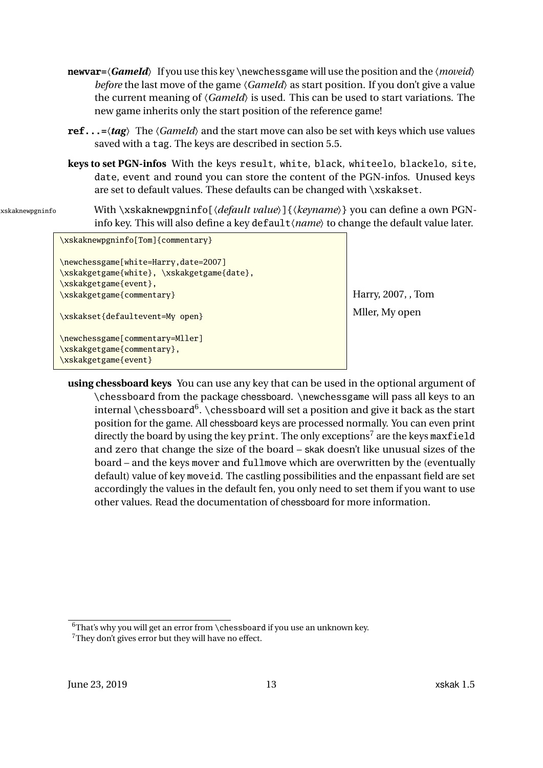**newvar=⟨*GameId*⟩** If you use this key \newchessgame will use the position and the ⟨*moveid*⟩ *before* the last move of the game ⟨*GameId*⟩ as start position. If you don't give a value the current meaning of ⟨*GameId*⟩ is used. This can be used to start variations. The new game inherits only the start position of the reference game!

**ref...=⟨*tag*⟩** The ⟨*GameId*⟩ and the start move can also be set with keys which use values saved with a tag. The keys are described in section 5.5.

**keys to set PGN-infos** With the keys result, white, black, whiteelo, blackelo, site, date, event and round you can store the content of the PGN-infos. Unused keys are set to default values. These defaults can be changed with \xskakset.

With \xskaknewpgninfo[⟨*default value*⟩]{⟨*keyname*⟩} you can define a own PGN-info key. This will also define a key default⟨*name*⟩ to change the default value later.

```
\xskaknewpgninfo[Tom]{commentary}

\newchessgame[white=Harry,date=2007]
\xskakgetgame{white}, \xskakgetgame{date},
\xskakgetgame{event},
\xskakgetgame{commentary}

\xskakset{defaultevent=My open}

\newchessgame[commentary=Mller]
\xskakgetgame{commentary},
\xskakgetgame{event}
```

Harry, 2007, , Tom

Mller, My open

**using chessboard keys** You can use any key that can be used in the optional argument of \chessboard from the package chessboard. \newchessgame will pass all keys to an internal \chessboard[6]. \chessboard will set a position and give it back as the start position for the game. All chessboard keys are processed normally. You can even print directly the board by using the key print. The only exceptions[7] are the keys maxfield and zero that change the size of the board – skak doesn't like unusual sizes of the board – and the keys mover and fullmove which are overwritten by the (eventually default) value of key moveid. The castling possibilities and the enpassant field are set accordingly the values in the default fen, you only need to set them if you want to use other values. Read the documentation of chessboard for more information.

[6] That's why you will get an error from \chessboard if you use an unknown key.

[7] They don't gives error but they will have no effect.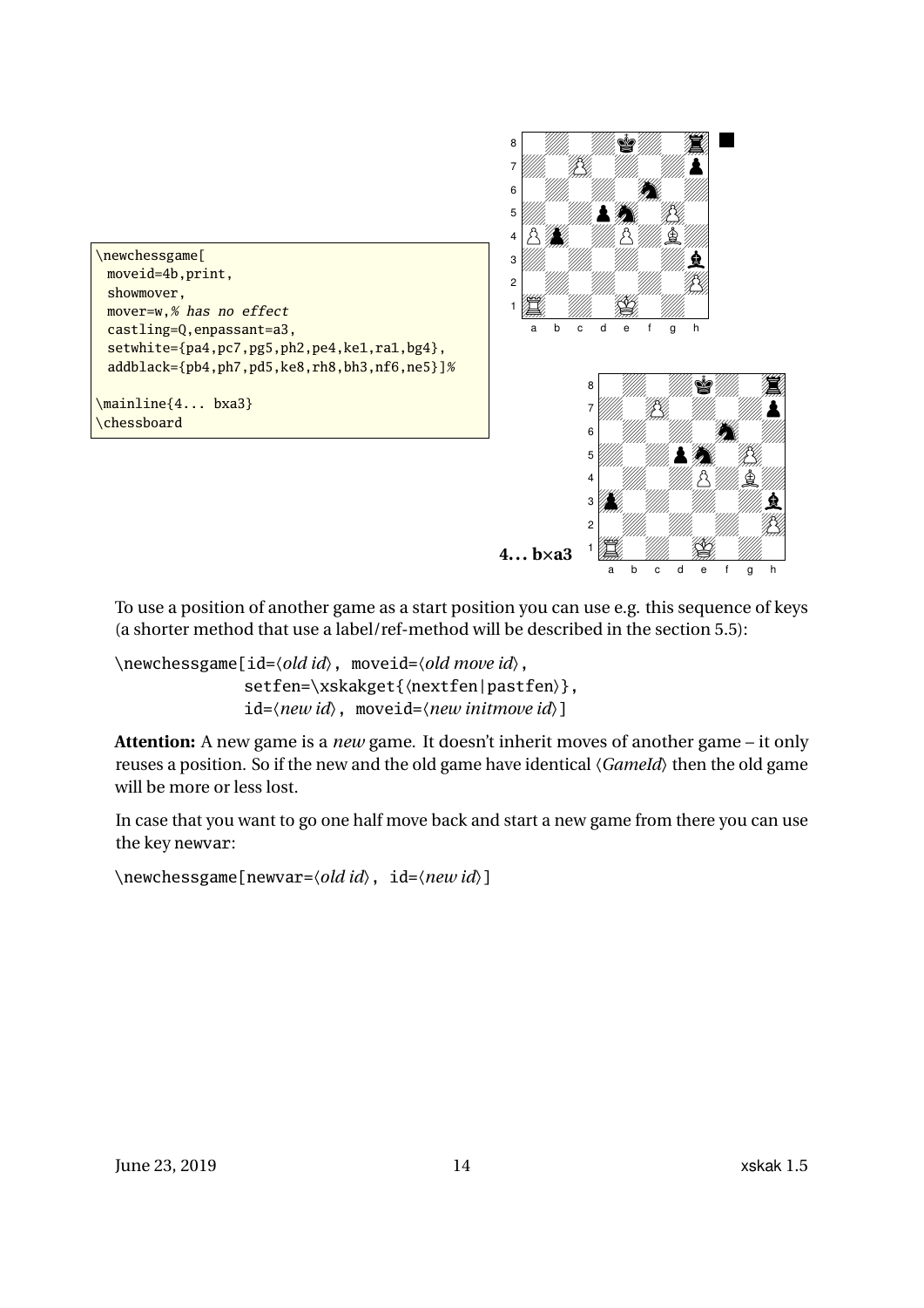```
\newchessgame[
 moveid=4b,print,
 showmover,
 mover=w,% has no effect
 castling=Q,enpassant=a3,
 setwhite={pa4,pc7,pg5,ph2,pe4,ke1,ra1,bg4},
 addblack={pb4,ph7,pd5,ke8,rh8,bh3,nf6,ne5}]%

\mainline{4... bxa3}
\chessboard
```

**4... b×a3**

To use a position of another game as a start position you can use e.g. this sequence of keys (a shorter method that use a label/ref-method will be described in the section 5.5):

```
\newchessgame[id=⟨old id⟩, moveid=⟨old move id⟩,
              setfen=\xskakget{⟨nextfen|pastfen⟩},
              id=⟨new id⟩, moveid=⟨new initmove id⟩]
```

**Attention:** A new game is a *new* game. It doesn't inherit moves of another game – it only reuses a position. So if the new and the old game have identical ⟨*GameId*⟩ then the old game will be more or less lost.

In case that you want to go one half move back and start a new game from there you can use the key newvar:

```
\newchessgame[newvar=⟨old id⟩, id=⟨new id⟩]
```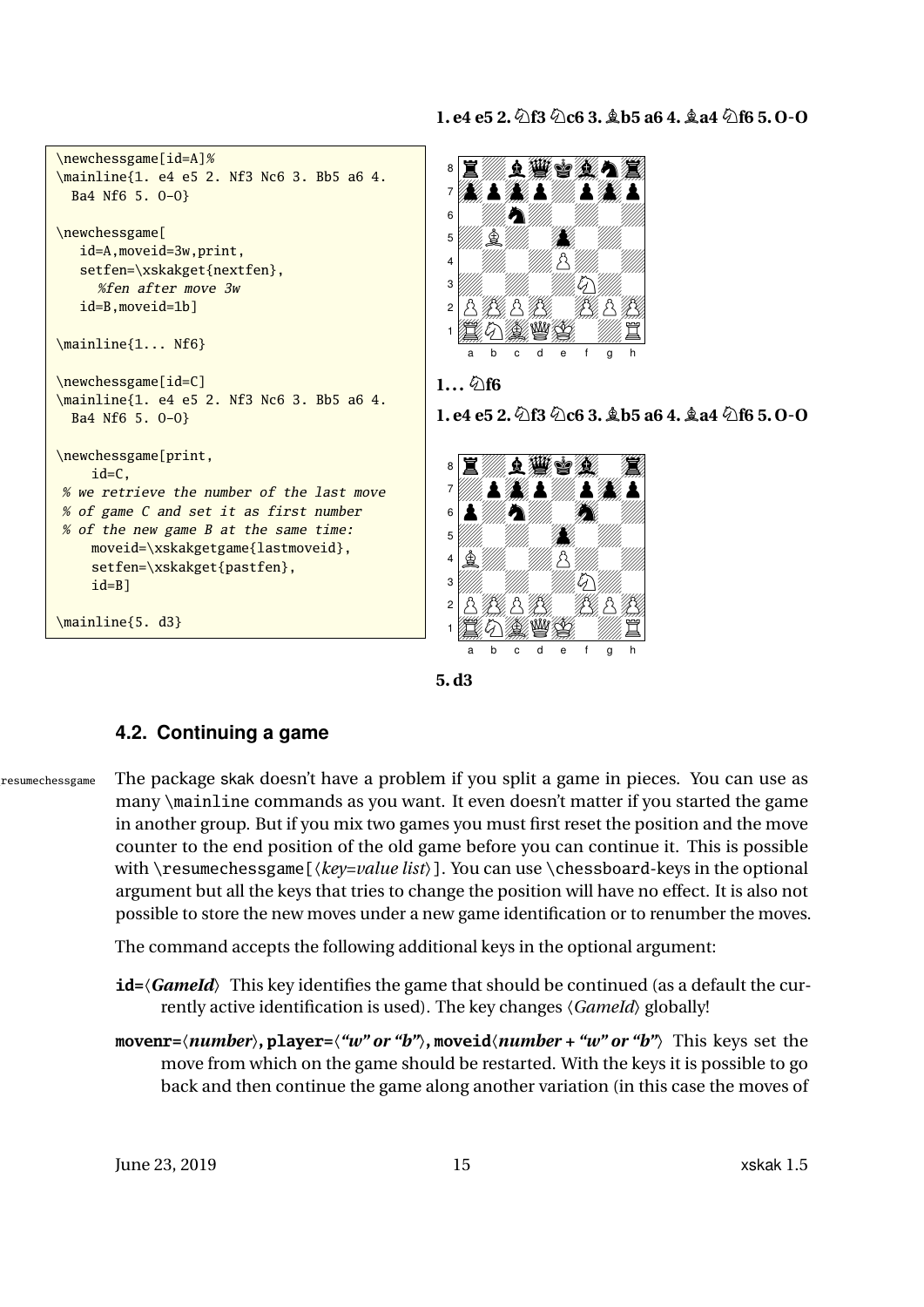```
\newchessgame[id=A]%
\mainline{1. e4 e5 2. Nf3 Nc6 3. Bb5 a6 4.
  Ba4 Nf6 5. O-O}

\newchessgame[
   id=A,moveid=3w,print,
   setfen=\xskakget{nextfen},
     %fen after move 3w
   id=B,moveid=1b]

\mainline{1... Nf6}

\newchessgame[id=C]
\mainline{1. e4 e5 2. Nf3 Nc6 3. Bb5 a6 4.
  Ba4 Nf6 5. O-O}

\newchessgame[print,
     id=C,
 % we retrieve the number of the last move
 % of game C and set it as first number
 % of the new game B at the same time:
     moveid=\xskakgetgame{lastmoveid},
     setfen=\xskakget{pastfen},
     id=B]

\mainline{5. d3}
```

**1. e4 e5 2. ♘f3 ♘c6 3. ♗b5 a6 4. ♗a4 ♘f6 5. O-O**

**1... ♘f6**

**1. e4 e5 2. ♘f3 ♘c6 3. ♗b5 a6 4. ♗a4 ♘f6 5. O-O**

**5. d3**

## 4.2. Continuing a game

resumechessgame

The package skak doesn't have a problem if you split a game in pieces. You can use as many \mainline commands as you want. It even doesn't matter if you started the game in another group. But if you mix two games you must first reset the position and the move counter to the end position of the old game before you can continue it. This is possible with \resumechessgame[⟨*key=value list*⟩]. You can use \chessboard-keys in the optional argument but all the keys that tries to change the position will have no effect. It is also not possible to store the new moves under a new game identification or to renumber the moves.

The command accepts the following additional keys in the optional argument:

**id=**⟨***GameId***⟩ This key identifies the game that should be continued (as a default the currently active identification is used). The key changes ⟨*GameId*⟩ globally!

**movenr=**⟨***number***⟩**, player=**⟨***"w" or "b"***⟩**, moveid**⟨***number + "w" or "b"***⟩ This keys set the move from which on the game should be restarted. With the keys it is possible to go back and then continue the game along another variation (in this case the moves of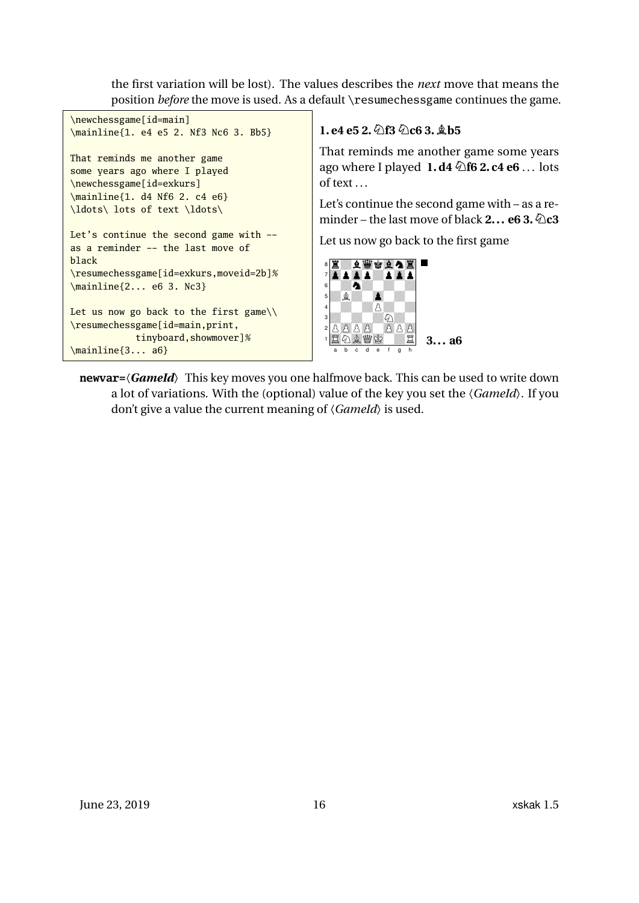the first variation will be lost). The values describes the *next* move that means the position *before* the move is used. As a default \resumechessgame continues the game.

```
\newchessgame[id=main]
\mainline{1. e4 e5 2. Nf3 Nc6 3. Bb5}

That reminds me another game
some years ago where I played
\newchessgame[id=exkurs]
\mainline{1. d4 Nf6 2. c4 e6}
\ldots\ lots of text \ldots\

Let's continue the second game with --
as a reminder -- the last move of
black
\resumechessgame[id=exkurs,moveid=2b]%
\mainline{2... e6 3. Nc3}

Let us now go back to the first game\\
\resumechessgame[id=main,print,
          tinyboard,showmover]%
\mainline{3... a6}
```

**1. e4 e5 2. ♘f3 ♘c6 3. ♗b5**

That reminds me another game some years ago where I played **1. d4 ♘f6 2. c4 e6** … lots of text …

Let's continue the second game with – as a reminder – the last move of black **2… e6 3. ♘c3**

Let us now go back to the first game

**3… a6**

**newvar=**⟨***GameId***⟩ This key moves you one halfmove back. This can be used to write down a lot of variations. With the (optional) value of the key you set the ⟨*GameId*⟩. If you don't give a value the current meaning of ⟨*GameId*⟩ is used.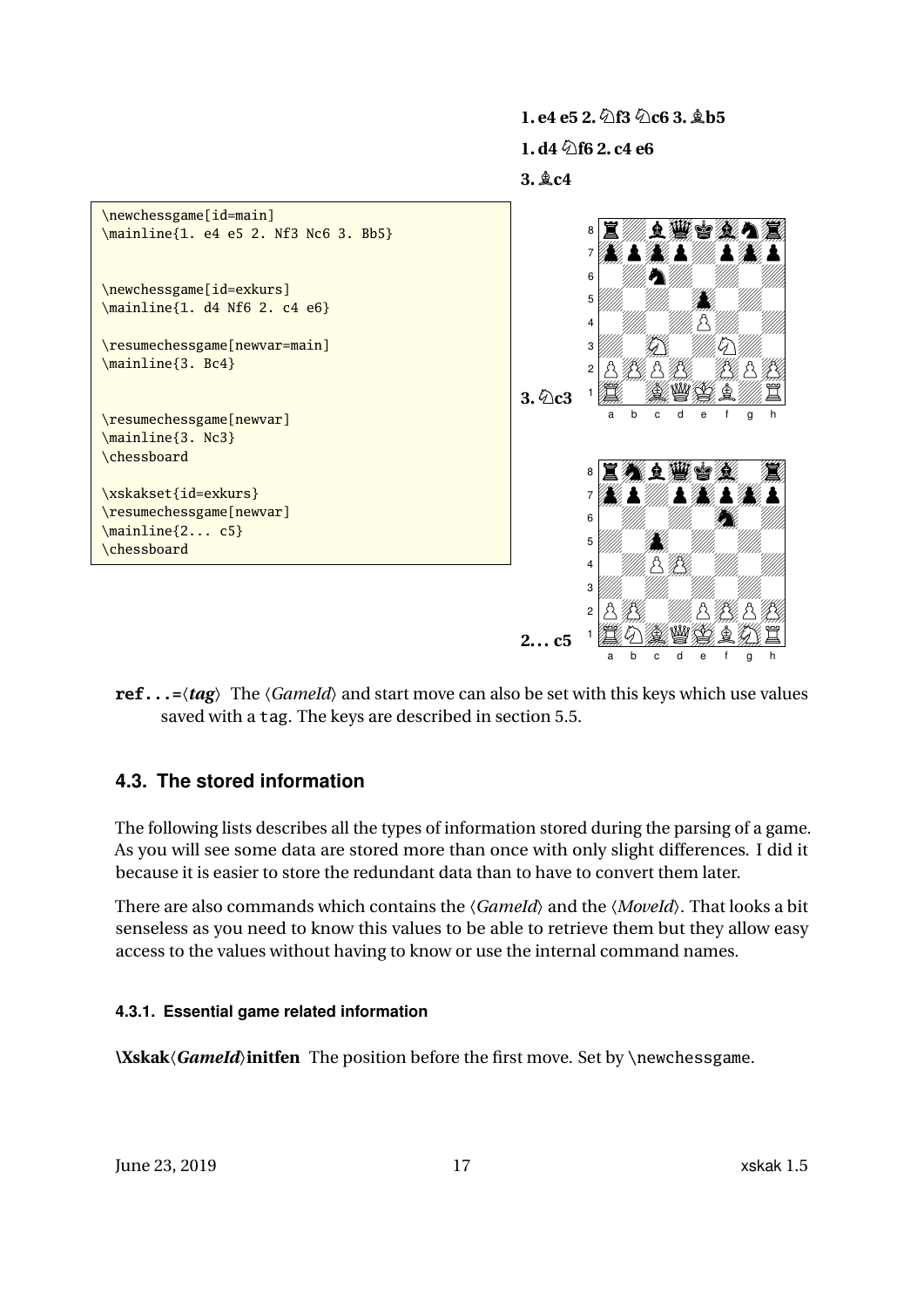```
\newchessgame[id=main]
\mainline{1. e4 e5 2. Nf3 Nc6 3. Bb5}


\newchessgame[id=exkurs]
\mainline{1. d4 Nf6 2. c4 e6}

\resumechessgame[newvar=main]
\mainline{3. Bc4}


\resumechessgame[newvar]
\mainline{3. Nc3}
\chessboard

\xskakset{id=exkurs}
\resumechessgame[newvar]
\mainline{2... c5}
\chessboard
```

**1. e4 e5 2. ♘f3 ♘c6 3. ♗b5**

**1. d4 ♘f6 2. c4 e6**

**3. ♗c4**

**3. ♘c3**

**2... c5**

**ref...=⟨*tag*⟩** The ⟨*GameId*⟩ and start move can also be set with this keys which use values saved with a tag. The keys are described in section 5.5.

## 4.3. The stored information

The following lists describes all the types of information stored during the parsing of a game. As you will see some data are stored more than once with only slight differences. I did it because it is easier to store the redundant data than to have to convert them later.

There are also commands which contains the ⟨*GameId*⟩ and the ⟨*MoveId*⟩. That looks a bit senseless as you need to know this values to be able to retrieve them but they allow easy access to the values without having to know or use the internal command names.

### 4.3.1. Essential game related information

**\Xskak⟨*GameId*⟩initfen** The position before the first move. Set by \newchessgame.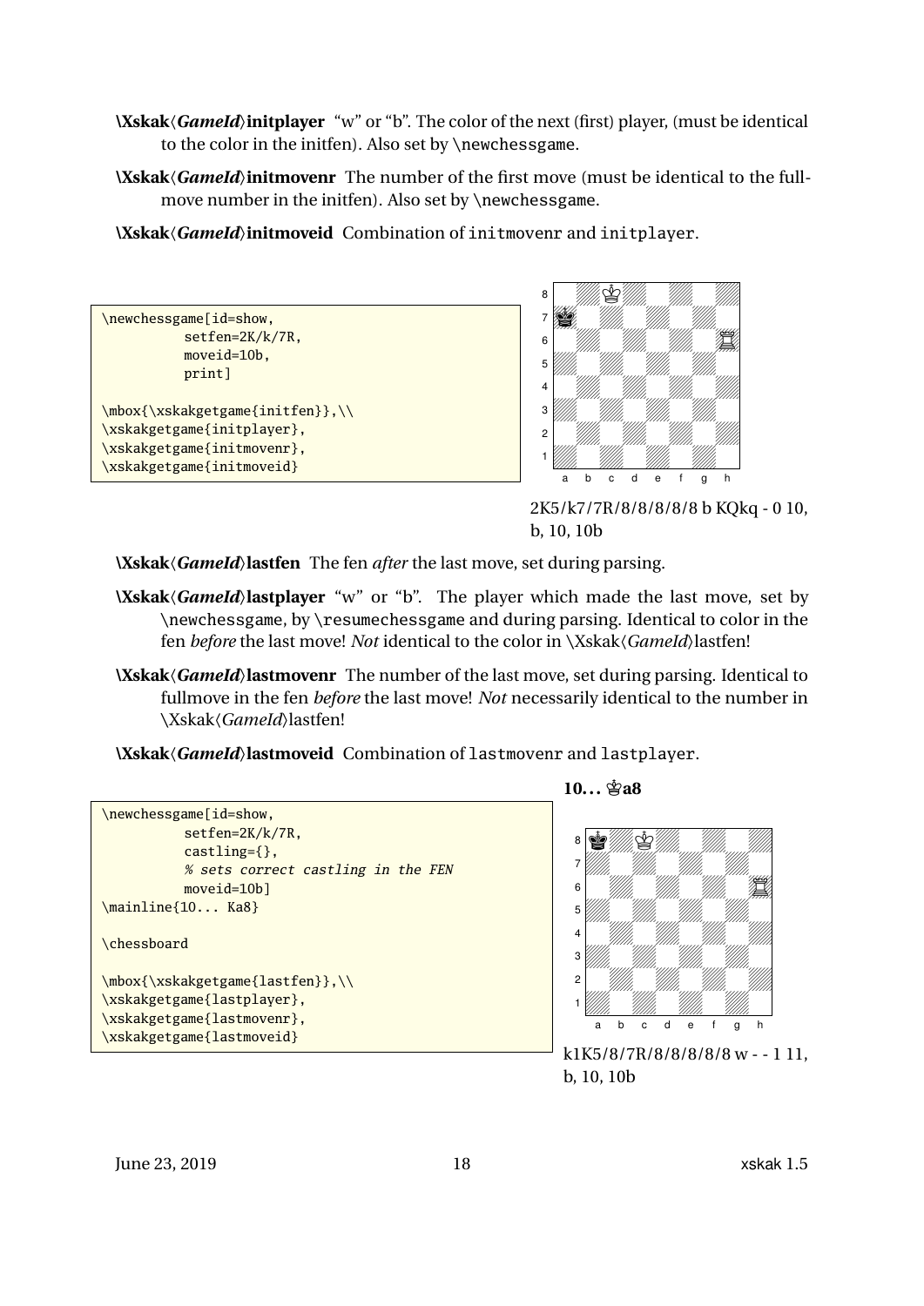**\Xskak⟨*GameId*⟩initplayer** "w" or "b". The color of the next (first) player, (must be identical to the color in the initfen). Also set by `\newchessgame`.

**\Xskak⟨*GameId*⟩initmovenr** The number of the first move (must be identical to the fullmove number in the initfen). Also set by `\newchessgame`.

**\Xskak⟨*GameId*⟩initmoveid** Combination of `initmovenr` and `initplayer`.

```
\newchessgame[id=show,
          setfen=2K/k/7R,
          moveid=10b,
          print]

\mbox{\xskakgetgame{initfen}},\\
\xskakgetgame{initplayer},
\xskakgetgame{initmovenr},
\xskakgetgame{initmoveid}
```

2K5/k7/7R/8/8/8/8/8 b KQkq - 0 10,
b, 10, 10b

**\Xskak⟨*GameId*⟩lastfen** The fen *after* the last move, set during parsing.

**\Xskak⟨*GameId*⟩lastplayer** "w" or "b". The player which made the last move, set by `\newchessgame`, by `\resumechessgame` and during parsing. Identical to color in the fen *before* the last move! *Not* identical to the color in \Xskak⟨*GameId*⟩lastfen!

**\Xskak⟨*GameId*⟩lastmovenr** The number of the last move, set during parsing. Identical to fullmove in the fen *before* the last move! *Not* necessarily identical to the number in \Xskak⟨*GameId*⟩lastfen!

**\Xskak⟨*GameId*⟩lastmoveid** Combination of `lastmovenr` and `lastplayer`.

```
\newchessgame[id=show,
          setfen=2K/k/7R,
          castling={},
          % sets correct castling in the FEN
          moveid=10b]
\mainline{10... Ka8}

\chessboard

\mbox{\xskakgetgame{lastfen}},\\
\xskakgetgame{lastplayer},
\xskakgetgame{lastmovenr},
\xskakgetgame{lastmoveid}
```

**10... ♚a8**

k1K5/8/7R/8/8/8/8/8 w - - 1 11,
b, 10, 10b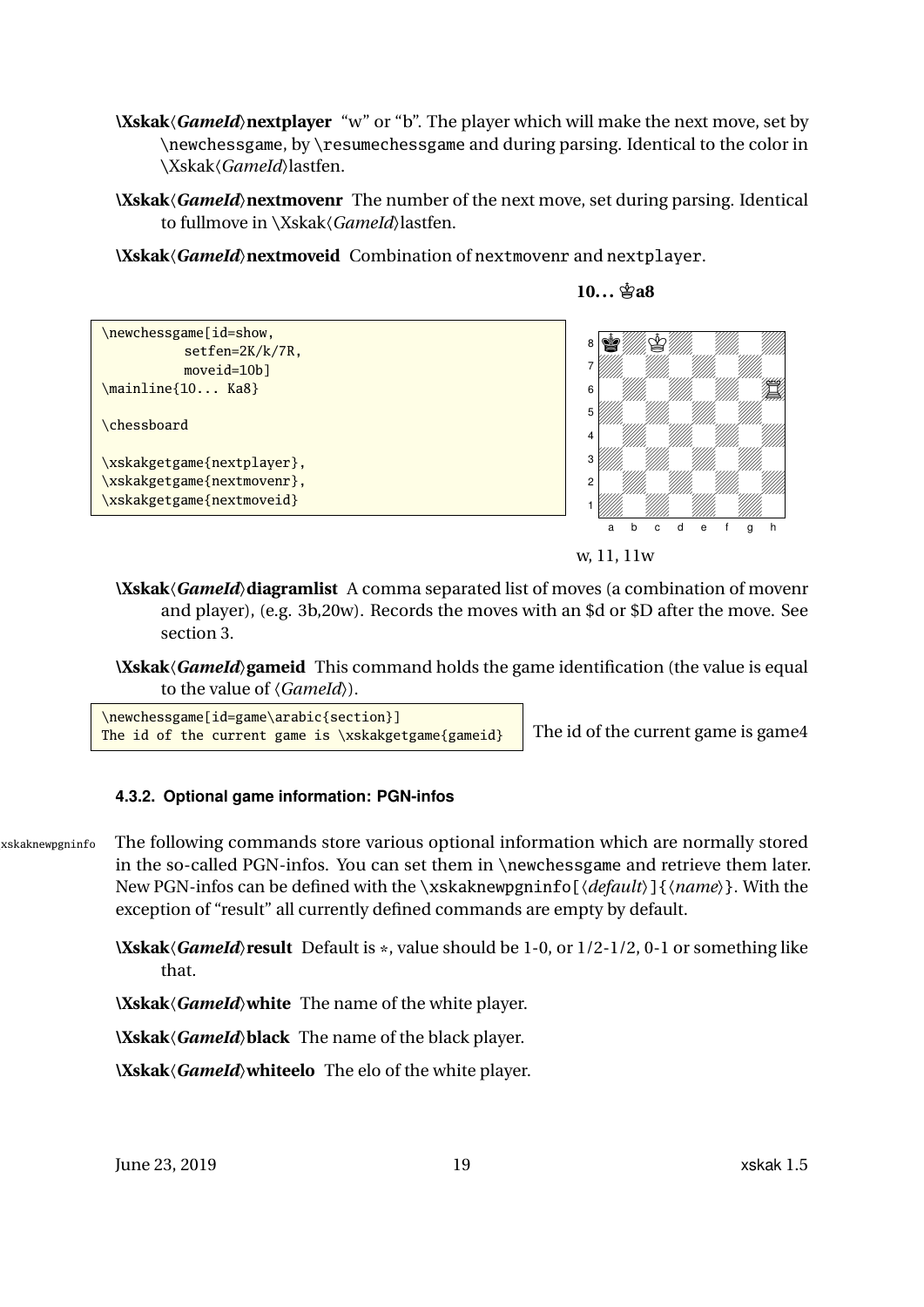**\Xskak⟨*GameId*⟩nextplayer** "w" or "b". The player which will make the next move, set by \newchessgame, by \resumechessgame and during parsing. Identical to the color in \Xskak⟨*GameId*⟩lastfen.

**\Xskak⟨*GameId*⟩nextmovenr** The number of the next move, set during parsing. Identical to fullmove in \Xskak⟨*GameId*⟩lastfen.

**\Xskak⟨*GameId*⟩nextmoveid** Combination of nextmovenr and nextplayer.

```
\newchessgame[id=show,
          setfen=2K/k/7R,
          moveid=10b]
\mainline{10... Ka8}

\chessboard

\xskakgetgame{nextplayer},
\xskakgetgame{nextmovenr},
\xskakgetgame{nextmoveid}
```

**10. . . ♔a8**

w, 11, 11w

**\Xskak⟨*GameId*⟩diagramlist** A comma separated list of moves (a combination of movenr and player), (e.g. 3b,20w). Records the moves with an $d or $D after the move. See section 3.

**\Xskak⟨*GameId*⟩gameid** This command holds the game identification (the value is equal to the value of ⟨*GameId*⟩).

```
\newchessgame[id=game\arabic{section}]
The id of the current game is \xskakgetgame{gameid}
```

The id of the current game is game4

#### 4.3.2. Optional game information: PGN-infos

xskaknewpgninfo The following commands store various optional information which are normally stored in the so-called PGN-infos. You can set them in \newchessgame and retrieve them later. New PGN-infos can be defined with the \xskaknewpgninfo[⟨*default*⟩]{⟨*name*⟩}. With the exception of "result" all currently defined commands are empty by default.

**\Xskak⟨*GameId*⟩result** Default is *, value should be 1-0, or 1/2-1/2, 0-1 or something like that.

**\Xskak⟨*GameId*⟩white** The name of the white player.

**\Xskak⟨*GameId*⟩black** The name of the black player.

**\Xskak⟨*GameId*⟩whiteelo** The elo of the white player.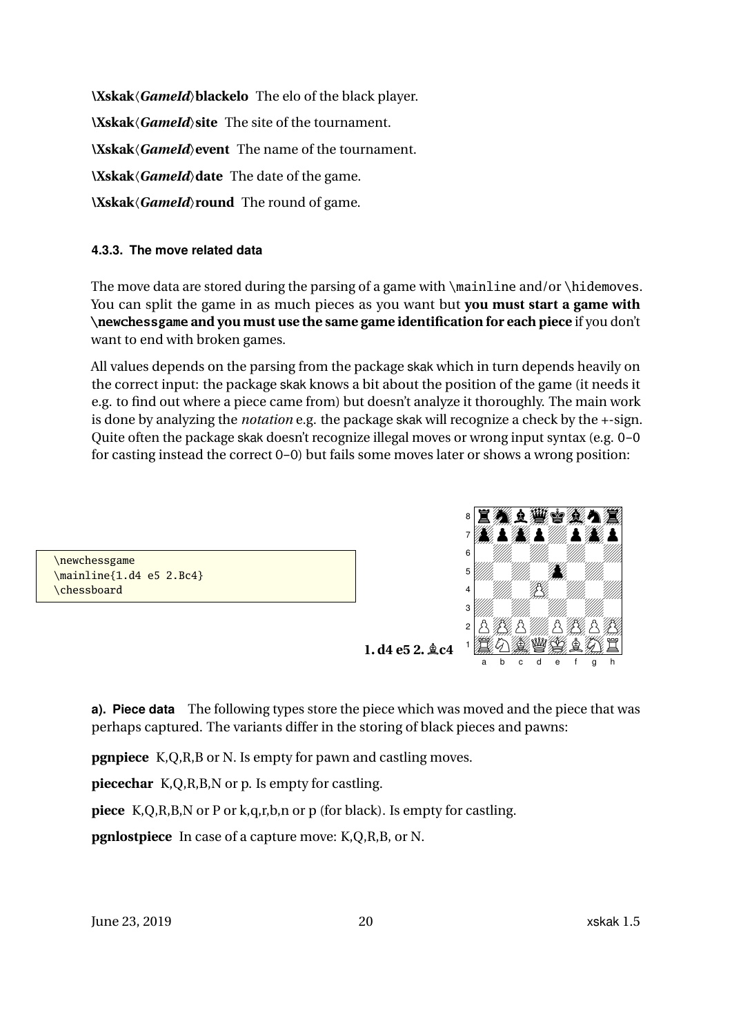**\Xskak⟨*GameId*⟩blackelo** The elo of the black player.

**\Xskak⟨*GameId*⟩site** The site of the tournament.

**\Xskak⟨*GameId*⟩event** The name of the tournament.

**\Xskak⟨*GameId*⟩date** The date of the game.

**\Xskak⟨*GameId*⟩round** The round of game.

### 4.3.3. The move related data

The move data are stored during the parsing of a game with `\mainline` and/or `\hidemoves`. You can split the game in as much pieces as you want but **you must start a game with `\newchessgame` and you must use the same game identification for each piece** if you don't want to end with broken games.

All values depends on the parsing from the package skak which in turn depends heavily on the correct input: the package skak knows a bit about the position of the game (it needs it e.g. to find out where a piece came from) but doesn't analyze it thoroughly. The main work is done by analyzing the *notation* e.g. the package skak will recognize a check by the +-sign. Quite often the package skak doesn't recognize illegal moves or wrong input syntax (e.g. 0-0 for casting instead the correct O-O) but fails some moves later or shows a wrong position:

```
\newchessgame
\mainline{1.d4 e5 2.Bc4}
\chessboard
```

**1. d4 e5 2. ♗c4**

**a). Piece data** The following types store the piece which was moved and the piece that was perhaps captured. The variants differ in the storing of black pieces and pawns:

**pgnpiece** K,Q,R,B or N. Is empty for pawn and castling moves.

**piecechar** K,Q,R,B,N or p. Is empty for castling.

**piece** K,Q,R,B,N or P or k,q,r,b,n or p (for black). Is empty for castling.

**pgnlostpiece** In case of a capture move: K,Q,R,B, or N.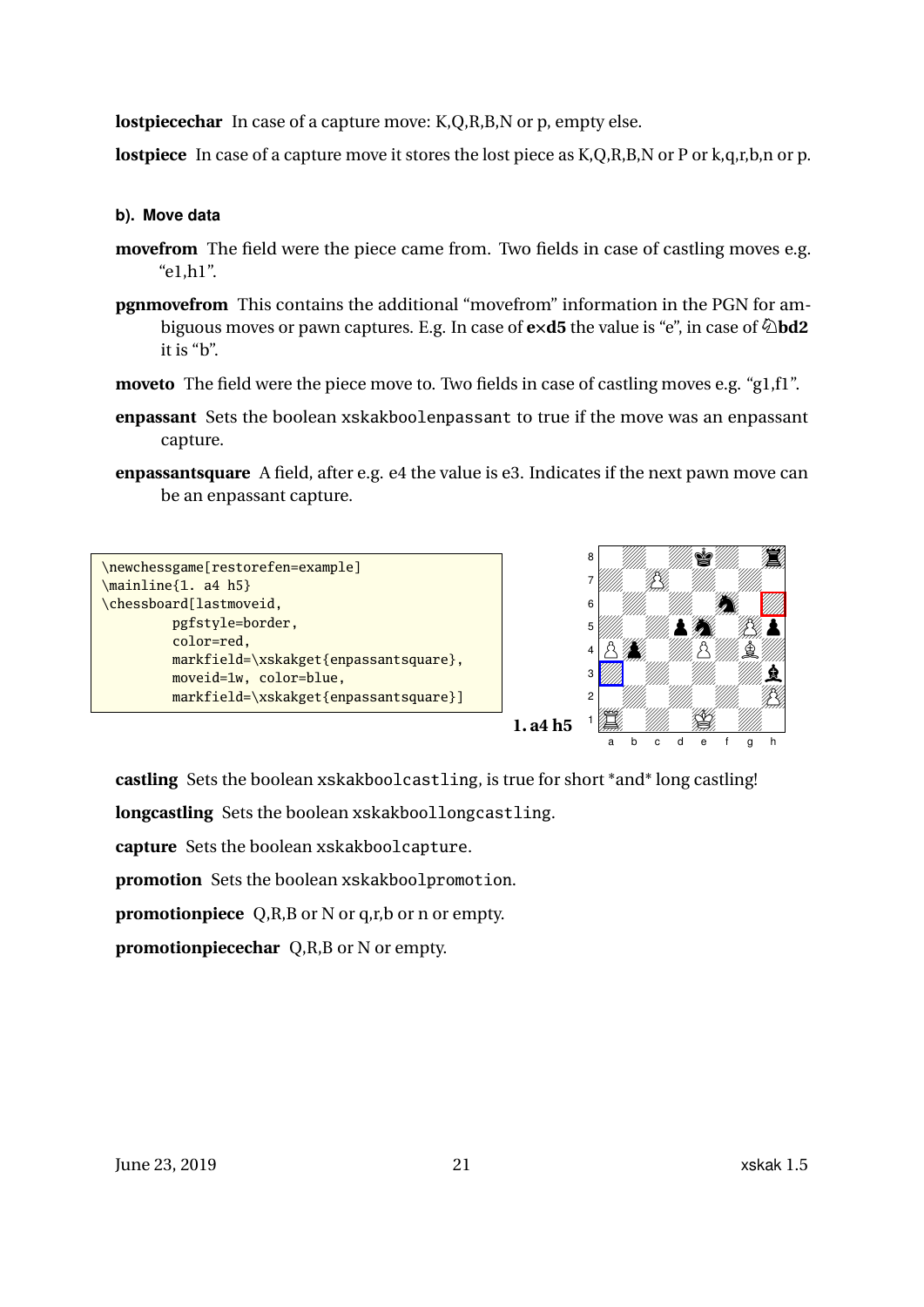**lostpiecechar** In case of a capture move: K,Q,R,B,N or p, empty else.

**lostpiece** In case of a capture move it stores the lost piece as K,Q,R,B,N or P or k,q,r,b,n or p.

#### b). Move data

**movefrom** The field were the piece came from. Two fields in case of castling moves e.g. “e1,h1”.

**pgnmovefrom** This contains the additional “movefrom” information in the PGN for ambiguous moves or pawn captures. E.g. In case of **e×d5** the value is “e”, in case of ♘**bd2** it is “b”.

**moveto** The field were the piece move to. Two fields in case of castling moves e.g. “g1,f1”.

**enpassant** Sets the boolean `xskakboolenpassant` to true if the move was an enpassant capture.

**enpassantsquare** A field, after e.g. e4 the value is e3. Indicates if the next pawn move can be an enpassant capture.

```
\newchessgame[restorefen=example]
\mainline{1. a4 h5}
\chessboard[lastmoveid,
        pgfstyle=border,
        color=red,
        markfield=\xskakget{enpassantsquare},
        moveid=1w, color=blue,
        markfield=\xskakget{enpassantsquare}]
```

**1. a4 h5**

**castling** Sets the boolean `xskakboolcastling`, is true for short *and* long castling!

**longcastling** Sets the boolean `xskakboollongcastling`.

**capture** Sets the boolean `xskakboolcapture`.

**promotion** Sets the boolean `xskakboolpromotion`.

**promotionpiece** Q,R,B or N or q,r,b or n or empty.

**promotionpiecechar** Q,R,B or N or empty.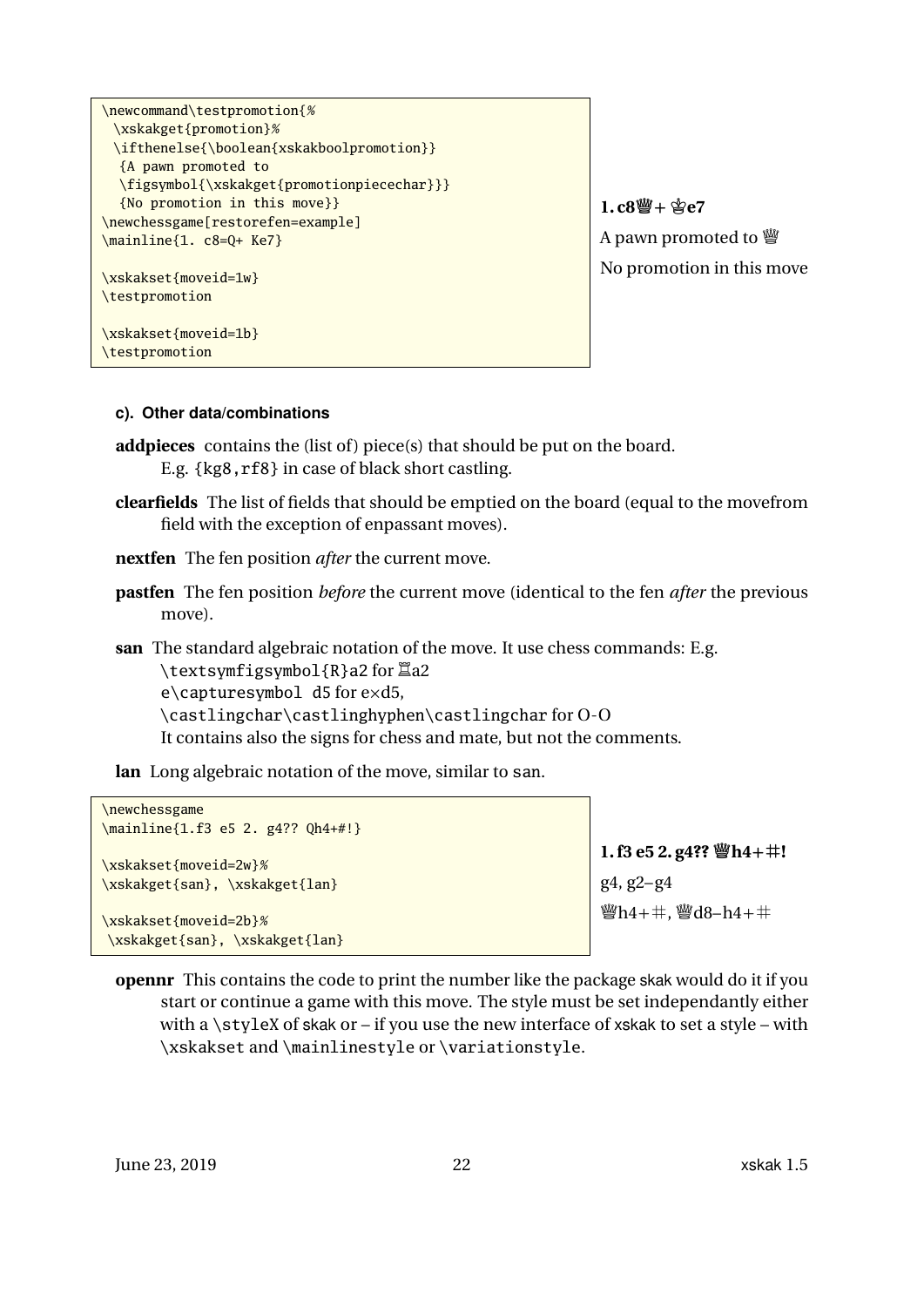```
\newcommand\testpromotion{%
  \xskakget{promotion}%
  \ifthenelse{\boolean{xskakboolpromotion}}
   {A pawn promoted to
   \figsymbol{\xskakget{promotionpiecechar}}}
   {No promotion in this move}}
\newchessgame[restorefen=example]
\mainline{1. c8=Q+ Ke7}

\xskakset{moveid=1w}
\testpromotion

\xskakset{moveid=1b}
\testpromotion
```

**1. c8♕+ ♔e7**

A pawn promoted to ♕

No promotion in this move

#### c). Other data/combinations

**addpieces** contains the (list of) piece(s) that should be put on the board. E.g. `{kg8,rf8}` in case of black short castling.

**clearfields** The list of fields that should be emptied on the board (equal to the movefrom field with the exception of enpassant moves).

**nextfen** The fen position *after* the current move.

**pastfen** The fen position *before* the current move (identical to the fen *after* the previous move).

**san** The standard algebraic notation of the move. It use chess commands: E.g.
`\textsymfigsymbol{R}a2` for ♖a2
`e\capturesymbol d5` for e×d5,
`\castlingchar\castlinghyphen\castlingchar` for O-O
It contains also the signs for chess and mate, but not the comments.

**lan** Long algebraic notation of the move, similar to `san`.

```
\newchessgame
\mainline{1.f3 e5 2. g4?? Qh4+#!}

\xskakset{moveid=2w}%
\xskakget{san}, \xskakget{lan}

\xskakset{moveid=2b}%
 \xskakget{san}, \xskakget{lan}
```

**1. f3 e5 2. g4?? ♕h4+#!**

g4, g2–g4

♕h4+#, ♕d8–h4+#

**opennr** This contains the code to print the number like the package skak would do it if you start or continue a game with this move. The style must be set independantly either with a `\styleX` of skak or – if you use the new interface of xskak to set a style – with `\xskakset` and `\mainlinestyle` or `\variationstyle`.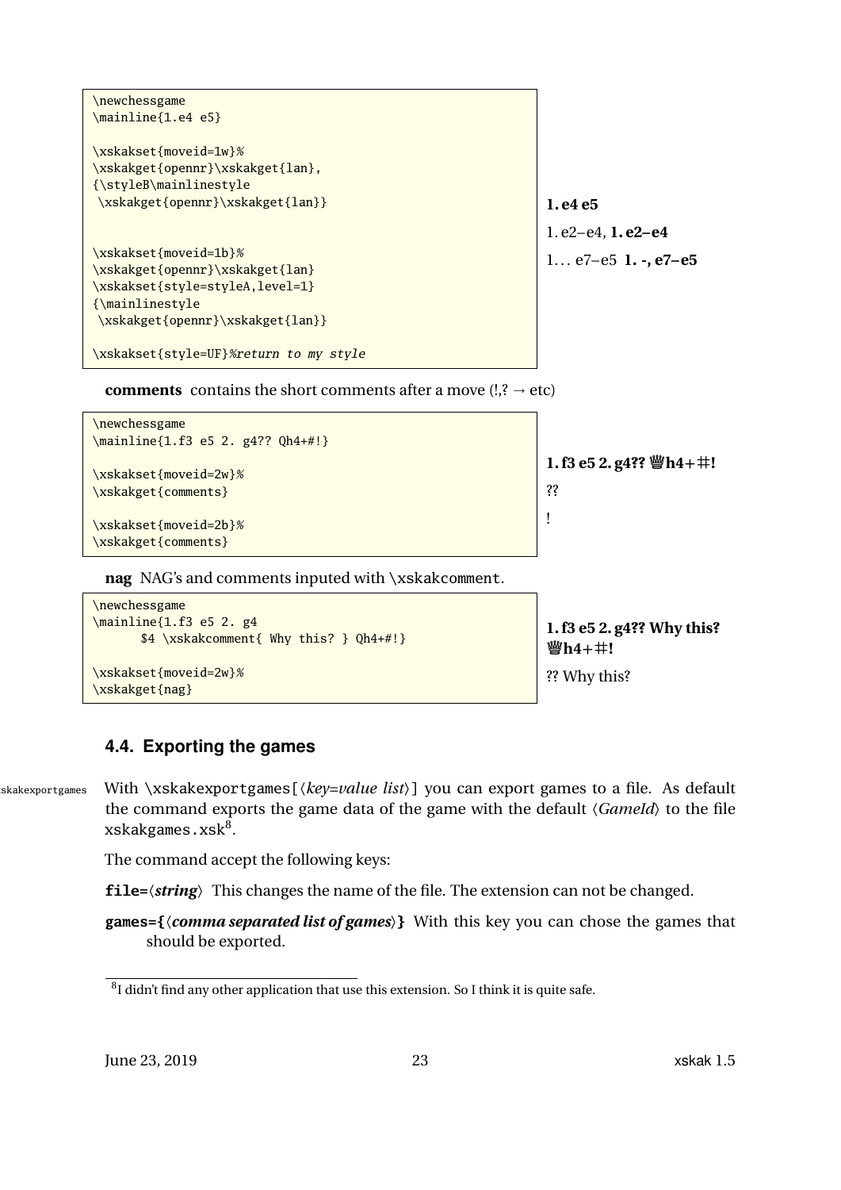```
\newchessgame
\mainline{1.e4 e5}

\xskakset{moveid=1w}%
\xskakget{opennr}\xskakget{lan},
{\styleB\mainlinestyle
 \xskakget{opennr}\xskakget{lan}}


\xskakset{moveid=1b}%
\xskakget{opennr}\xskakget{lan}
\xskakset{style=styleA,level=1}
{\mainlinestyle
 \xskakget{opennr}\xskakget{lan}}

\xskakset{style=UF}%return to my style
```

**1. e4 e5**

1. e2–e4, **1. e2–e4**

1… e7–e5 **1. -, e7–e5**

**comments** contains the short comments after a move (!,? → etc)

```
\newchessgame
\mainline{1.f3 e5 2. g4?? Qh4+#!}

\xskakset{moveid=2w}%
\xskakget{comments}

\xskakset{moveid=2b}%
\xskakget{comments}
```

**1. f3 e5 2. g4?? ♕h4+#!**

??

!

**nag** NAG's and comments inputed with \xskakcomment.

```
\newchessgame
\mainline{1.f3 e5 2. g4
      $4 \xskakcomment{ Why this? } Qh4+#!}

\xskakset{moveid=2w}%
\xskakget{nag}
```

**1. f3 e5 2. g4?? Why this? ♕h4+#!**

?? Why this?

## 4.4. Exporting the games

With \xskakexportgames[⟨*key=value list*⟩] you can export games to a file. As default the command exports the game data of the game with the default ⟨*GameId*⟩ to the file xskakgames.xsk[8].

The command accept the following keys:

**file=**⟨***string***⟩ This changes the name of the file. The extension can not be changed.

**games={**⟨***comma separated list of games***⟩**}** With this key you can chose the games that should be exported.

[8] I didn't find any other application that use this extension. So I think it is quite safe.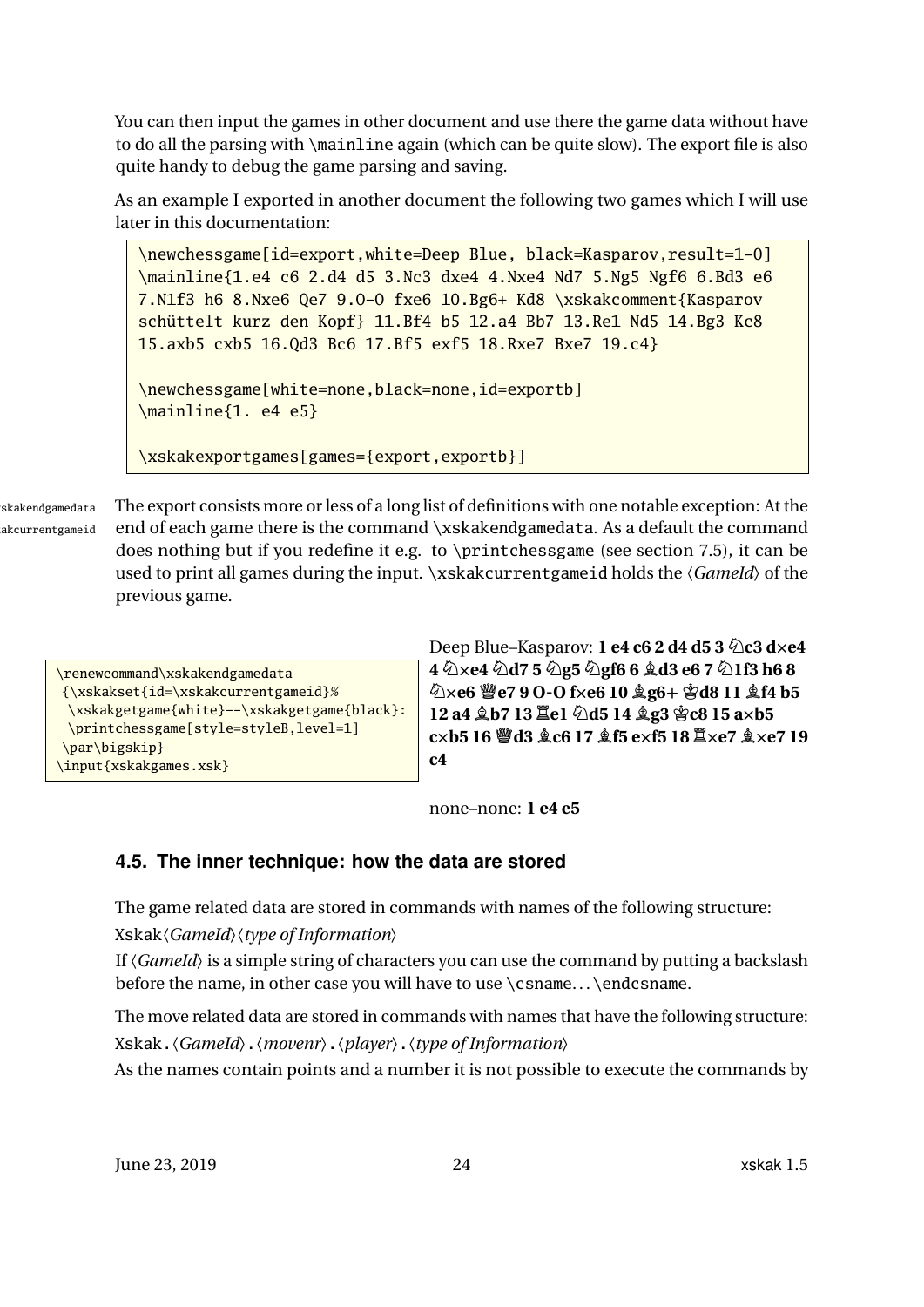You can then input the games in other document and use there the game data without have to do all the parsing with `\mainline` again (which can be quite slow). The export file is also quite handy to debug the game parsing and saving.

As an example I exported in another document the following two games which I will use later in this documentation:

```
\newchessgame[id=export,white=Deep Blue, black=Kasparov,result=1-0]
\mainline{1.e4 c6 2.d4 d5 3.Nc3 dxe4 4.Nxe4 Nd7 5.Ng5 Ngf6 6.Bd3 e6
7.N1f3 h6 8.Nxe6 Qe7 9.0-0 fxe6 10.Bg6+ Kd8 \xskakcomment{Kasparov
schüttelt kurz den Kopf} 11.Bf4 b5 12.a4 Bb7 13.Re1 Nd5 14.Bg3 Kc8
15.axb5 cxb5 16.Qd3 Bc6 17.Bf5 exf5 18.Rxe7 Bxe7 19.c4}

\newchessgame[white=none,black=none,id=exportb]
\mainline{1. e4 e5}

\xskakexportgames[games={export,exportb}]
```

\xskakendgamedata
\xskakcurrentgameid

The export consists more or less of a long list of definitions with one notable exception: At the end of each game there is the command `\xskakendgamedata`. As a default the command does nothing but if you redefine it e.g. to `\printchessgame` (see section 7.5), it can be used to print all games during the input. `\xskakcurrentgameid` holds the ⟨*GameId*⟩ of the previous game.

```
\renewcommand\xskakendgamedata
 {\xskakset{id=\xskakcurrentgameid}%
  \xskakgetgame{white}--\xskakgetgame{black}:
  \printchessgame[style=styleB,level=1]
 \par\bigskip}
\input{xskakgames.xsk}
```

Deep Blue–Kasparov: **1 e4 c6 2 d4 d5 3 ♘c3 d×e4 4 ♘×e4 ♘d7 5 ♘g5 ♘gf6 6 ♗d3 e6 7 ♘1f3 h6 8 ♘×e6 ♕e7 9 O-O f×e6 10 ♗g6+ ♔d8 11 ♗f4 b5 12 a4 ♗b7 13 ♖e1 ♘d5 14 ♗g3 ♔c8 15 a×b5 c×b5 16 ♕d3 ♗c6 17 ♗f5 e×f5 18 ♖×e7 ♗×e7 19 c4**

none–none: **1 e4 e5**

## 4.5. The inner technique: how the data are stored

The game related data are stored in commands with names of the following structure:

Xskak⟨*GameId*⟩⟨*type of Information*⟩

If ⟨*GameId*⟩ is a simple string of characters you can use the command by putting a backslash before the name, in other case you will have to use `\csname`. . . `\endcsname`.

The move related data are stored in commands with names that have the following structure:

Xskak.⟨*GameId*⟩.⟨*movenr*⟩.⟨*player*⟩.⟨*type of Information*⟩

As the names contain points and a number it is not possible to execute the commands by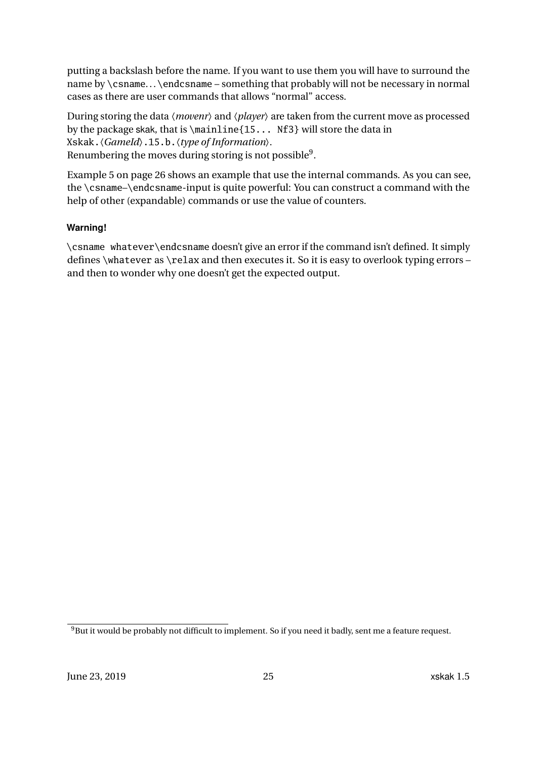putting a backslash before the name. If you want to use them you will have to surround the name by `\csname`...`\endcsname` – something that probably will not be necessary in normal cases as there are user commands that allows "normal" access.

During storing the data ⟨*movenr*⟩ and ⟨*player*⟩ are taken from the current move as processed by the package skak, that is `\mainline{15... Nf3}` will store the data in `Xskak.`⟨*GameId*⟩`.15.b.`⟨*type of Information*⟩.
Renumbering the moves during storing is not possible[9].

Example 5 on page 26 shows an example that use the internal commands. As you can see, the `\csname`–`\endcsname`-input is quite powerful: You can construct a command with the help of other (expandable) commands or use the value of counters.

#### Warning!

`\csname whatever\endcsname` doesn't give an error if the command isn't defined. It simply defines `\whatever` as `\relax` and then executes it. So it is easy to overlook typing errors – and then to wonder why one doesn't get the expected output.

[9]But it would be probably not difficult to implement. So if you need it badly, sent me a feature request.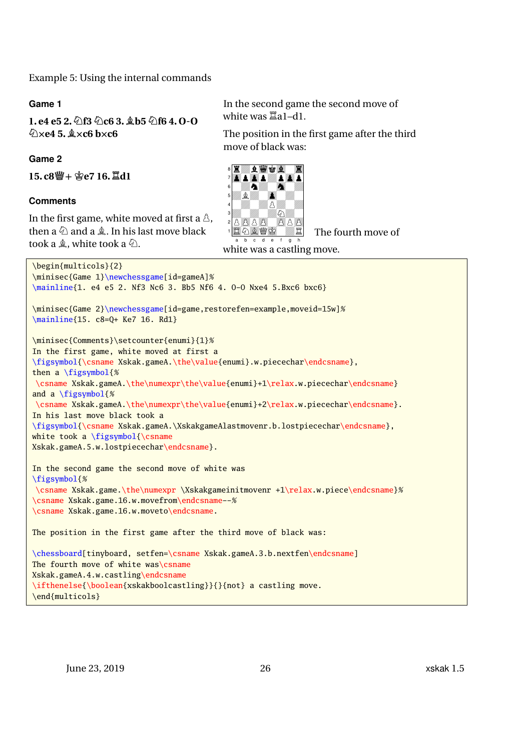Example 5: Using the internal commands

### Game 1

**1. e4 e5 2. ♘f3 ♘c6 3. ♗b5 ♘f6 4. O-O ♘×e4 5. ♗×c6 b×c6**

### Game 2

**15. c8♕+ ♔e7 16. ♖d1**

### Comments

In the first game, white moved at first a ♙, then a ♘ and a ♗. In his last move black took a ♗, white took a ♘.

In the second game the second move of white was ♖a1–d1.

The position in the first game after the third move of black was:

The fourth move of white was a castling move.

```
\begin{multicols}{2}
\minisec{Game 1}\newchessgame[id=gameA]%
\mainline{1. e4 e5 2. Nf3 Nc6 3. Bb5 Nf6 4. O-O Nxe4 5.Bxc6 bxc6}

\minisec{Game 2}\newchessgame[id=game,restorefen=example,moveid=15w]%
\mainline{15. c8=Q+ Ke7 16. Rd1}

\minisec{Comments}\setcounter{enumi}{1}%
In the first game, white moved at first a
\figsymbol{\csname Xskak.gameA.\the\value{enumi}.w.piecechar\endcsname},
then a \figsymbol{%
 \csname Xskak.gameA.\the\numexpr\the\value{enumi}+1\relax.w.piecechar\endcsname}
and a \figsymbol{%
 \csname Xskak.gameA.\the\numexpr\the\value{enumi}+2\relax.w.piecechar\endcsname}.
In his last move black took a
\figsymbol{\csname Xskak.gameA.\XskakgameAlastmovenr.b.lostpiecechar\endcsname},
white took a \figsymbol{\csname
Xskak.gameA.5.w.lostpiecechar\endcsname}.

In the second game the second move of white was
\figsymbol{%
 \csname Xskak.game.\the\numexpr \Xskakgameinitmovenr +1\relax.w.piece\endcsname}%
\csname Xskak.game.16.w.movefrom\endcsname--%
\csname Xskak.game.16.w.moveto\endcsname.

The position in the first game after the third move of black was:

\chessboard[tinyboard, setfen=\csname Xskak.gameA.3.b.nextfen\endcsname]
The fourth move of white was\csname
Xskak.gameA.4.w.castling\endcsname
\ifthenelse{\boolean{xskakboolcastling}}{}{not} a castling move.
\end{multicols}
```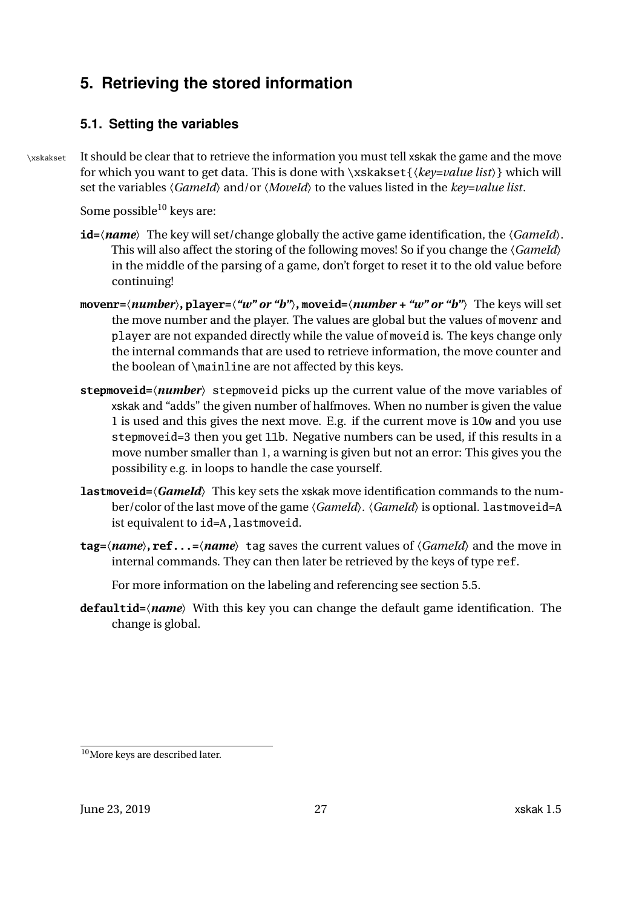## 5. Retrieving the stored information

### 5.1. Setting the variables

\xskakset It should be clear that to retrieve the information you must tell xskak the game and the move for which you want to get data. This is done with `\xskakset{⟨key=value list⟩}` which will set the variables ⟨*GameId*⟩ and/or ⟨*MoveId*⟩ to the values listed in the *key=value list*.

Some possible[10] keys are:

**id=⟨*name*⟩** The key will set/change globally the active game identification, the ⟨*GameId*⟩. This will also affect the storing of the following moves! So if you change the ⟨*GameId*⟩ in the middle of the parsing of a game, don't forget to reset it to the old value before continuing!

**movenr=⟨*number*⟩, player=⟨*"w" or "b"*⟩, moveid=⟨*number + "w" or "b"*⟩** The keys will set the move number and the player. The values are global but the values of `movenr` and `player` are not expanded directly while the value of `moveid` is. The keys change only the internal commands that are used to retrieve information, the move counter and the boolean of `\mainline` are not affected by this keys.

**stepmoveid=⟨*number*⟩** `stepmoveid` picks up the current value of the move variables of xskak and "adds" the given number of halfmoves. When no number is given the value 1 is used and this gives the next move. E.g. if the current move is `10w` and you use `stepmoveid=3` then you get `11b`. Negative numbers can be used, if this results in a move number smaller than 1, a warning is given but not an error: This gives you the possibility e.g. in loops to handle the case yourself.

**lastmoveid=⟨*GameId*⟩** This key sets the xskak move identification commands to the number/color of the last move of the game ⟨*GameId*⟩. ⟨*GameId*⟩ is optional. `lastmoveid=A` ist equivalent to `id=A,lastmoveid`.

**tag=⟨*name*⟩, ref...=⟨*name*⟩** `tag` saves the current values of ⟨*GameId*⟩ and the move in internal commands. They can then later be retrieved by the keys of type `ref`.

For more information on the labeling and referencing see section 5.5.

**defaultid=⟨*name*⟩** With this key you can change the default game identification. The change is global.

[10] More keys are described later.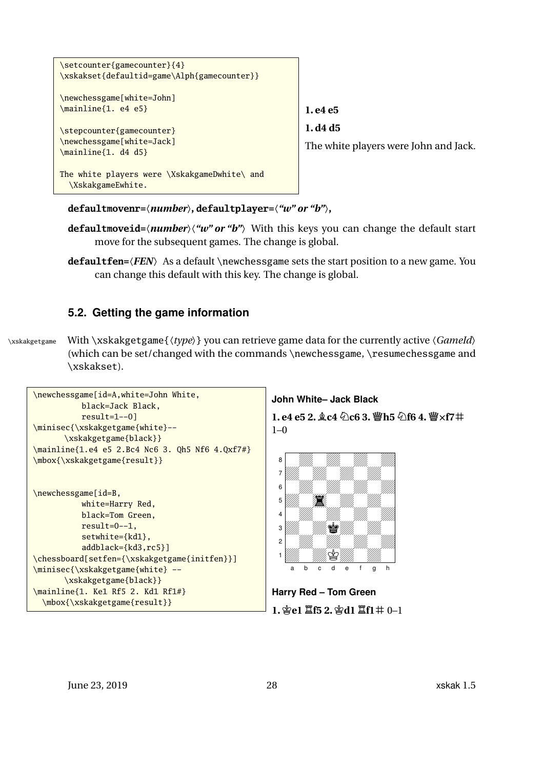```
\setcounter{gamecounter}{4}
\xskakset{defaultid=game\Alph{gamecounter}}

\newchessgame[white=John]
\mainline{1. e4 e5}

\stepcounter{gamecounter}
\newchessgame[white=Jack]
\mainline{1. d4 d5}

The white players were \XskakgameDwhite\ and
  \XskakgameEwhite.
```

**1. e4 e5**

**1. d4 d5**

The white players were John and Jack.

**defaultmovenr=**⟨*number*⟩**, defaultplayer=**⟨*"w" or "b"*⟩**,**

**defaultmoveid=**⟨*number*⟩⟨*"w" or "b"*⟩ With this keys you can change the default start move for the subsequent games. The change is global.

**defaultfen=**⟨*FEN*⟩ As a default \newchessgame sets the start position to a new game. You can change this default with this key. The change is global.

## 5.2. Getting the game information

\xskakgetgame

With \xskakgetgame{⟨*type*⟩} you can retrieve game data for the currently active ⟨*GameId*⟩ (which can be set/changed with the commands \newchessgame, \resumechessgame and \xskakset).

```
\newchessgame[id=A,white=John White,
          black=Jack Black,
          result=1--0]
\minisec{\xskakgetgame{white}--
      \xskakgetgame{black}}
\mainline{1.e4 e5 2.Bc4 Nc6 3. Qh5 Nf6 4.Qxf7#}
\mbox{\xskakgetgame{result}}


\newchessgame[id=B,
          white=Harry Red,
          black=Tom Green,
          result=0--1,
          setwhite={kd1},
          addblack={kd3,rc5}]
\chessboard[setfen={\xskakgetgame{initfen}}]
\minisec{\xskakgetgame{white} --
       \xskakgetgame{black}}
\mainline{1. Ke1 Rf5 2. Kd1 Rf1#}
  \mbox{\xskakgetgame{result}}
```

**John White– Jack Black**

**1. e4 e5 2. ♗c4 ♘c6 3. ♕h5 ♘f6 4. ♕×f7#** 1–0

**Harry Red – Tom Green**

**1. ♔e1 ♖f5 2. ♔d1 ♖f1#** 0–1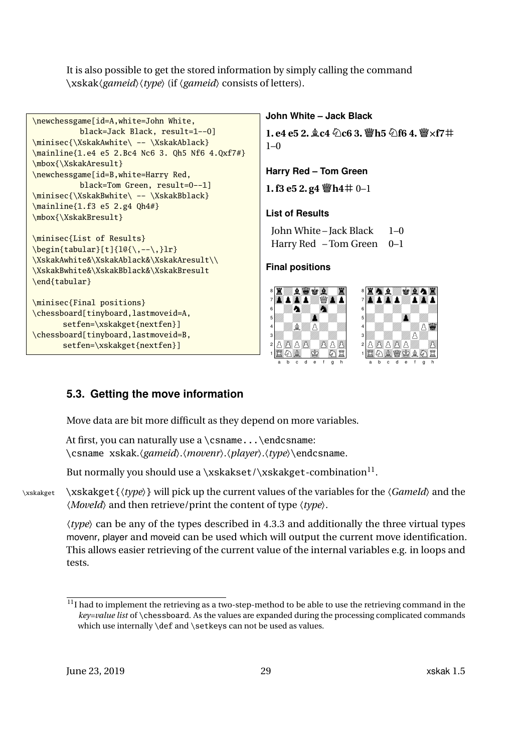It is also possible to get the stored information by simply calling the command \xskak⟨*gameid*⟩⟨*type*⟩ (if ⟨*gameid*⟩ consists of letters).

```
\newchessgame[id=A,white=John White,
          black=Jack Black, result=1--0]
\minisec{\XskakAwhite\ -- \XskakAblack}
\mainline{1.e4 e5 2.Bc4 Nc6 3. Qh5 Nf6 4.Qxf7#}
\mbox{\XskakAresult}
\newchessgame[id=B,white=Harry Red,
          black=Tom Green, result=0--1]
\minisec{\XskakBwhite\ -- \XskakBblack}
\mainline{1.f3 e5 2.g4 Qh4#}
\mbox{\XskakBresult}

\minisec{List of Results}
\begin{tabular}[t]{l@{\,--\,}lr}
\XskakAwhite&\XskakAblack&\XskakAresult\\
\XskakBwhite&\XskakBblack&\XskakBresult
\end{tabular}

\minisec{Final positions}
\chessboard[tinyboard,lastmoveid=A,
      setfen=\xskakget{nextfen}]
\chessboard[tinyboard,lastmoveid=B,
      setfen=\xskakget{nextfen}]
```

**John White – Jack Black**

**1. e4 e5 2. ♗c4 ♘c6 3. ♕h5 ♘f6 4. ♕×f7#** 1–0

**Harry Red – Tom Green**

**1. f3 e5 2. g4 ♕h4#** 0–1

**List of Results**

| | | |
|---|---|---|
| John White | – Jack Black | 1–0 |
| Harry Red | – Tom Green | 0–1 |

**Final positions**

## 5.3. Getting the move information

Move data are bit more difficult as they depend on more variables.

At first, you can naturally use a \csname...\endcsname:
\csname xskak.⟨*gameid*⟩.⟨*movenr*⟩.⟨*player*⟩.⟨*type*⟩\endcsname.

But normally you should use a \xskakset/\xskakget-combination[11].

\xskakget

\xskakget{⟨*type*⟩} will pick up the current values of the variables for the ⟨*GameId*⟩ and the ⟨*MoveId*⟩ and then retrieve/print the content of type ⟨*type*⟩.

⟨*type*⟩ can be any of the types described in 4.3.3 and additionally the three virtual types movenr, player and moveid can be used which will output the current move identification. This allows easier retrieving of the current value of the internal variables e.g. in loops and tests.

[11] I had to implement the retrieving as a two-step-method to be able to use the retrieving command in the *key=value list* of \chessboard. As the values are expanded during the processing complicated commands which use internally \def and \setkeys can not be used as values.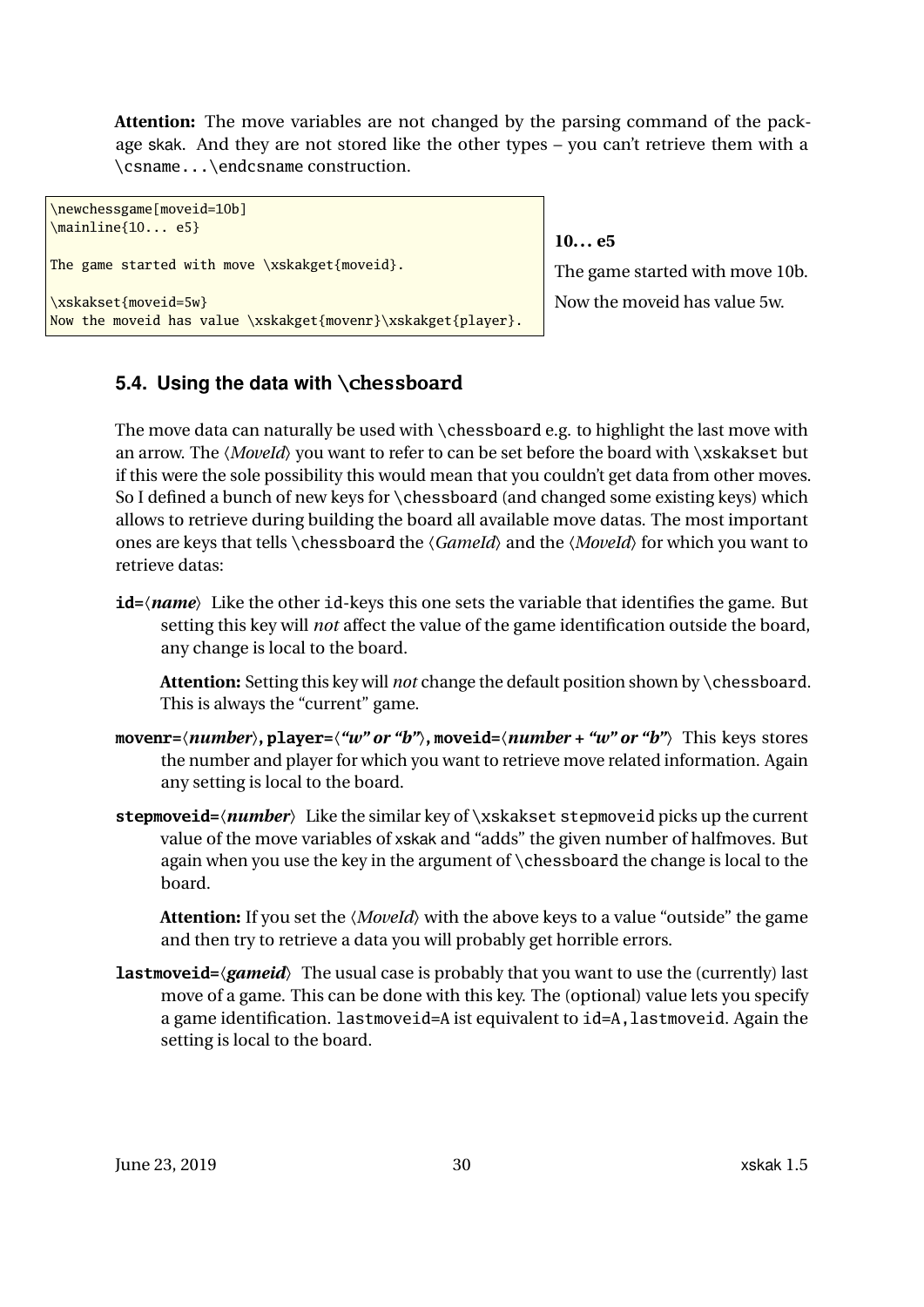**Attention:** The move variables are not changed by the parsing command of the package skak. And they are not stored like the other types – you can't retrieve them with a `\csname...\endcsname` construction.

```
\newchessgame[moveid=10b]
\mainline{10... e5}

The game started with move \xskakget{moveid}.

\xskakset{moveid=5w}
Now the moveid has value \xskakget{movenr}\xskakget{player}.
```

**10... e5**

The game started with move 10b.

Now the moveid has value 5w.

## 5.4. Using the data with `\chessboard`

The move data can naturally be used with `\chessboard` e.g. to highlight the last move with an arrow. The ⟨*MoveId*⟩ you want to refer to can be set before the board with `\xskakset` but if this were the sole possibility this would mean that you couldn't get data from other moves. So I defined a bunch of new keys for `\chessboard` (and changed some existing keys) which allows to retrieve during building the board all available move datas. The most important ones are keys that tells `\chessboard` the ⟨*GameId*⟩ and the ⟨*MoveId*⟩ for which you want to retrieve datas:

**`id=`⟨*name*⟩** Like the other `id`-keys this one sets the variable that identifies the game. But setting this key will *not* affect the value of the game identification outside the board, any change is local to the board.

**Attention:** Setting this key will *not* change the default position shown by `\chessboard`. This is always the "current" game.

**`movenr=`⟨*number*⟩, `player=`⟨*"w" or "b"*⟩, `moveid=`⟨*number + "w" or "b"*⟩** This keys stores the number and player for which you want to retrieve move related information. Again any setting is local to the board.

**`stepmoveid=`⟨*number*⟩** Like the similar key of `\xskakset stepmoveid` picks up the current value of the move variables of xskak and "adds" the given number of halfmoves. But again when you use the key in the argument of `\chessboard` the change is local to the board.

**Attention:** If you set the ⟨*MoveId*⟩ with the above keys to a value "outside" the game and then try to retrieve a data you will probably get horrible errors.

**`lastmoveid=`⟨*gameid*⟩** The usual case is probably that you want to use the (currently) last move of a game. This can be done with this key. The (optional) value lets you specify a game identification. `lastmoveid=A` ist equivalent to `id=A,lastmoveid`. Again the setting is local to the board.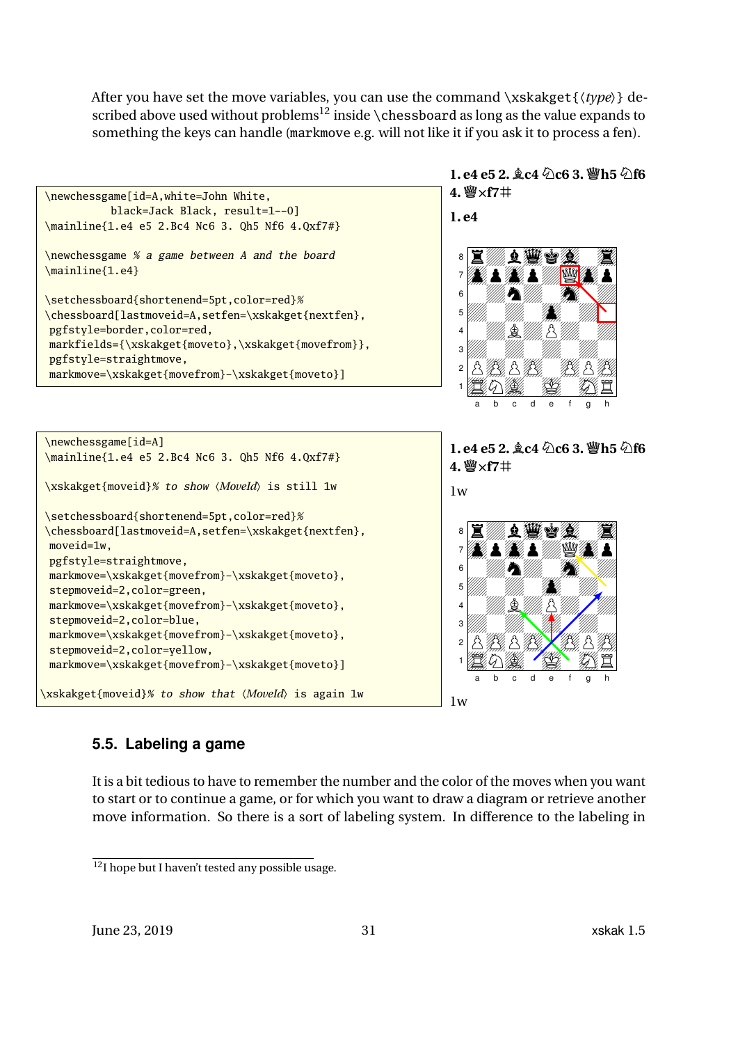After you have set the move variables, you can use the command \xskakget{⟨type⟩} described above used without problems[12] inside \chessboard as long as the value expands to something the keys can handle (markmove e.g. will not like it if you ask it to process a fen).

```
\newchessgame[id=A,white=John White,
          black=Jack Black, result=1--0]
\mainline{1.e4 e5 2.Bc4 Nc6 3. Qh5 Nf6 4.Qxf7#}

\newchessgame % a game between A and the board
\mainline{1.e4}

\setchessboard{shortenend=5pt,color=red}%
\chessboard[lastmoveid=A,setfen=\xskakget{nextfen},
 pgfstyle=border,color=red,
 markfields={\xskakget{moveto},\xskakget{movefrom}},
 pgfstyle=straightmove,
 markmove=\xskakget{movefrom}-\xskakget{moveto}]
```

**1. e4 e5 2. ♗c4 ♘c6 3. ♕h5 ♘f6 4. ♕×f7#**

**1. e4**

```
\newchessgame[id=A]
\mainline{1.e4 e5 2.Bc4 Nc6 3. Qh5 Nf6 4.Qxf7#}

\xskakget{moveid}% to show ⟨MoveId⟩ is still 1w

\setchessboard{shortenend=5pt,color=red}%
\chessboard[lastmoveid=A,setfen=\xskakget{nextfen},
 moveid=1w,
 pgfstyle=straightmove,
 markmove=\xskakget{movefrom}-\xskakget{moveto},
 stepmoveid=2,color=green,
 markmove=\xskakget{movefrom}-\xskakget{moveto},
 stepmoveid=2,color=blue,
 markmove=\xskakget{movefrom}-\xskakget{moveto},
 stepmoveid=2,color=yellow,
 markmove=\xskakget{movefrom}-\xskakget{moveto}]

\xskakget{moveid}% to show that ⟨MoveId⟩ is again 1w
```

**1. e4 e5 2. ♗c4 ♘c6 3. ♕h5 ♘f6 4. ♕×f7#**

1w

1w

## 5.5. Labeling a game

It is a bit tedious to have to remember the number and the color of the moves when you want to start or to continue a game, or for which you want to draw a diagram or retrieve another move information. So there is a sort of labeling system. In difference to the labeling in

[12] I hope but I haven't tested any possible usage.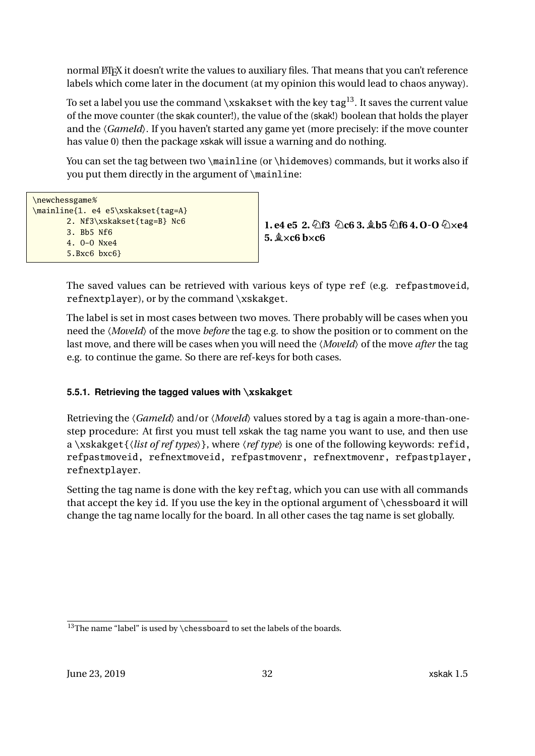normal LaTeX it doesn't write the values to auxiliary files. That means that you can't reference labels which come later in the document (at my opinion this would lead to chaos anyway).

To set a label you use the command `\xskakset` with the key `tag`[13]. It saves the current value of the move counter (the skak counter!), the value of the (skak!) boolean that holds the player and the ⟨*GameId*⟩. If you haven't started any game yet (more precisely: if the move counter has value 0) then the package xskak will issue a warning and do nothing.

You can set the tag between two `\mainline` (or `\hidemoves`) commands, but it works also if you put them directly in the argument of `\mainline`:

```
\newchessgame%
\mainline{1. e4 e5\xskakset{tag=A}
       2. Nf3\xskakset{tag=B} Nc6
       3. Bb5 Nf6
       4. O-O Nxe4
       5.Bxc6 bxc6}
```

**1. e4 e5 2. ♘f3 ♘c6 3. ♗b5 ♘f6 4. O-O ♘×e4 5. ♗×c6 b×c6**

The saved values can be retrieved with various keys of type `ref` (e.g. `refpastmoveid`, `refnextplayer`), or by the command `\xskakget`.

The label is set in most cases between two moves. There probably will be cases when you need the ⟨*MoveId*⟩ of the move *before* the tag e.g. to show the position or to comment on the last move, and there will be cases when you will need the ⟨*MoveId*⟩ of the move *after* the tag e.g. to continue the game. So there are ref-keys for both cases.

### 5.5.1. Retrieving the tagged values with `\xskakget`

Retrieving the ⟨*GameId*⟩ and/or ⟨*MoveId*⟩ values stored by a `tag` is again a more-than-one-step procedure: At first you must tell xskak the tag name you want to use, and then use a `\xskakget{`⟨*list of ref types*⟩`}`, where ⟨*ref type*⟩ is one of the following keywords: `refid`, `refpastmoveid`, `refnextmoveid`, `refpastmovenr`, `refnextmovenr`, `refpastplayer`, `refnextplayer`.

Setting the tag name is done with the key `reftag`, which you can use with all commands that accept the key `id`. If you use the key in the optional argument of `\chessboard` it will change the tag name locally for the board. In all other cases the tag name is set globally.

---

[13] The name "label" is used by `\chessboard` to set the labels of the boards.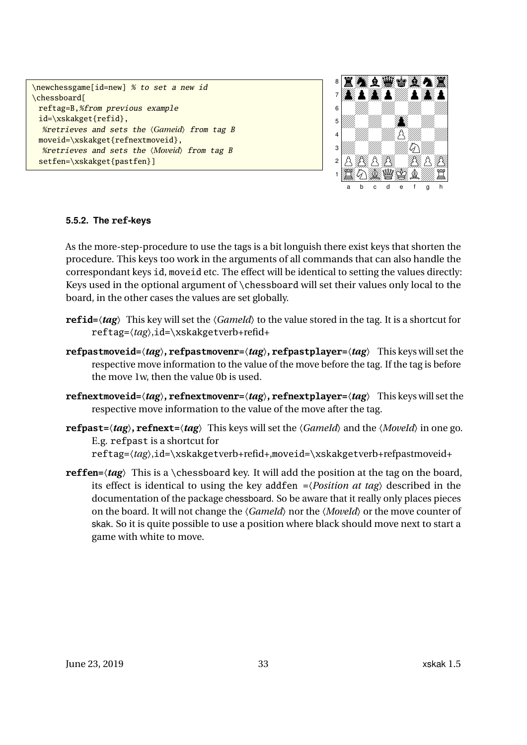```
\newchessgame[id=new] % to set a new id
\chessboard[
 reftag=B,%from previous example
 id=\xskakget{refid},
  %retrieves and sets the ⟨Gameid⟩ from tag B
 moveid=\xskakget{refnextmoveid},
  %retrieves and sets the ⟨Moveid⟩ from tag B
 setfen=\xskakget{pastfen}]
```

### 5.5.2. The ref-keys

As the more-step-procedure to use the tags is a bit longuish there exist keys that shorten the procedure. This keys too work in the arguments of all commands that can also handle the correspondant keys `id`, `moveid` etc. The effect will be identical to setting the values directly: Keys used in the optional argument of `\chessboard` will set their values only local to the board, in the other cases the values are set globally.

**refid=**⟨*tag*⟩ This key will set the ⟨*GameId*⟩ to the value stored in the tag. It is a shortcut for `reftag=`⟨*tag*⟩`,id=\xskakgetverb+refid+`

**refpastmoveid=**⟨*tag*⟩**, refpastmovenr=**⟨*tag*⟩**, refpastplayer=**⟨*tag*⟩ This keys will set the respective move information to the value of the move before the tag. If the tag is before the move 1w, then the value 0b is used.

**refnextmoveid=**⟨*tag*⟩**, refnextmovenr=**⟨*tag*⟩**, refnextplayer=**⟨*tag*⟩ This keys will set the respective move information to the value of the move after the tag.

**refpast=**⟨*tag*⟩**, refnext=**⟨*tag*⟩ This keys will set the ⟨*GameId*⟩ and the ⟨*MoveId*⟩ in one go. E.g. `refpast` is a shortcut for
`reftag=`⟨*tag*⟩`,id=\xskakgetverb+refid+,moveid=\xskakgetverb+refpastmoveid+`

**reffen=**⟨*tag*⟩ This is a `\chessboard` key. It will add the position at the tag on the board, its effect is identical to using the key `addfen =`⟨*Position at tag*⟩ described in the documentation of the package chessboard. So be aware that it really only places pieces on the board. It will not change the ⟨*GameId*⟩ nor the ⟨*MoveId*⟩ or the move counter of skak. So it is quite possible to use a position where black should move next to start a game with white to move.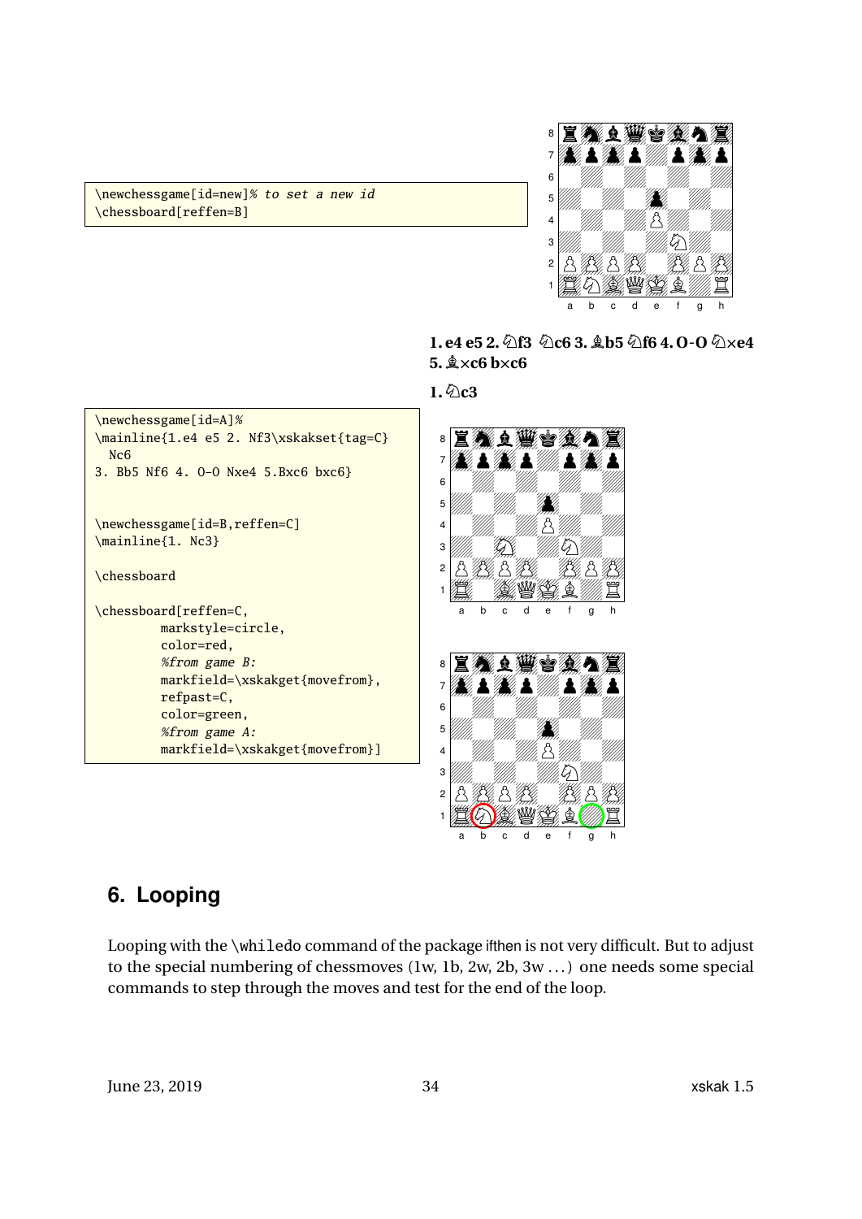```
\newchessgame[id=new]% to set a new id
\chessboard[reffen=B]
```

**1. e4 e5 2. ♘f3 ♘c6 3. ♗b5 ♘f6 4. O-O ♘×e4 5. ♗×c6 b×c6**

**1. ♘c3**

```
\newchessgame[id=A]%
\mainline{1.e4 e5 2. Nf3\xskakset{tag=C}
  Nc6
3. Bb5 Nf6 4. O-O Nxe4 5.Bxc6 bxc6}


\newchessgame[id=B,reffen=C]
\mainline{1. Nc3}

\chessboard

\chessboard[reffen=C,
        markstyle=circle,
        color=red,
        %from game B:
        markfield=\xskakget{movefrom},
        refpast=C,
        color=green,
        %from game A:
        markfield=\xskakget{movefrom}]
```

## 6. Looping

Looping with the `\whiledo` command of the package ifthen is not very difficult. But to adjust to the special numbering of chessmoves (1w, 1b, 2w, 2b, 3w ...) one needs some special commands to step through the moves and test for the end of the loop.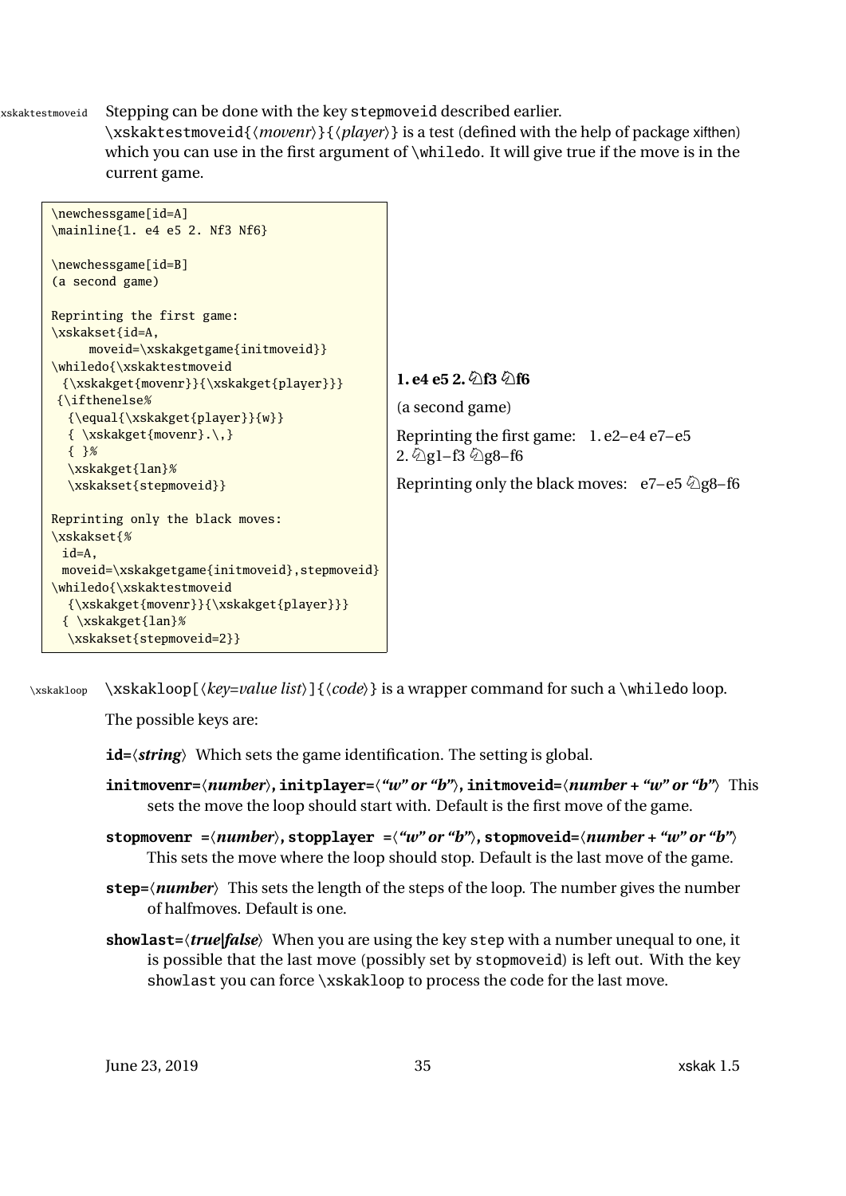xskaktestmoveid Stepping can be done with the key stepmoveid described earlier.

`\xskaktestmoveid{⟨movenr⟩}{⟨player⟩}` is a test (defined with the help of package xifthen) which you can use in the first argument of `\whiledo`. It will give true if the move is in the current game.

```
\newchessgame[id=A]
\mainline{1. e4 e5 2. Nf3 Nf6}

\newchessgame[id=B]
(a second game)

Reprinting the first game:
\xskakset{id=A,
     moveid=\xskakgetgame{initmoveid}}
\whiledo{\xskaktestmoveid
  {\xskakget{movenr}}{\xskakget{player}}}
 {\ifthenelse%
   {\equal{\xskakget{player}}{w}}
   { \xskakget{movenr}.\,}
   { }%
   \xskakget{lan}%
   \xskakset{stepmoveid}}

Reprinting only the black moves:
\xskakset{%
  id=A,
  moveid=\xskakgetgame{initmoveid},stepmoveid}
\whiledo{\xskaktestmoveid
   {\xskakget{movenr}}{\xskakget{player}}}
  { \xskakget{lan}%
   \xskakset{stepmoveid=2}}
```

**1. e4 e5 2. ♘f3 ♘f6**

(a second game)

Reprinting the first game: 1. e2–e4 e7–e5 2. ♘g1–f3 ♘g8–f6

Reprinting only the black moves: e7–e5 ♘g8–f6

\xskakloop `\xskakloop[⟨key=value list⟩]{⟨code⟩}` is a wrapper command for such a `\whiledo` loop.

The possible keys are:

**id=⟨*string*⟩** Which sets the game identification. The setting is global.

**initmovenr=⟨*number*⟩, initplayer=⟨*"w" or "b"*⟩, initmoveid=⟨*number + "w" or "b"*⟩** This sets the move the loop should start with. Default is the first move of the game.

**stopmovenr =⟨*number*⟩, stopplayer =⟨*"w" or "b"*⟩, stopmoveid=⟨*number + "w" or "b"*⟩** This sets the move where the loop should stop. Default is the last move of the game.

**step=⟨*number*⟩** This sets the length of the steps of the loop. The number gives the number of halfmoves. Default is one.

**showlast=⟨*true|false*⟩** When you are using the key step with a number unequal to one, it is possible that the last move (possibly set by stopmoveid) is left out. With the key showlast you can force `\xskakloop` to process the code for the last move.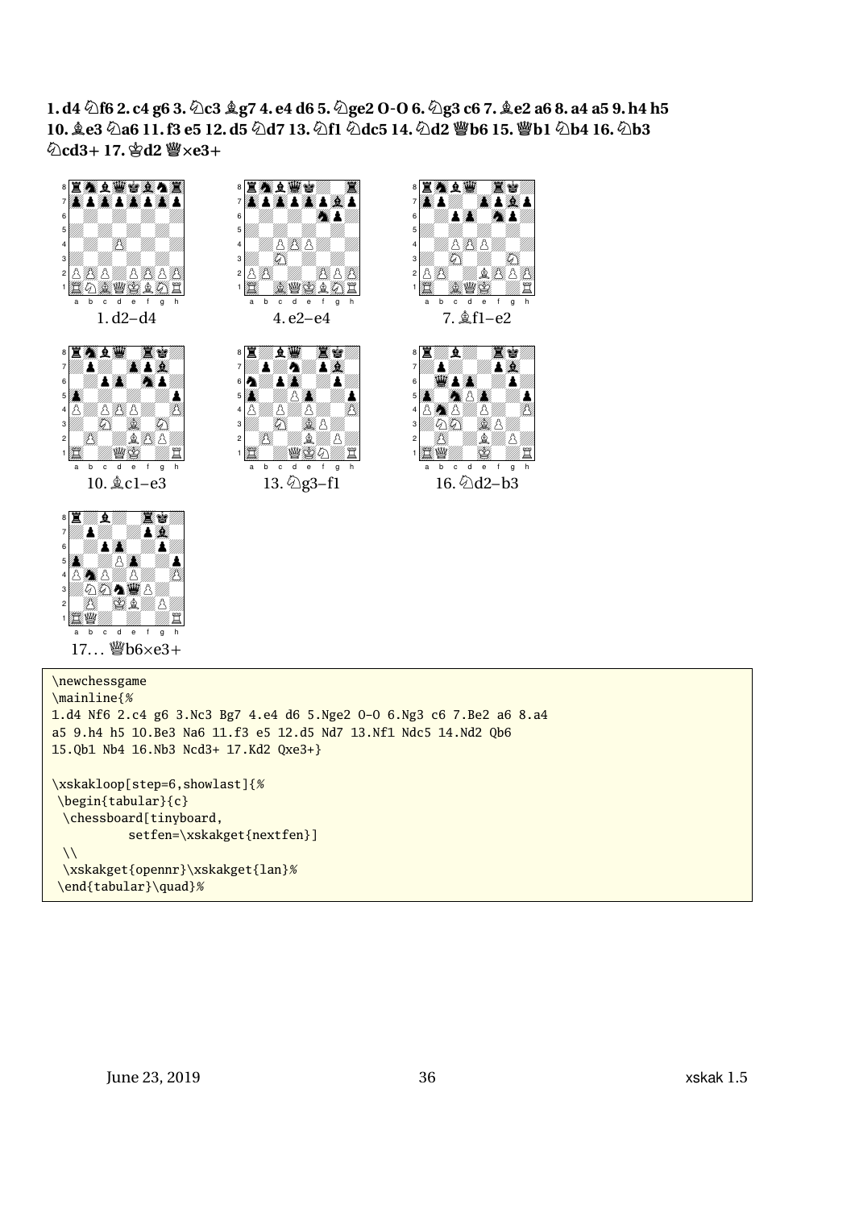**1. d4 ♘f6 2. c4 g6 3. ♘c3 ♗g7 4. e4 d6 5. ♘ge2 O-O 6. ♘g3 c6 7. ♗e2 a6 8. a4 a5 9. h4 h5 10. ♗e3 ♘a6 11. f3 e5 12. d5 ♘d7 13. ♘f1 ♘dc5 14. ♘d2 ♕b6 15. ♕b1 ♘b4 16. ♘b3 ♘cd3+ 17. ♔d2 ♕×e3+**

1. d2–d4

4. e2–e4

7. ♗f1–e2

10. ♗c1–e3

13. ♘g3–f1

16. ♘d2–b3

17… ♕b6×e3+

```
\newchessgame
\mainline{%
1.d4 Nf6 2.c4 g6 3.Nc3 Bg7 4.e4 d6 5.Nge2 O-O 6.Ng3 c6 7.Be2 a6 8.a4
a5 9.h4 h5 10.Be3 Na6 11.f3 e5 12.d5 Nd7 13.Nf1 Ndc5 14.Nd2 Qb6
15.Qb1 Nb4 16.Nb3 Ncd3+ 17.Kd2 Qxe3+}

\xskakloop[step=6,showlast]{%
 \begin{tabular}{c}
  \chessboard[tinyboard,
          setfen=\xskakget{nextfen}]
  \\
  \xskakget{opennr}\xskakget{lan}%
 \end{tabular}\quad}%
```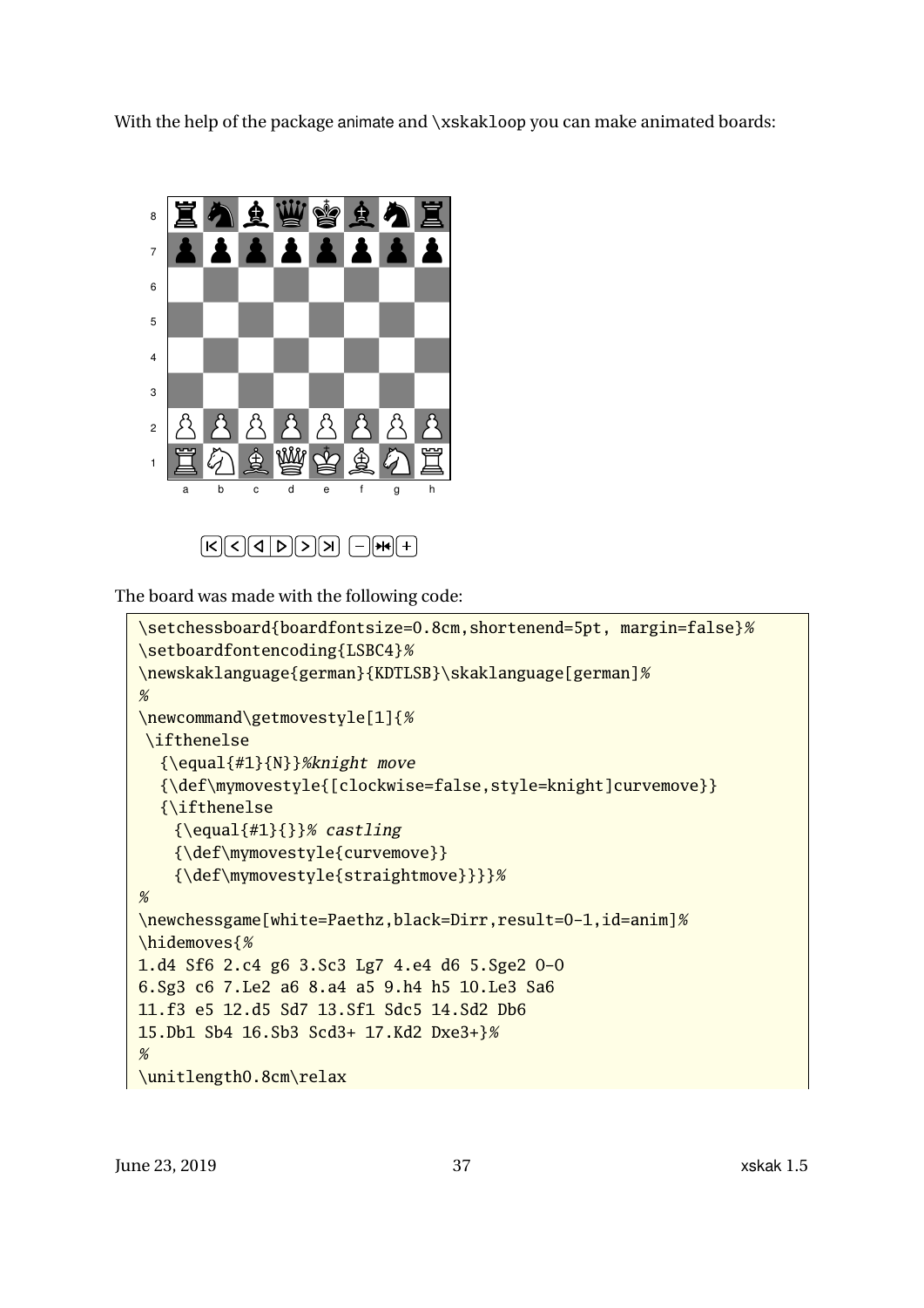With the help of the package animate and \xskakloop you can make animated boards:

The board was made with the following code:

```
\setchessboard{boardfontsize=0.8cm,shortenend=5pt, margin=false}%
\setboardfontencoding{LSBC4}%
\newskaklanguage{german}{KDTLSB}\skaklanguage[german]%
%
\newcommand\getmovestyle[1]{%
 \ifthenelse
   {\equal{#1}{N}}%knight move
   {\def\mymovestyle{[clockwise=false,style=knight]curvemove}}
   {\ifthenelse
     {\equal{#1}{}}% castling
     {\def\mymovestyle{curvemove}}
     {\def\mymovestyle{straightmove}}}}%
%
\newchessgame[white=Paethz,black=Dirr,result=0-1,id=anim]%
\hidemoves{%
1.d4 Sf6 2.c4 g6 3.Sc3 Lg7 4.e4 d6 5.Sge2 O-O
6.Sg3 c6 7.Le2 a6 8.a4 a5 9.h4 h5 10.Le3 Sa6
11.f3 e5 12.d5 Sd7 13.Sf1 Sdc5 14.Sd2 Db6
15.Db1 Sb4 16.Sb3 Scd3+ 17.Kd2 Dxe3+}%
%
\unitlength0.8cm\relax
```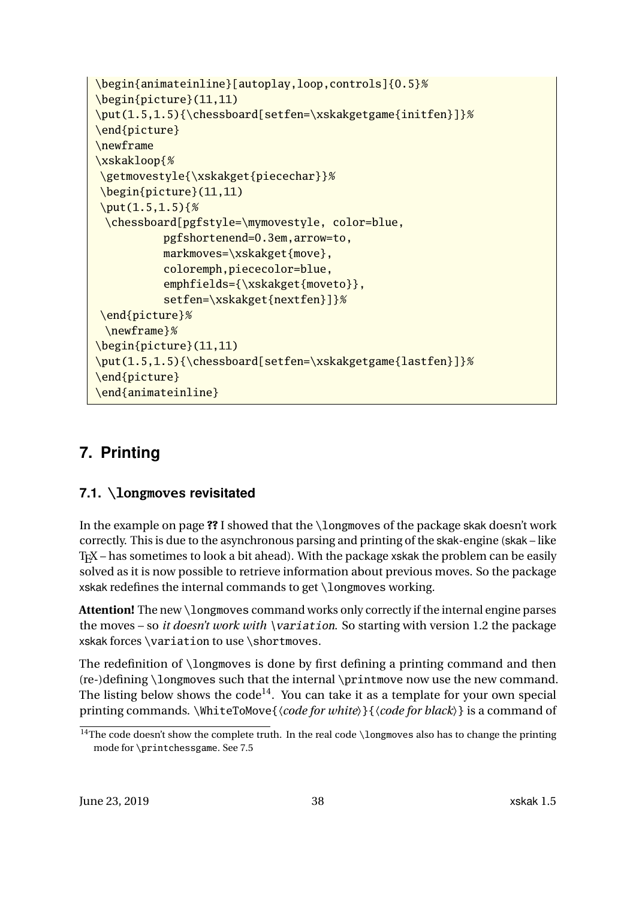```
\begin{animateinline}[autoplay,loop,controls]{0.5}%
\begin{picture}(11,11)
\put(1.5,1.5){\chessboard[setfen=\xskakgetgame{initfen}]}%
\end{picture}
\newframe
\xskakloop{%
 \getmovestyle{\xskakget{piecechar}}%
 \begin{picture}(11,11)
 \put(1.5,1.5){%
  \chessboard[pgfstyle=\mymovestyle, color=blue,
          pgfshortenend=0.3em,arrow=to,
          markmoves=\xskakget{move},
          coloremph,piececolor=blue,
          emphfields={\xskakget{moveto}},
          setfen=\xskakget{nextfen}]}%
 \end{picture}%
  \newframe}%
\begin{picture}(11,11)
\put(1.5,1.5){\chessboard[setfen=\xskakgetgame{lastfen}]}%
\end{picture}
\end{animateinline}
```

# 7. Printing

## 7.1. `\longmoves` revisitated

In the example on page **??** I showed that the `\longmoves` of the package skak doesn't work correctly. This is due to the asynchronous parsing and printing of the skak-engine (skak – like TeX – has sometimes to look a bit ahead). With the package xskak the problem can be easily solved as it is now possible to retrieve information about previous moves. So the package xskak redefines the internal commands to get `\longmoves` working.

**Attention!** The new `\longmoves` command works only correctly if the internal engine parses the moves – so *it doesn't work with `\variation`*. So starting with version 1.2 the package xskak forces `\variation` to use `\shortmoves`.

The redefinition of `\longmoves` is done by first defining a printing command and then (re-)defining `\longmoves` such that the internal `\printmove` now use the new command. The listing below shows the code[14]. You can take it as a template for your own special printing commands. `\WhiteToMove{`⟨*code for white*⟩`}{`⟨*code for black*⟩`}` is a command of

[14] The code doesn't show the complete truth. In the real code `\longmoves` also has to change the printing mode for `\printchessgame`. See 7.5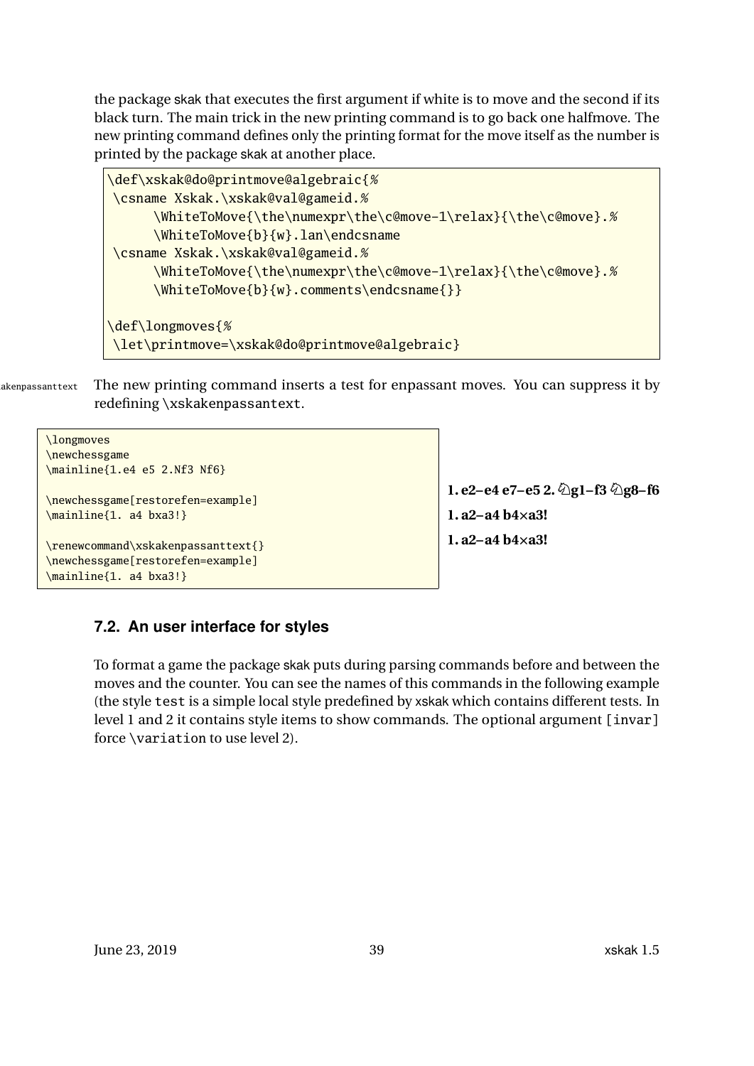the package skak that executes the first argument if white is to move and the second if its black turn. The main trick in the new printing command is to go back one halfmove. The new printing command defines only the printing format for the move itself as the number is printed by the package skak at another place.

```
\def\xskak@do@printmove@algebraic{%
 \csname Xskak.\xskak@val@gameid.%
      \WhiteToMove{\the\numexpr\the\c@move-1\relax}{\the\c@move}.%
      \WhiteToMove{b}{w}.lan\endcsname
 \csname Xskak.\xskak@val@gameid.%
      \WhiteToMove{\the\numexpr\the\c@move-1\relax}{\the\c@move}.%
      \WhiteToMove{b}{w}.comments\endcsname{}}

\def\longmoves{%
 \let\printmove=\xskak@do@printmove@algebraic}
```

\xskakenpassanttext The new printing command inserts a test for enpassant moves. You can suppress it by redefining \xskakenpassantext.

```
\longmoves
\newchessgame
\mainline{1.e4 e5 2.Nf3 Nf6}

\newchessgame[restorefen=example]
\mainline{1. a4 bxa3!}

\renewcommand\xskakenpassanttext{}
\newchessgame[restorefen=example]
\mainline{1. a4 bxa3!}
```

**1. e2–e4 e7–e5 2. ♘g1–f3 ♘g8–f6**

**1. a2–a4 b4×a3!**

**1. a2–a4 b4×a3!**

## 7.2. An user interface for styles

To format a game the package skak puts during parsing commands before and between the moves and the counter. You can see the names of this commands in the following example (the style test is a simple local style predefined by xskak which contains different tests. In level 1 and 2 it contains style items to show commands. The optional argument [invar] force \variation to use level 2).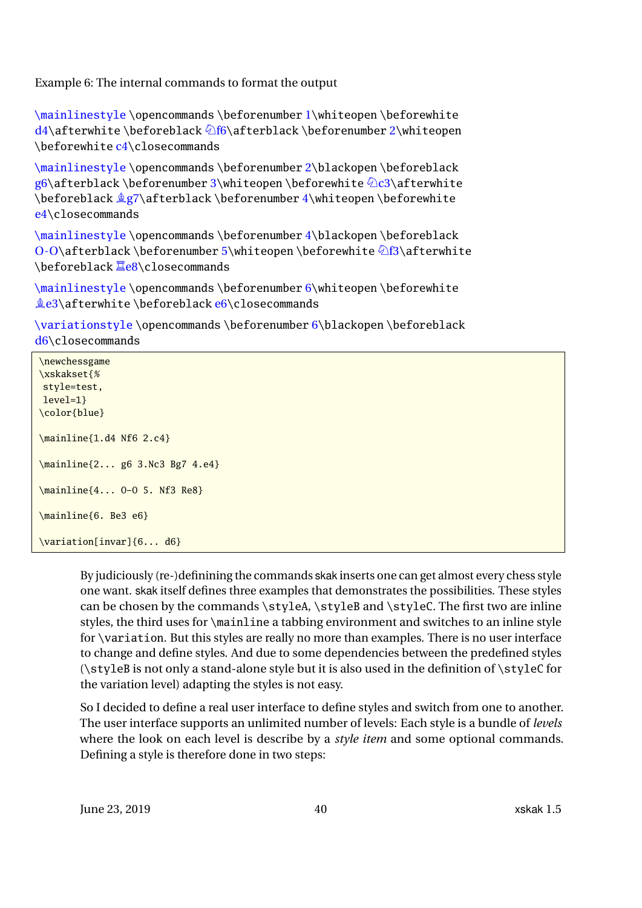Example 6: The internal commands to format the output

\mainlinestyle \opencommands \beforenumber 1\whiteopen \beforewhite d4\afterwhite \beforeblack ♘f6\afterblack \beforenumber 2\whiteopen \beforewhite c4\closecommands

\mainlinestyle \opencommands \beforenumber 2\blackopen \beforeblack g6\afterblack \beforenumber 3\whiteopen \beforewhite ♘c3\afterwhite \beforeblack ♗g7\afterblack \beforenumber 4\whiteopen \beforewhite e4\closecommands

\mainlinestyle \opencommands \beforenumber 4\blackopen \beforeblack O-O\afterblack \beforenumber 5\whiteopen \beforewhite ♘f3\afterwhite \beforeblack ♖e8\closecommands

\mainlinestyle \opencommands \beforenumber 6\whiteopen \beforewhite ♗e3\afterwhite \beforeblack e6\closecommands

\variationstyle \opencommands \beforenumber 6\blackopen \beforeblack d6\closecommands

```
\newchessgame
\xskakset{%
 style=test,
 level=1}
\color{blue}

\mainline{1.d4 Nf6 2.c4}

\mainline{2... g6 3.Nc3 Bg7 4.e4}

\mainline{4... O-O 5. Nf3 Re8}

\mainline{6. Be3 e6}

\variation[invar]{6... d6}
```

By judiciously (re-)definining the commands skak inserts one can get almost every chess style one want. skak itself defines three examples that demonstrates the possibilities. These styles can be chosen by the commands \styleA, \styleB and \styleC. The first two are inline styles, the third uses for \mainline a tabbing environment and switches to an inline style for \variation. But this styles are really no more than examples. There is no user interface to change and define styles. And due to some dependencies between the predefined styles (\styleB is not only a stand-alone style but it is also used in the definition of \styleC for the variation level) adapting the styles is not easy.

So I decided to define a real user interface to define styles and switch from one to another. The user interface supports an unlimited number of levels: Each style is a bundle of *levels* where the look on each level is describe by a *style item* and some optional commands. Defining a style is therefore done in two steps: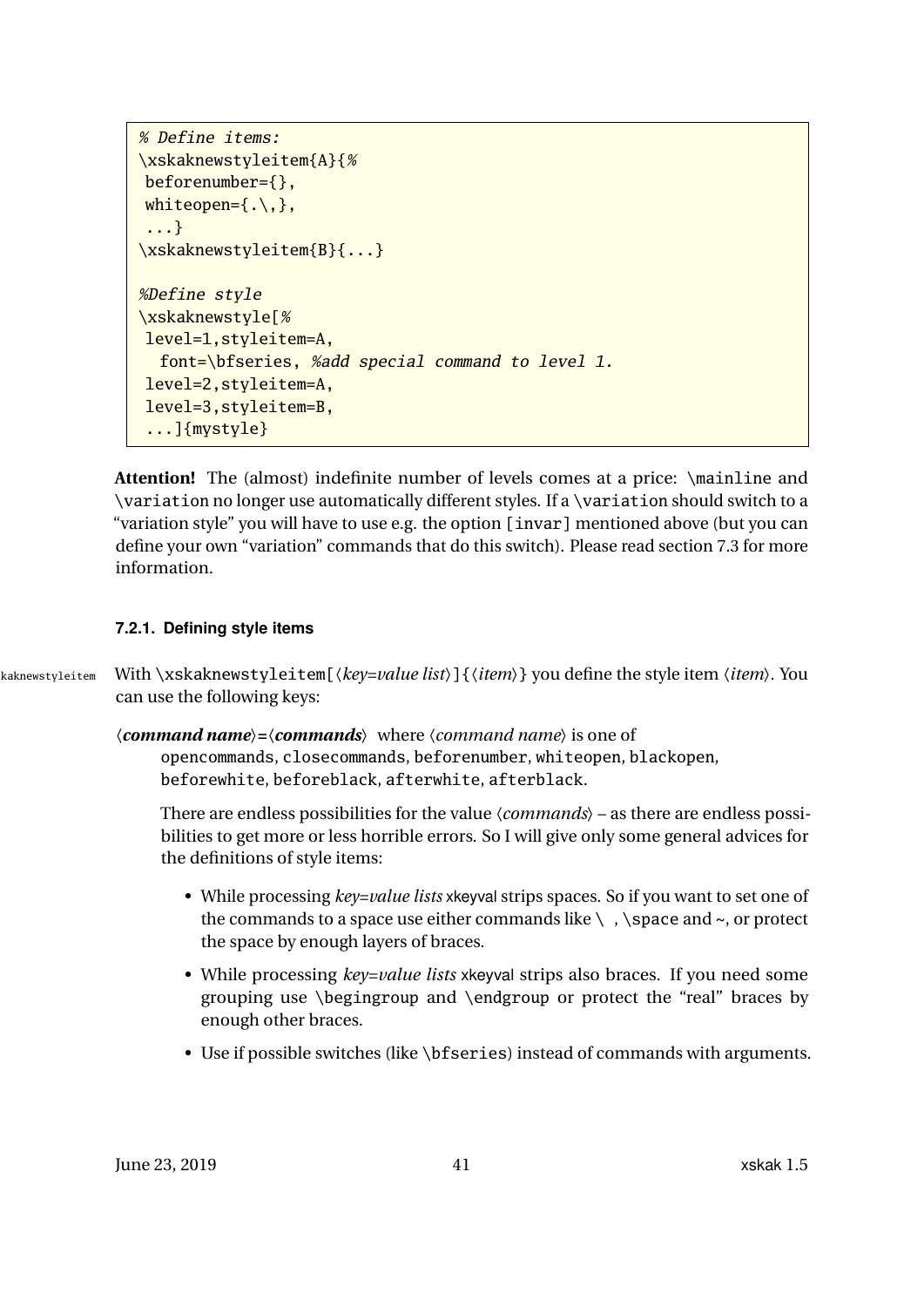```
% Define items:
\xskanewstyleitem{A}{%
 beforenumber={},
 whiteopen={.\,},
 ...}
\xskanewstyleitem{B}{...}

%Define style
\xskanewstyle[%
 level=1,styleitem=A,
   font=\bfseries, %add special command to level 1.
 level=2,styleitem=A,
 level=3,styleitem=B,
 ...]{mystyle}
```

**Attention!** The (almost) indefinite number of levels comes at a price: `\mainline` and `\variation` no longer use automatically different styles. If a `\variation` should switch to a "variation style" you will have to use e.g. the option `[invar]` mentioned above (but you can define your own "variation" commands that do this switch). Please read section 7.3 for more information.

### 7.2.1. Defining style items

With `\xskanewstyleitem[`⟨*key=value list*⟩`]{`⟨*item*⟩`}` you define the style item ⟨*item*⟩. You can use the following keys:

**⟨*command name*⟩=⟨*commands*⟩** where ⟨*command name*⟩ is one of `opencommands`, `closecommands`, `beforenumber`, `whiteopen`, `blackopen`, `beforewhite`, `beforeblack`, `afterwhite`, `afterblack`.

There are endless possibilities for the value ⟨*commands*⟩ – as there are endless possibilities to get more or less horrible errors. So I will give only some general advices for the definitions of style items:

- While processing *key=value lists* xkeyval strips spaces. So if you want to set one of the commands to a space use either commands like `\ `, `\space` and `~`, or protect the space by enough layers of braces.
- While processing *key=value lists* xkeyval strips also braces. If you need some grouping use `\begingroup` and `\endgroup` or protect the "real" braces by enough other braces.
- Use if possible switches (like `\bfseries`) instead of commands with arguments.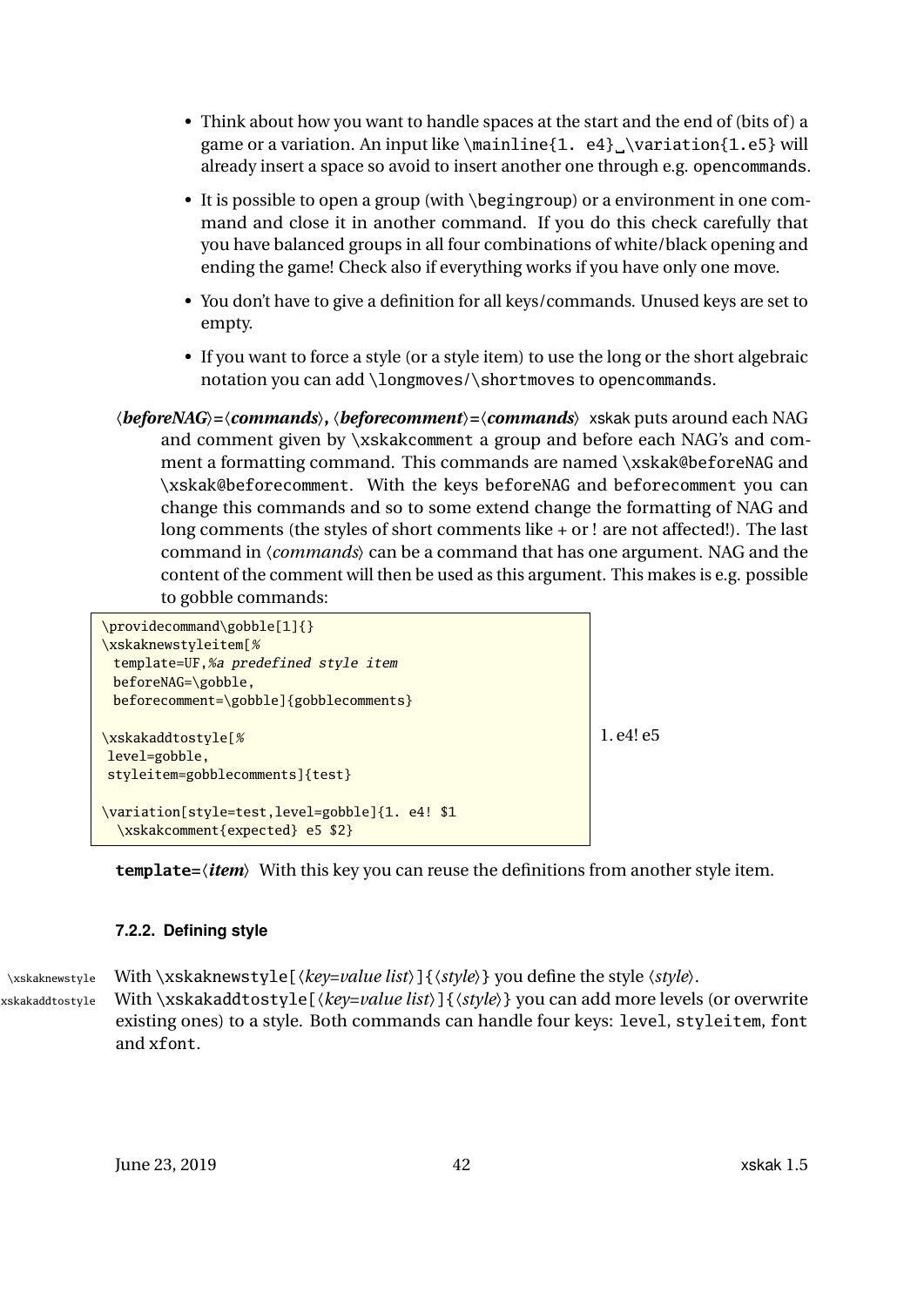- Think about how you want to handle spaces at the start and the end of (bits of) a game or a variation. An input like `\mainline{1. e4}␣\variation{1.e5}` will already insert a space so avoid to insert another one through e.g. `opencommands`.
- It is possible to open a group (with `\begingroup`) or a environment in one command and close it in another command. If you do this check carefully that you have balanced groups in all four combinations of white/black opening and ending the game! Check also if everything works if you have only one move.
- You don't have to give a definition for all keys/commands. Unused keys are set to empty.
- If you want to force a style (or a style item) to use the long or the short algebraic notation you can add `\longmoves`/`\shortmoves` to `opencommands`.

**⟨beforeNAG⟩=⟨commands⟩, ⟨beforecomment⟩=⟨commands⟩** xskak puts around each NAG and comment given by `\xskakcomment` a group and before each NAG's and comment a formatting command. This commands are named `\xskak@beforeNAG` and `\xskak@beforecomment`. With the keys `beforeNAG` and `beforecomment` you can change this commands and so to some extend change the formatting of NAG and long comments (the styles of short comments like + or ! are not affected!). The last command in ⟨*commands*⟩ can be a command that has one argument. NAG and the content of the comment will then be used as this argument. This makes is e.g. possible to gobble commands:

```
\providecommand\gobble[1]{}
\xskaknewstyleitem[%
  template=UF,%a predefined style item
  beforeNAG=\gobble,
  beforecomment=\gobble]{gobblecomments}

\xskakaddtostyle[%
 level=gobble,
 styleitem=gobblecomments]{test}

\variation[style=test,level=gobble]{1. e4! $1
  \xskakcomment{expected} e5 $2}
```

1. e4! e5

**template=⟨item⟩** With this key you can reuse the definitions from another style item.

### 7.2.2. Defining style

`\xskaknewstyle` With `\xskaknewstyle[⟨key=value list⟩]{⟨style⟩}` you define the style ⟨*style*⟩.

`\xskakaddtostyle` With `\xskakaddtostyle[⟨key=value list⟩]{⟨style⟩}` you can add more levels (or overwrite existing ones) to a style. Both commands can handle four keys: `level`, `styleitem`, `font` and `xfont`.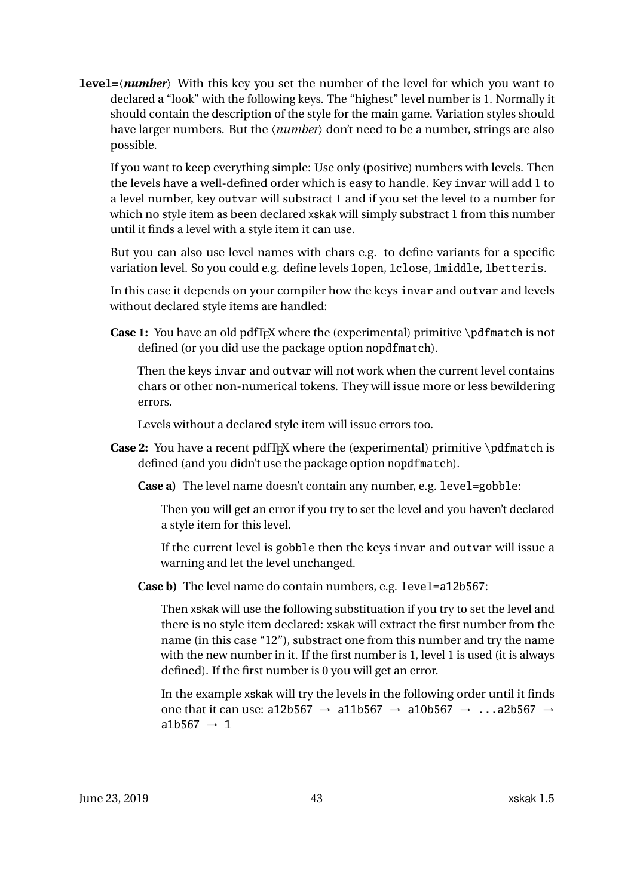**level=**⟨***number***⟩ With this key you set the number of the level for which you want to declared a "look" with the following keys. The "highest" level number is 1. Normally it should contain the description of the style for the main game. Variation styles should have larger numbers. But the ⟨*number*⟩ don't need to be a number, strings are also possible.

If you want to keep everything simple: Use only (positive) numbers with levels. Then the levels have a well-defined order which is easy to handle. Key `invar` will add 1 to a level number, key `outvar` will substract 1 and if you set the level to a number for which no style item as been declared xskak will simply substract 1 from this number until it finds a level with a style item it can use.

But you can also use level names with chars e.g. to define variants for a specific variation level. So you could e.g. define levels `1open`, `1close`, `1middle`, `1betteris`.

In this case it depends on your compiler how the keys `invar` and `outvar` and levels without declared style items are handled:

**Case 1:** You have an old pdfTeX where the (experimental) primitive `\pdfmatch` is not defined (or you did use the package option `nopdfmatch`).

Then the keys `invar` and `outvar` will not work when the current level contains chars or other non-numerical tokens. They will issue more or less bewildering errors.

Levels without a declared style item will issue errors too.

**Case 2:** You have a recent pdfTeX where the (experimental) primitive `\pdfmatch` is defined (and you didn't use the package option `nopdfmatch`).

**Case a)** The level name doesn't contain any number, e.g. `level=gobble`:

Then you will get an error if you try to set the level and you haven't declared a style item for this level.

If the current level is `gobble` then the keys `invar` and `outvar` will issue a warning and let the level unchanged.

**Case b)** The level name do contain numbers, e.g. `level=a12b567`:

Then xskak will use the following substituation if you try to set the level and there is no style item declared: xskak will extract the first number from the name (in this case "12"), substract one from this number and try the name with the new number in it. If the first number is 1, level 1 is used (it is always defined). If the first number is 0 you will get an error.

In the example xskak will try the levels in the following order until it finds one that it can use: `a12b567` → `a11b567` → `a10b567` → `...a2b567` → `a1b567` → `1`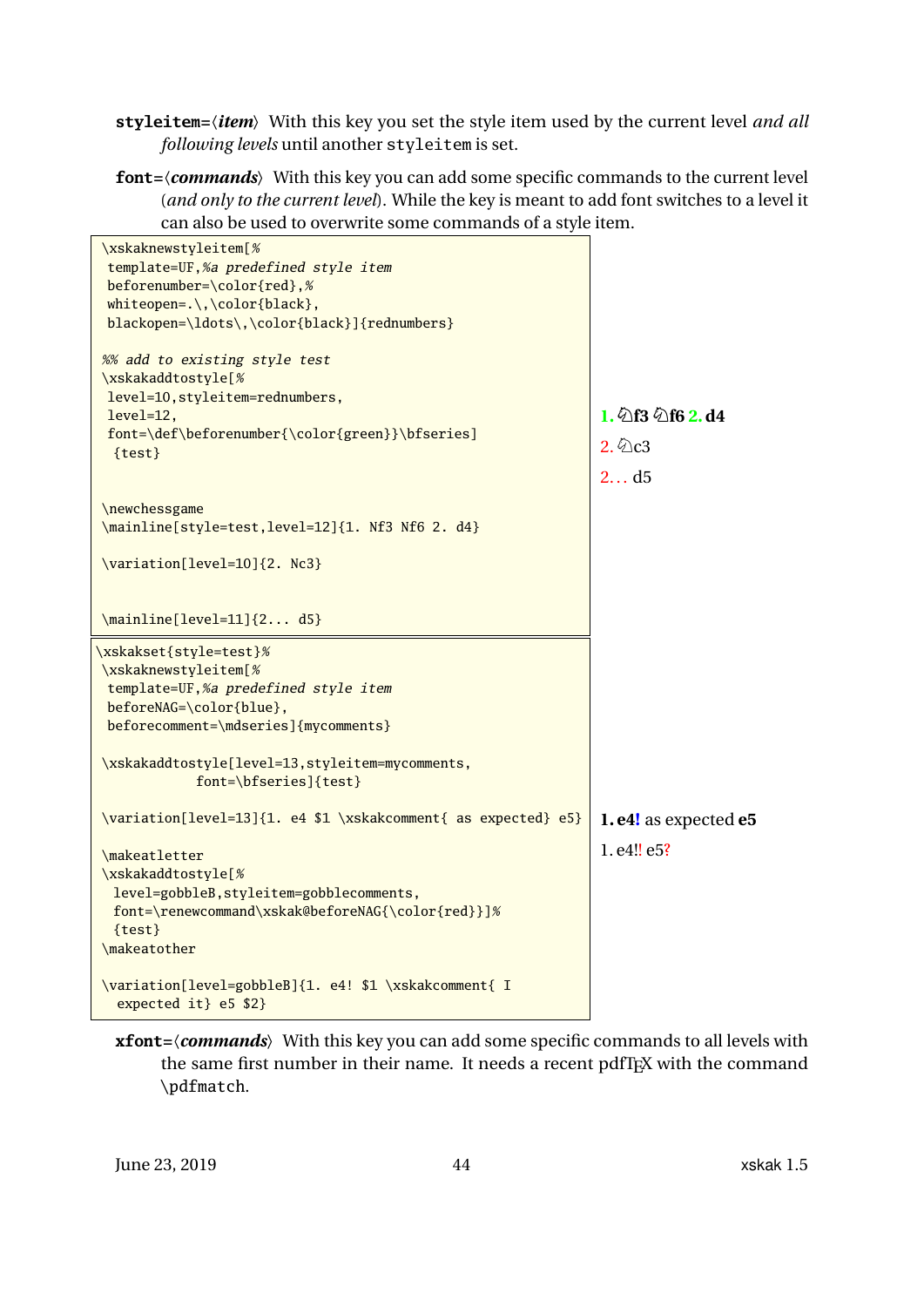**styleitem=⟨*item*⟩** With this key you set the style item used by the current level *and all following levels* until another `styleitem` is set.

**font=⟨*commands*⟩** With this key you can add some specific commands to the current level (*and only to the current level*). While the key is meant to add font switches to a level it can also be used to overwrite some commands of a style item.

```
\xskaknewstyleitem[%
 template=UF,%a predefined style item
 beforenumber=\color{red},%
 whiteopen=.\,\color{black},
 blackopen=\ldots\,\color{black}]{rednumbers}

%% add to existing style test
\xskakaddtostyle[%
 level=10,styleitem=rednumbers,
 level=12,
 font=\def\beforenumber{\color{green}}\bfseries]
  {test}


\newchessgame
\mainline[style=test,level=12]{1. Nf3 Nf6 2. d4}

\variation[level=10]{2. Nc3}


\mainline[level=11]{2... d5}
```

**1. ♘f3 ♘f6 2. d4**

2. ♘c3

2. . . d5

```
\xskakset{style=test}%
\xskaknewstyleitem[%
 template=UF,%a predefined style item
 beforeNAG=\color{blue},
 beforecomment=\mdseries]{mycomments}

\xskakaddtostyle[level=13,styleitem=mycomments,
           font=\bfseries]{test}

\variation[level=13]{1. e4 $1 \xskakcomment{ as expected} e5}

\makeatletter
\xskakaddtostyle[%
  level=gobbleB,styleitem=gobblecomments,
  font=\renewcommand\xskak@beforeNAG{\color{red}}]%
  {test}
\makeatother

\variation[level=gobbleB]{1. e4! $1 \xskakcomment{ I
  expected it} e5 $2}
```

**1. e4!** as expected **e5**

1. e4!! e5?

**xfont=⟨*commands*⟩** With this key you can add some specific commands to all levels with the same first number in their name. It needs a recent pdfTEX with the command `\pdfmatch`.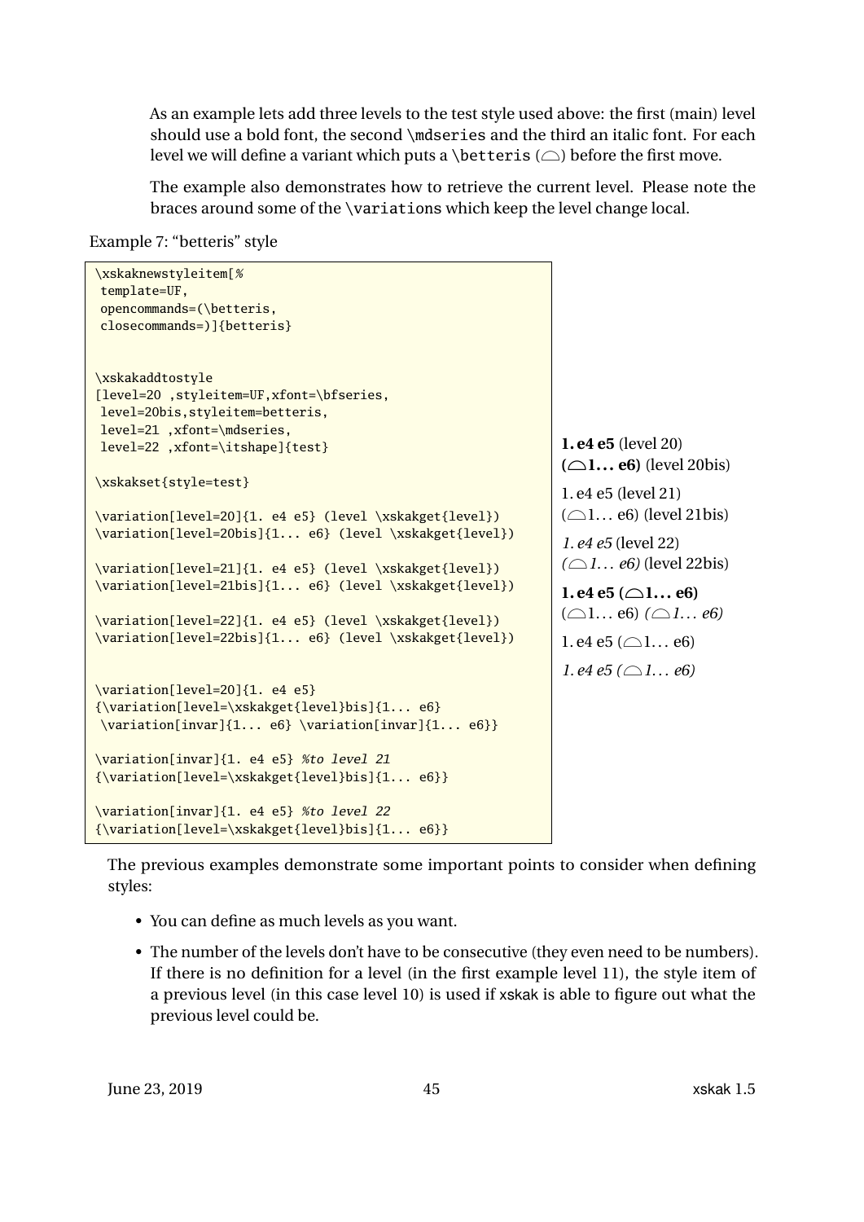As an example lets add three levels to the test style used above: the first (main) level should use a bold font, the second `\mdseries` and the third an italic font. For each level we will define a variant which puts a `\betteris` (⌓) before the first move.

The example also demonstrates how to retrieve the current level. Please note the braces around some of the `\variations` which keep the level change local.

Example 7: "betteris" style

```
\xskanewstyleitem[%
 template=UF,
 opencommands=(\betteris,
 closecommands=)]{betteris}


\xskakaddtostyle
[level=20 ,styleitem=UF,xfont=\bfseries,
 level=20bis,styleitem=betteris,
 level=21 ,xfont=\mdseries,
 level=22 ,xfont=\itshape]{test}

\xskakset{style=test}

\variation[level=20]{1. e4 e5} (level \xskakget{level})
\variation[level=20bis]{1... e6} (level \xskakget{level})

\variation[level=21]{1. e4 e5} (level \xskakget{level})
\variation[level=21bis]{1... e6} (level \xskakget{level})

\variation[level=22]{1. e4 e5} (level \xskakget{level})
\variation[level=22bis]{1... e6} (level \xskakget{level})


\variation[level=20]{1. e4 e5}
{\variation[level=\xskakget{level}bis]{1... e6}
 \variation[invar]{1... e6} \variation[invar]{1... e6}}

\variation[invar]{1. e4 e5} %to level 21
{\variation[level=\xskakget{level}bis]{1... e6}}

\variation[invar]{1. e4 e5} %to level 22
{\variation[level=\xskakget{level}bis]{1... e6}}
```

**1. e4 e5** (level 20)
**(⌓1... e6)** (level 20bis)

1. e4 e5 (level 21)
(⌓1... e6) (level 21bis)

*1. e4 e5* (level 22)
*(⌓1... e6)* (level 22bis)

**1. e4 e5 (⌓1... e6)**
(⌓1... e6) *(⌓1... e6)*

1. e4 e5 (⌓1... e6)

*1. e4 e5 (⌓1... e6)*

The previous examples demonstrate some important points to consider when defining styles:

- You can define as much levels as you want.
- The number of the levels don't have to be consecutive (they even need to be numbers). If there is no definition for a level (in the first example level 11), the style item of a previous level (in this case level 10) is used if xskak is able to figure out what the previous level could be.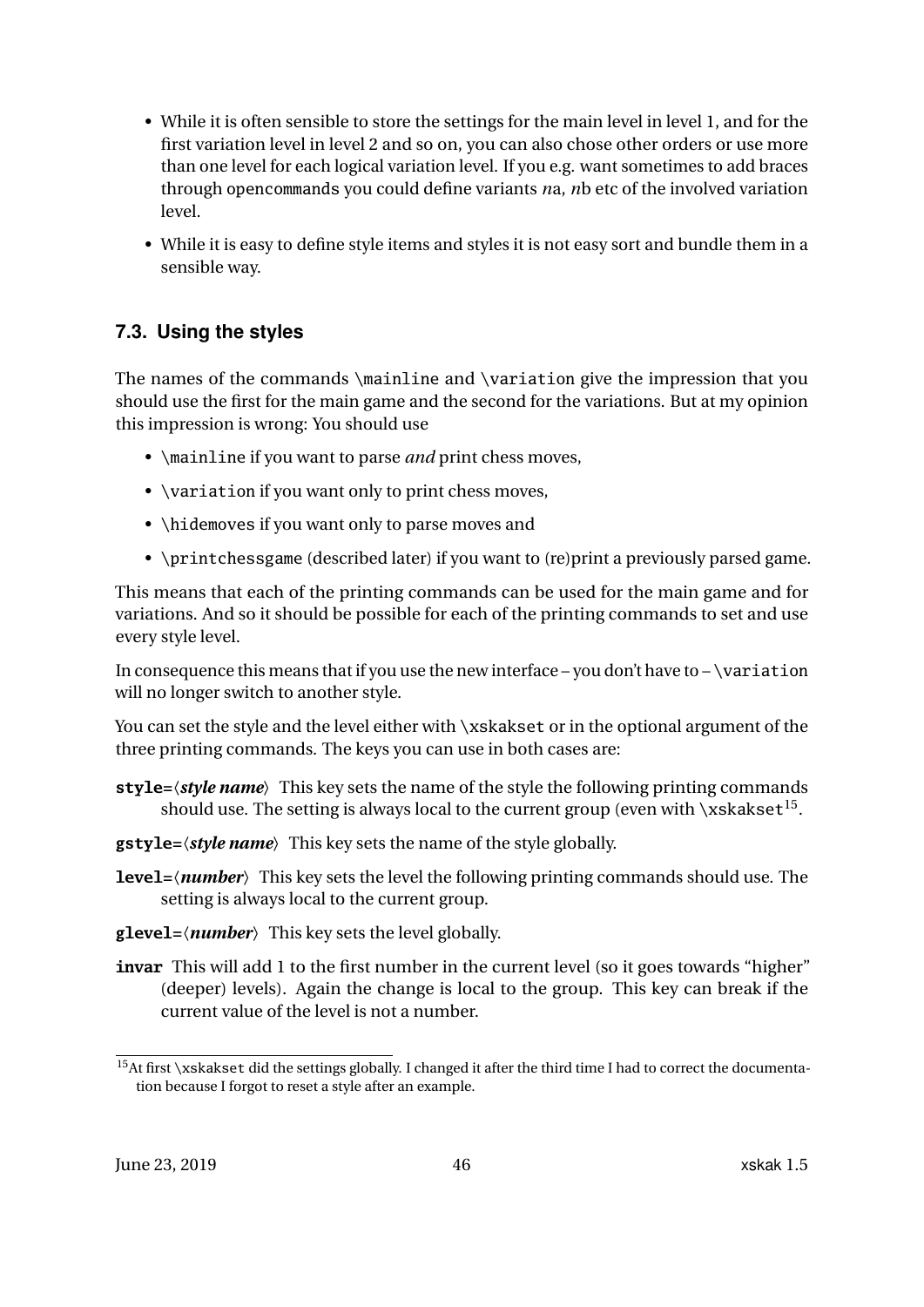- While it is often sensible to store the settings for the main level in level 1, and for the first variation level in level 2 and so on, you can also chose other orders or use more than one level for each logical variation level. If you e.g. want sometimes to add braces through `opencommands` you could define variants *n*a, *n*b etc of the involved variation level.
- While it is easy to define style items and styles it is not easy sort and bundle them in a sensible way.

### 7.3. Using the styles

The names of the commands `\mainline` and `\variation` give the impression that you should use the first for the main game and the second for the variations. But at my opinion this impression is wrong: You should use

- `\mainline` if you want to parse *and* print chess moves,
- `\variation` if you want only to print chess moves,
- `\hidemoves` if you want only to parse moves and
- `\printchessgame` (described later) if you want to (re)print a previously parsed game.

This means that each of the printing commands can be used for the main game and for variations. And so it should be possible for each of the printing commands to set and use every style level.

In consequence this means that if you use the new interface – you don't have to – `\variation` will no longer switch to another style.

You can set the style and the level either with `\xskakset` or in the optional argument of the three printing commands. The keys you can use in both cases are:

**`style`**=⟨***style name***⟩ This key sets the name of the style the following printing commands should use. The setting is always local to the current group (even with `\xskakset`[15].

**`gstyle`**=⟨***style name***⟩ This key sets the name of the style globally.

**`level`**=⟨***number***⟩ This key sets the level the following printing commands should use. The setting is always local to the current group.

**`glevel`**=⟨***number***⟩ This key sets the level globally.

**`invar`** This will add 1 to the first number in the current level (so it goes towards "higher" (deeper) levels). Again the change is local to the group. This key can break if the current value of the level is not a number.

[15]At first `\xskakset` did the settings globally. I changed it after the third time I had to correct the documentation because I forgot to reset a style after an example.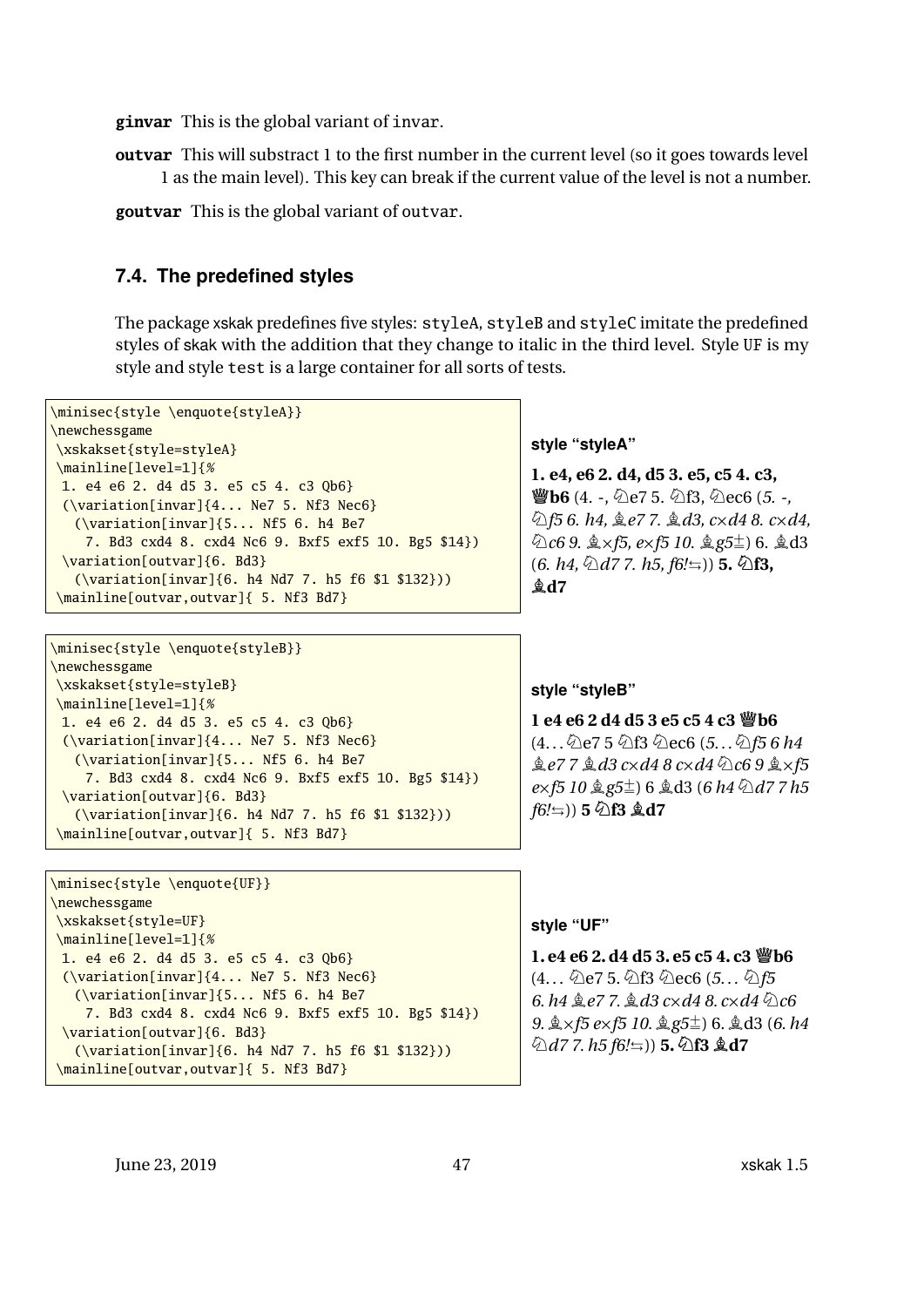**ginvar** This is the global variant of invar.

**outvar** This will substract 1 to the first number in the current level (so it goes towards level 1 as the main level). This key can break if the current value of the level is not a number.

**goutvar** This is the global variant of outvar.

### 7.4. The predefined styles

The package xskak predefines five styles: styleA, styleB and styleC imitate the predefined styles of skak with the addition that they change to italic in the third level. Style UF is my style and style test is a large container for all sorts of tests.

```
\minisec{style \enquote{styleA}}
\newchessgame
 \xskakset{style=styleA}
 \mainline[level=1]{%
  1. e4 e6 2. d4 d5 3. e5 c5 4. c3 Qb6}
  (\variation[invar]{4... Ne7 5. Nf3 Nec6}
    (\variation[invar]{5... Nf5 6. h4 Be7
      7. Bd3 cxd4 8. cxd4 Nc6 9. Bxf5 exf5 10. Bg5 $14})
  \variation[outvar]{6. Bd3}
    (\variation[invar]{6. h4 Nd7 7. h5 f6 $1 $132}))
 \mainline[outvar,outvar]{ 5. Nf3 Bd7}
```

**style "styleA"**

**1. e4, e6 2. d4, d5 3. e5, c5 4. c3, ♕b6** (4. -, ♘e7 5. ♘f3, ♘ec6 (*5. -, ♘f5 6. h4, ♗e7 7. ♗d3, c×d4 8. c×d4, ♘c6 9. ♗×f5, e×f5 10. ♗g5±*) 6. ♗d3 (*6. h4, ♘d7 7. h5, f6!⇆*)) **5. ♘f3, ♗d7**

```
\minisec{style \enquote{styleB}}
\newchessgame
 \xskakset{style=styleB}
 \mainline[level=1]{%
  1. e4 e6 2. d4 d5 3. e5 c5 4. c3 Qb6}
  (\variation[invar]{4... Ne7 5. Nf3 Nec6}
    (\variation[invar]{5... Nf5 6. h4 Be7
      7. Bd3 cxd4 8. cxd4 Nc6 9. Bxf5 exf5 10. Bg5 $14})
  \variation[outvar]{6. Bd3}
    (\variation[invar]{6. h4 Nd7 7. h5 f6 $1 $132}))
 \mainline[outvar,outvar]{ 5. Nf3 Bd7}
```

**style "styleB"**

**1 e4 e6 2 d4 d5 3 e5 c5 4 c3 ♕b6** (4… ♘e7 5 ♘f3 ♘ec6 (*5… ♘f5 6 h4 ♗e7 7 ♗d3 c×d4 8 c×d4 ♘c6 9 ♗×f5 e×f5 10 ♗g5±*) 6 ♗d3 (*6 h4 ♘d7 7 h5 f6!⇆*)) **5 ♘f3 ♗d7**

```
\minisec{style \enquote{UF}}
\newchessgame
 \xskakset{style=UF}
 \mainline[level=1]{%
  1. e4 e6 2. d4 d5 3. e5 c5 4. c3 Qb6}
  (\variation[invar]{4... Ne7 5. Nf3 Nec6}
    (\variation[invar]{5... Nf5 6. h4 Be7
      7. Bd3 cxd4 8. cxd4 Nc6 9. Bxf5 exf5 10. Bg5 $14})
  \variation[outvar]{6. Bd3}
    (\variation[invar]{6. h4 Nd7 7. h5 f6 $1 $132}))
 \mainline[outvar,outvar]{ 5. Nf3 Bd7}
```

**style "UF"**

**1. e4 e6 2. d4 d5 3. e5 c5 4. c3 ♕b6** (4… ♘e7 5. ♘f3 ♘ec6 (*5… ♘f5 6. h4 ♗e7 7. ♗d3 c×d4 8. c×d4 ♘c6 9. ♗×f5 e×f5 10. ♗g5±*) 6. ♗d3 (*6. h4 ♘d7 7. h5 f6!⇆*)) **5. ♘f3 ♗d7**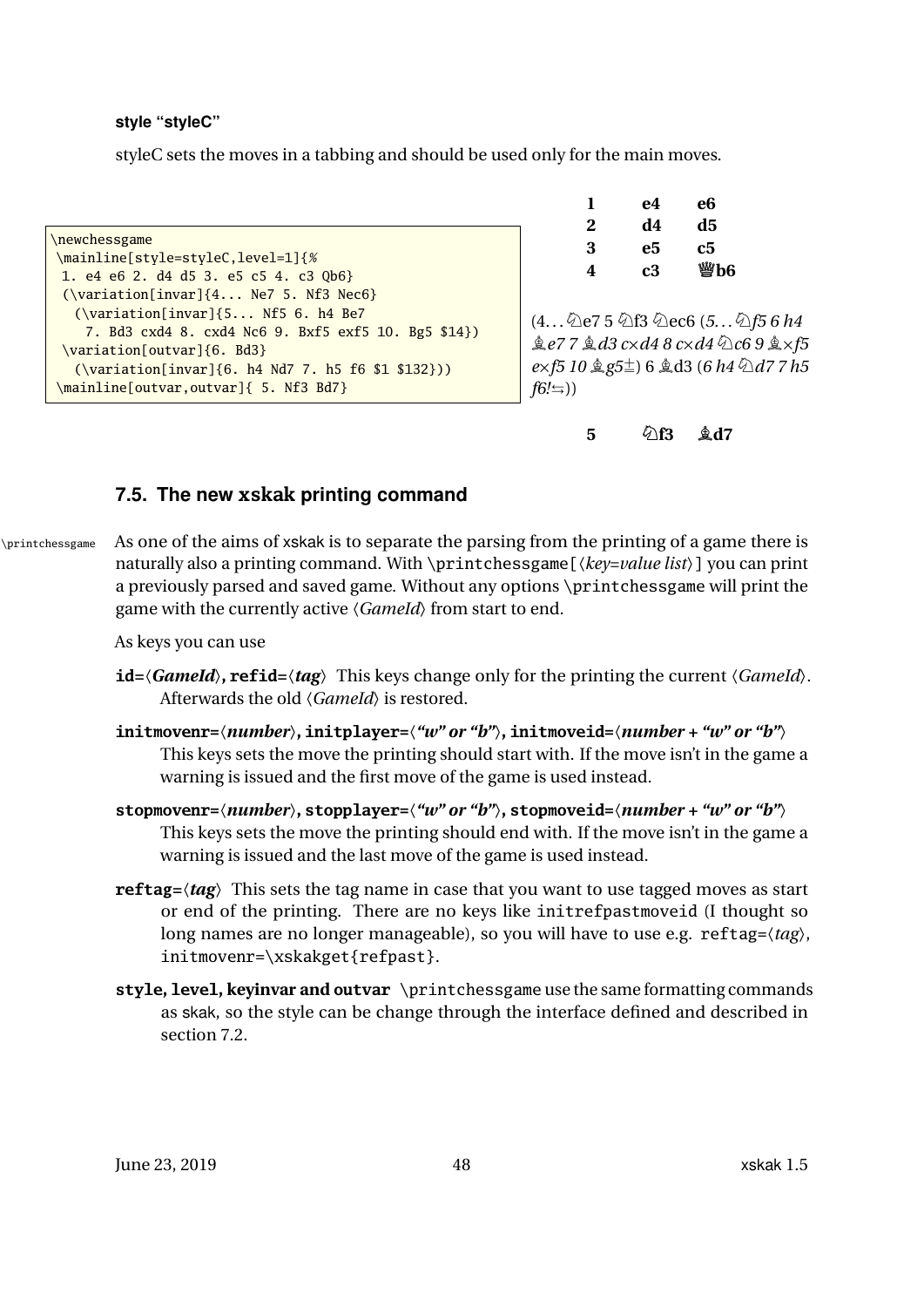#### style “styleC”

styleC sets the moves in a tabbing and should be used only for the main moves.

```
\newchessgame
\mainline[style=styleC,level=1]{%
 1. e4 e6 2. d4 d5 3. e5 c5 4. c3 Qb6}
 (\variation[invar]{4... Ne7 5. Nf3 Nec6}
  (\variation[invar]{5... Nf5 6. h4 Be7
   7. Bd3 cxd4 8. cxd4 Nc6 9. Bxf5 exf5 10. Bg5 $14})
 \variation[outvar]{6. Bd3}
  (\variation[invar]{6. h4 Nd7 7. h5 f6 $1 $132}))
\mainline[outvar,outvar]{ 5. Nf3 Bd7}
```

| | | |
|---|---|---|
| **1** | **e4** | **e6** |
| **2** | **d4** | **d5** |
| **3** | **e5** | **c5** |
| **4** | **c3** | **♕b6** |

(4… ♘e7 5 ♘f3 ♘ec6 (*5… ♘f5 6 h4 ♗e7 7 ♗d3 c×d4 8 c×d4 ♘c6 9 ♗×f5 e×f5 10 ♗g5*⩲) 6 ♗d3 (*6 h4 ♘d7 7 h5 f6!*⇆))

| | | |
|---|---|---|
| **5** | **♘f3** | **♗d7** |

### 7.5. The new xskak printing command

\printchessgame As one of the aims of xskak is to separate the parsing from the printing of a game there is naturally also a printing command. With `\printchessgame[⟨key=value list⟩]` you can print a previously parsed and saved game. Without any options `\printchessgame` will print the game with the currently active ⟨*GameId*⟩ from start to end.

As keys you can use

**id=⟨*GameId*⟩, refid=⟨*tag*⟩** This keys change only for the printing the current ⟨*GameId*⟩. Afterwards the old ⟨*GameId*⟩ is restored.

**initmovenr=⟨*number*⟩, initplayer=⟨*“w” or “b”*⟩, initmoveid=⟨*number + “w” or “b”*⟩** This keys sets the move the printing should start with. If the move isn’t in the game a warning is issued and the first move of the game is used instead.

**stopmovenr=⟨*number*⟩, stopplayer=⟨*“w” or “b”*⟩, stopmoveid=⟨*number + “w” or “b”*⟩** This keys sets the move the printing should end with. If the move isn’t in the game a warning is issued and the last move of the game is used instead.

**reftag=⟨*tag*⟩** This sets the tag name in case that you want to use tagged moves as start or end of the printing. There are no keys like `initrefpastmoveid` (I thought so long names are no longer manageable), so you will have to use e.g. `reftag=⟨tag⟩, initmovenr=\xskakget{refpast}`.

**style, level, keyinvar and outvar** `\printchessgame` use the same formatting commands as skak, so the style can be change through the interface defined and described in section 7.2.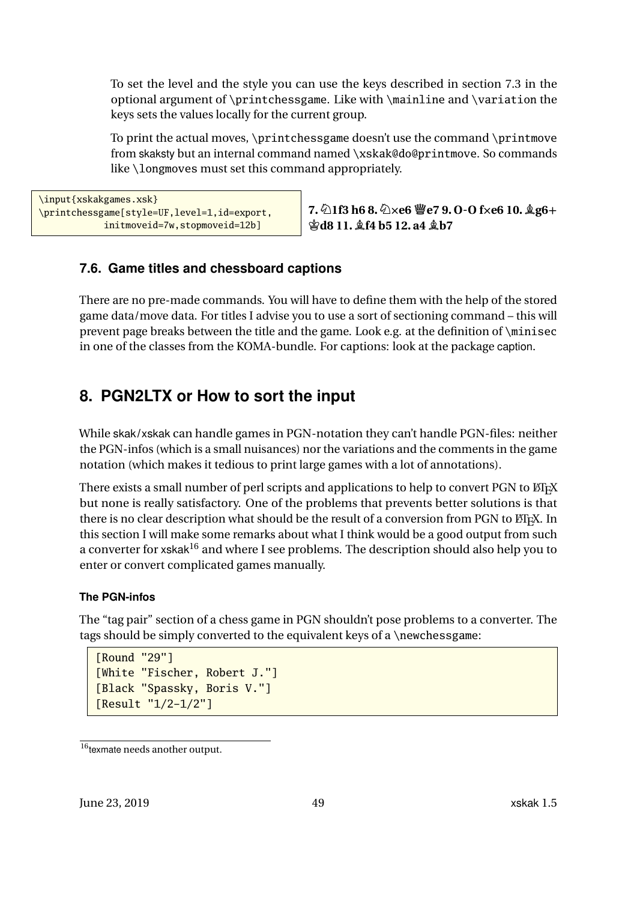To set the level and the style you can use the keys described in section 7.3 in the optional argument of \printchessgame. Like with \mainline and \variation the keys sets the values locally for the current group.

To print the actual moves, \printchessgame doesn't use the command \printmove from skaksty but an internal command named \xskak@do@printmove. So commands like \longmoves must set this command appropriately.

```
\input{xskakgames.xsk}
\printchessgame[style=UF,level=1,id=export,
          initmoveid=7w,stopmoveid=12b]
```

**7. ♘1f3 h6 8. ♘×e6 ♕e7 9. O-O f×e6 10. ♗g6+ ♔d8 11. ♗f4 b5 12. a4 ♗b7**

### 7.6. Game titles and chessboard captions

There are no pre-made commands. You will have to define them with the help of the stored game data/move data. For titles I advise you to use a sort of sectioning command – this will prevent page breaks between the title and the game. Look e.g. at the definition of \minisec in one of the classes from the KOMA-bundle. For captions: look at the package caption.

## 8. PGN2LTX or How to sort the input

While skak/xskak can handle games in PGN-notation they can't handle PGN-files: neither the PGN-infos (which is a small nuisances) nor the variations and the comments in the game notation (which makes it tedious to print large games with a lot of annotations).

There exists a small number of perl scripts and applications to help to convert PGN to LaTeX but none is really satisfactory. One of the problems that prevents better solutions is that there is no clear description what should be the result of a conversion from PGN to LaTeX. In this section I will make some remarks about what I think would be a good output from such a converter for xskak[16] and where I see problems. The description should also help you to enter or convert complicated games manually.

#### The PGN-infos

The "tag pair" section of a chess game in PGN shouldn't pose problems to a converter. The tags should be simply converted to the equivalent keys of a \newchessgame:

```
[Round "29"]
[White "Fischer, Robert J."]
[Black "Spassky, Boris V."]
[Result "1/2-1/2"]
```

[16] texmate needs another output.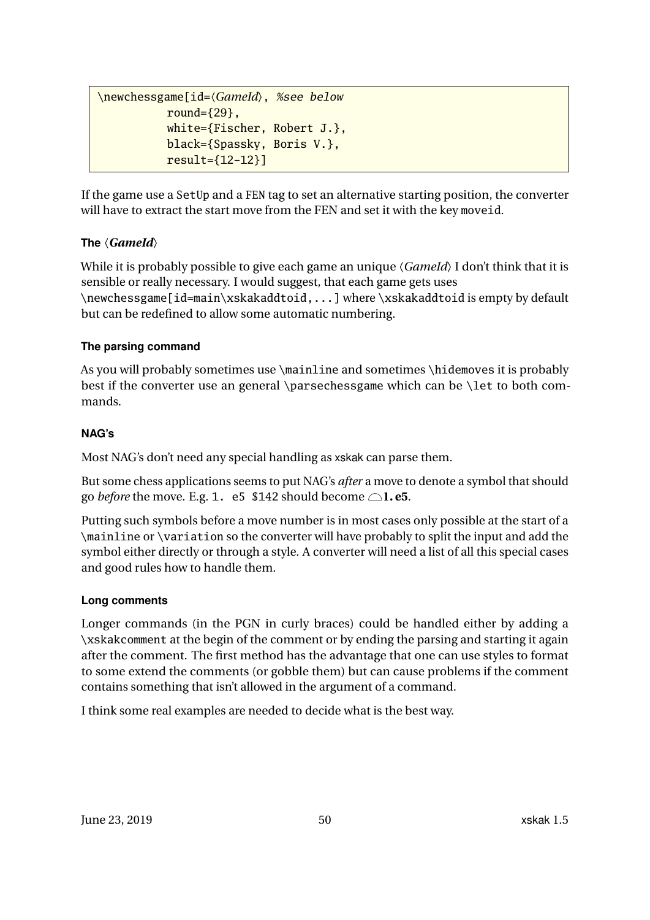```
\newchessgame[id=⟨GameId⟩, %see below
          round={29},
          white={Fischer, Robert J.},
          black={Spassky, Boris V.},
          result={12-12}]
```

If the game use a SetUp and a FEN tag to set an alternative starting position, the converter will have to extract the start move from the FEN and set it with the key moveid.

#### The ⟨*GameId*⟩

While it is probably possible to give each game an unique ⟨*GameId*⟩ I don't think that it is sensible or really necessary. I would suggest, that each game gets uses `\newchessgame[id=main\xskakaddtoid,...]` where `\xskakaddtoid` is empty by default but can be redefined to allow some automatic numbering.

#### The parsing command

As you will probably sometimes use `\mainline` and sometimes `\hidemoves` it is probably best if the converter use an general `\parsechessgame` which can be `\let` to both commands.

#### NAG's

Most NAG's don't need any special handling as xskak can parse them.

But some chess applications seems to put NAG's *after* a move to denote a symbol that should go *before* the move. E.g. `1. e5 $142` should become ⌓**1. e5**.

Putting such symbols before a move number is in most cases only possible at the start of a `\mainline` or `\variation` so the converter will have probably to split the input and add the symbol either directly or through a style. A converter will need a list of all this special cases and good rules how to handle them.

#### Long comments

Longer commands (in the PGN in curly braces) could be handled either by adding a `\xskakcomment` at the begin of the comment or by ending the parsing and starting it again after the comment. The first method has the advantage that one can use styles to format to some extend the comments (or gobble them) but can cause problems if the comment contains something that isn't allowed in the argument of a command.

I think some real examples are needed to decide what is the best way.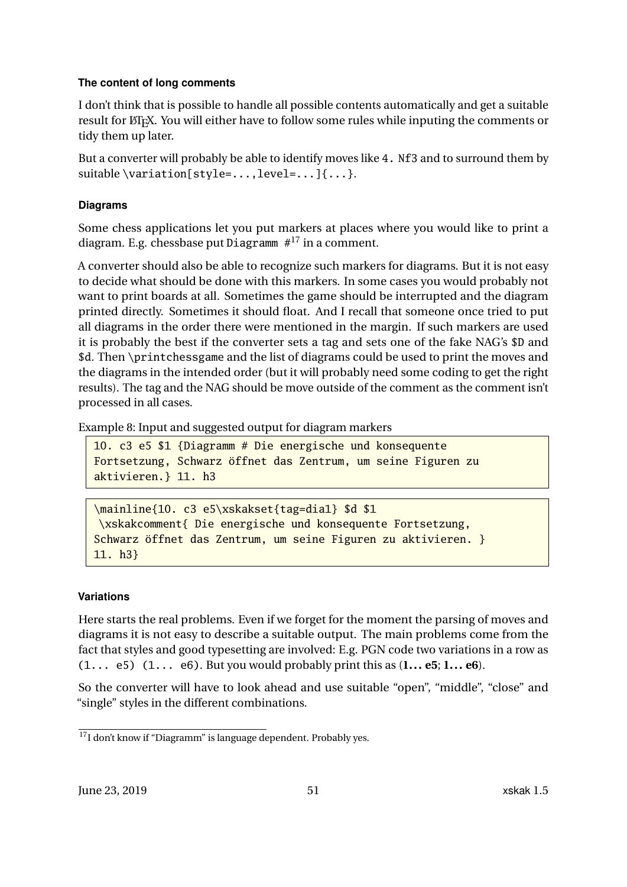### The content of long comments

I don't think that is possible to handle all possible contents automatically and get a suitable result for LaTeX. You will either have to follow some rules while inputing the comments or tidy them up later.

But a converter will probably be able to identify moves like `4. Nf3` and to surround them by suitable `\variation[style=...,level=...]{...}`.

### Diagrams

Some chess applications let you put markers at places where you would like to print a diagram. E.g. chessbase put `Diagramm #`[17] in a comment.

A converter should also be able to recognize such markers for diagrams. But it is not easy to decide what should be done with this markers. In some cases you would probably not want to print boards at all. Sometimes the game should be interrupted and the diagram printed directly. Sometimes it should float. And I recall that someone once tried to put all diagrams in the order there were mentioned in the margin. If such markers are used it is probably the best if the converter sets a tag and sets one of the fake NAG's `$D` and `$d`. Then `\printchessgame` and the list of diagrams could be used to print the moves and the diagrams in the intended order (but it will probably need some coding to get the right results). The tag and the NAG should be move outside of the comment as the comment isn't processed in all cases.

Example 8: Input and suggested output for diagram markers

```
10. c3 e5 $1 {Diagramm # Die energische und konsequente
Fortsetzung, Schwarz öffnet das Zentrum, um seine Figuren zu
aktivieren.} 11. h3
```

```
\mainline{10. c3 e5\xskakset{tag=dia1} $d $1
 \xskakcomment{ Die energische und konsequente Fortsetzung,
Schwarz öffnet das Zentrum, um seine Figuren zu aktivieren. }
11. h3}
```

### Variations

Here starts the real problems. Even if we forget for the moment the parsing of moves and diagrams it is not easy to describe a suitable output. The main problems come from the fact that styles and good typesetting are involved: E.g. PGN code two variations in a row as `(1... e5) (1... e6)`. But you would probably print this as (**1... e5**; **1... e6**).

So the converter will have to look ahead and use suitable "open", "middle", "close" and "single" styles in the different combinations.

---

[17] I don't know if "Diagramm" is language dependent. Probably yes.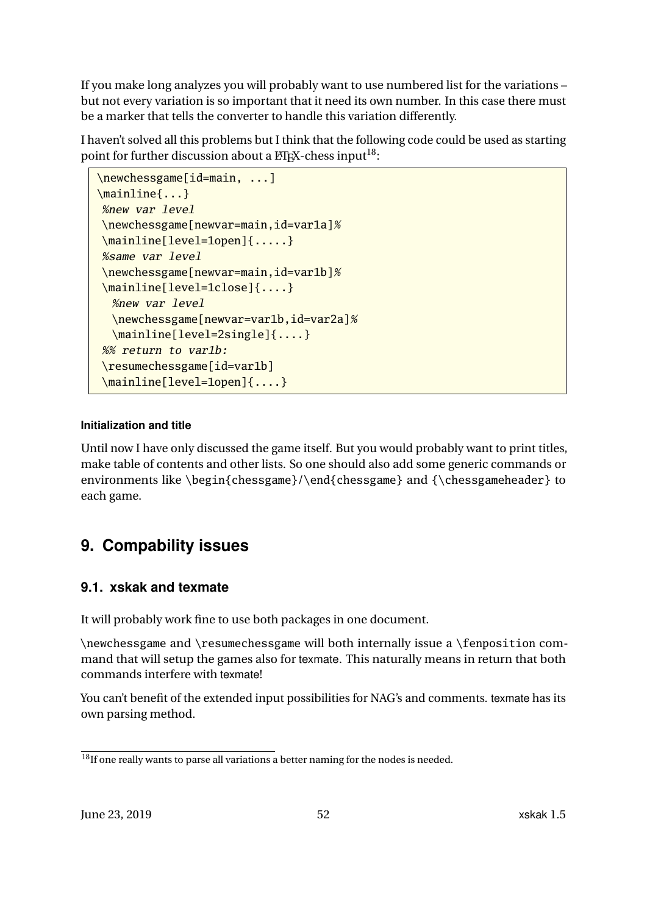If you make long analyzes you will probably want to use numbered list for the variations – but not every variation is so important that it need its own number. In this case there must be a marker that tells the converter to handle this variation differently.

I haven't solved all this problems but I think that the following code could be used as starting point for further discussion about a LaTeX-chess input[18]:

```
\newchessgame[id=main, ...]
\mainline{...}
 %new var level
 \newchessgame[newvar=main,id=var1a]%
 \mainline[level=1open]{.....}
 %same var level
 \newchessgame[newvar=main,id=var1b]%
 \mainline[level=1close]{....}
  %new var level
  \newchessgame[newvar=var1b,id=var2a]%
  \mainline[level=2single]{....}
 %% return to var1b:
 \resumechessgame[id=var1b]
 \mainline[level=1open]{....}
```

#### Initialization and title

Until now I have only discussed the game itself. But you would probably want to print titles, make table of contents and other lists. So one should also add some generic commands or environments like \begin{chessgame}/\end{chessgame} and {\chessgameheader} to each game.

# 9. Compability issues

## 9.1. xskak and texmate

It will probably work fine to use both packages in one document.

\newchessgame and \resumechessgame will both internally issue a \fenposition command that will setup the games also for texmate. This naturally means in return that both commands interfere with texmate!

You can't benefit of the extended input possibilities for NAG's and comments. texmate has its own parsing method.

[18] If one really wants to parse all variations a better naming for the nodes is needed.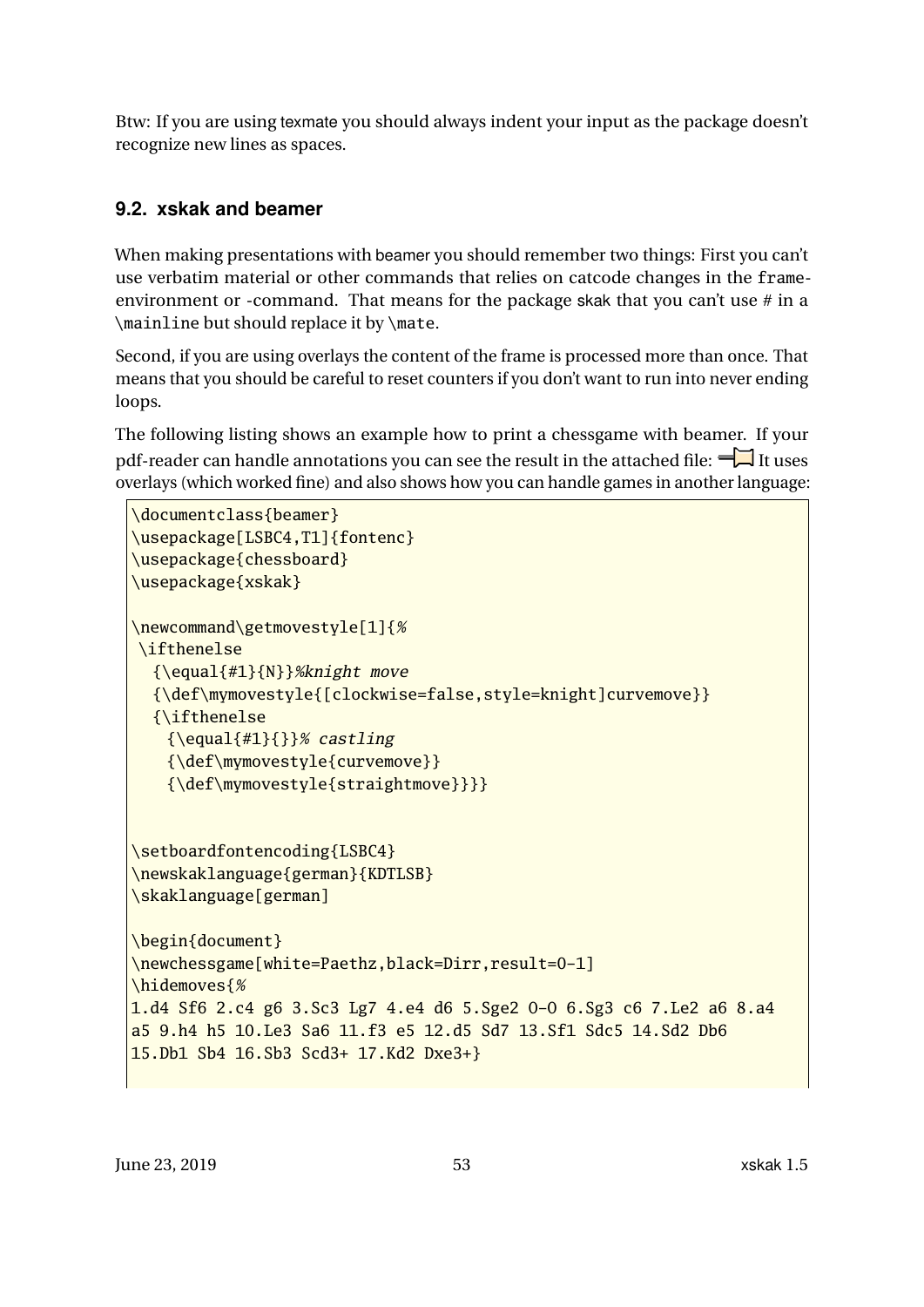Btw: If you are using texmate you should always indent your input as the package doesn't recognize new lines as spaces.

## 9.2. xskak and beamer

When making presentations with beamer you should remember two things: First you can't use verbatim material or other commands that relies on catcode changes in the `frame`-environment or -command. That means for the package skak that you can't use # in a `\mainline` but should replace it by `\mate`.

Second, if you are using overlays the content of the frame is processed more than once. That means that you should be careful to reset counters if you don't want to run into never ending loops.

The following listing shows an example how to print a chessgame with beamer. If your pdf-reader can handle annotations you can see the result in the attached file: It uses overlays (which worked fine) and also shows how you can handle games in another language:

```
\documentclass{beamer}
\usepackage[LSBC4,T1]{fontenc}
\usepackage{chessboard}
\usepackage{xskak}

\newcommand\getmovestyle[1]{%
 \ifthenelse
  {\equal{#1}{N}}%knight move
  {\def\mymovestyle{[clockwise=false,style=knight]curvemove}}
  {\ifthenelse
    {\equal{#1}{}}% castling
    {\def\mymovestyle{curvemove}}
    {\def\mymovestyle{straightmove}}}}


\setboardfontencoding{LSBC4}
\newskaklanguage{german}{KDTLSB}
\skaklanguage[german]

\begin{document}
\newchessgame[white=Paethz,black=Dirr,result=0-1]
\hidemoves{%
1.d4 Sf6 2.c4 g6 3.Sc3 Lg7 4.e4 d6 5.Sge2 O-O 6.Sg3 c6 7.Le2 a6 8.a4
a5 9.h4 h5 10.Le3 Sa6 11.f3 e5 12.d5 Sd7 13.Sf1 Sdc5 14.Sd2 Db6
15.Db1 Sb4 16.Sb3 Scd3+ 17.Kd2 Dxe3+}
```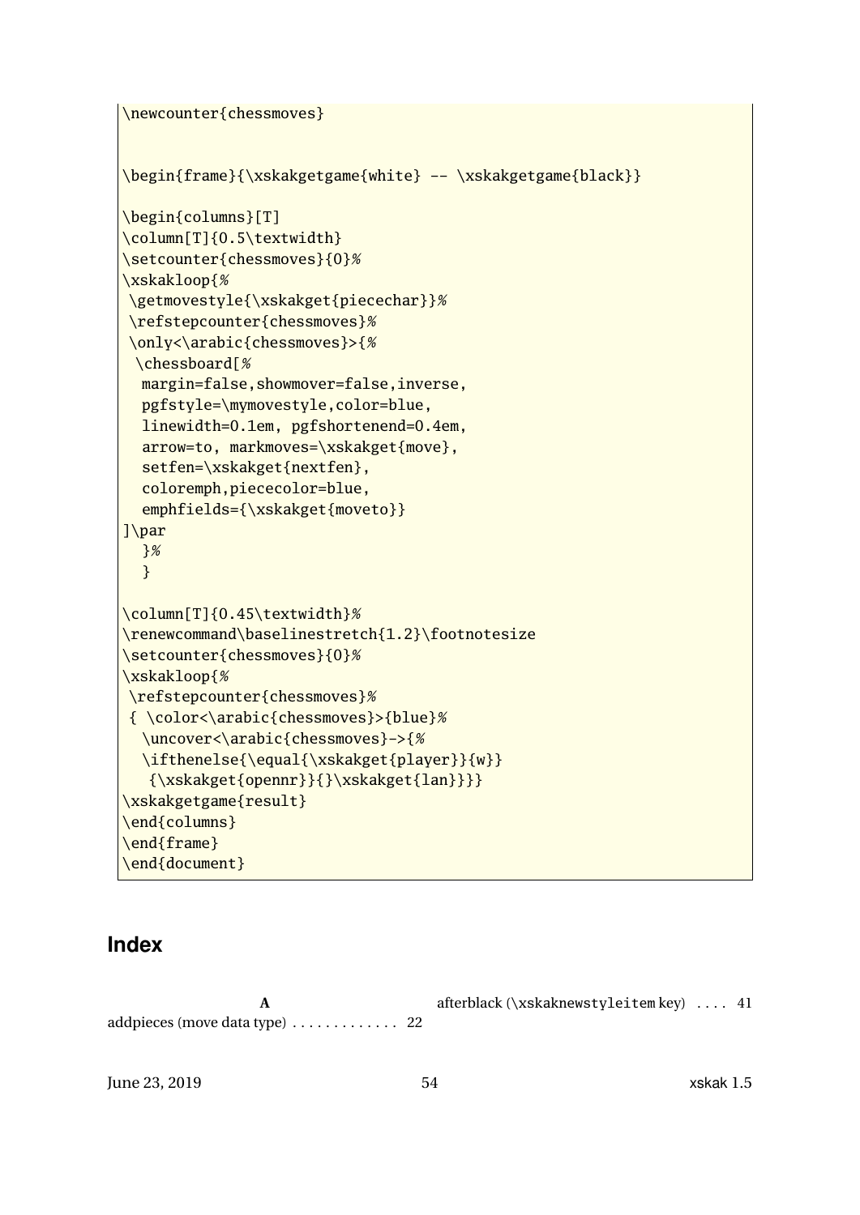```
\newcounter{chessmoves}


\begin{frame}{\xskakgetgame{white} -- \xskakgetgame{black}}

\begin{columns}[T]
\column[T]{0.5\textwidth}
\setcounter{chessmoves}{0}%
\xskakloop{%
 \getmovestyle{\xskakget{piecechar}}%
 \refstepcounter{chessmoves}%
 \only<\arabic{chessmoves}>{%
  \chessboard[%
   margin=false,showmover=false,inverse,
   pgfstyle=\mymovestyle,color=blue,
   linewidth=0.1em, pgfshortenend=0.4em,
   arrow=to, markmoves=\xskakget{move},
   setfen=\xskakget{nextfen},
   coloremph,piececolor=blue,
   emphfields={\xskakget{moveto}}
]\par
   }%
   }

\column[T]{0.45\textwidth}%
\renewcommand\baselinestretch{1.2}\footnotesize
\setcounter{chessmoves}{0}%
\xskakloop{%
 \refstepcounter{chessmoves}%
 { \color<\arabic{chessmoves}>{blue}%
   \uncover<\arabic{chessmoves}->{%
   \ifthenelse{\equal{\xskakget{player}}{w}}
    {\xskakget{opennr}}{}\xskakget{lan}}}}
\xskakgetgame{result}
\end{columns}
\end{frame}
\end{document}
```

# Index

**A**

addpieces (move data type) . . . . . . . . . . . . . 22

afterblack (`\xskaknewstyleitem` key) . . . . 41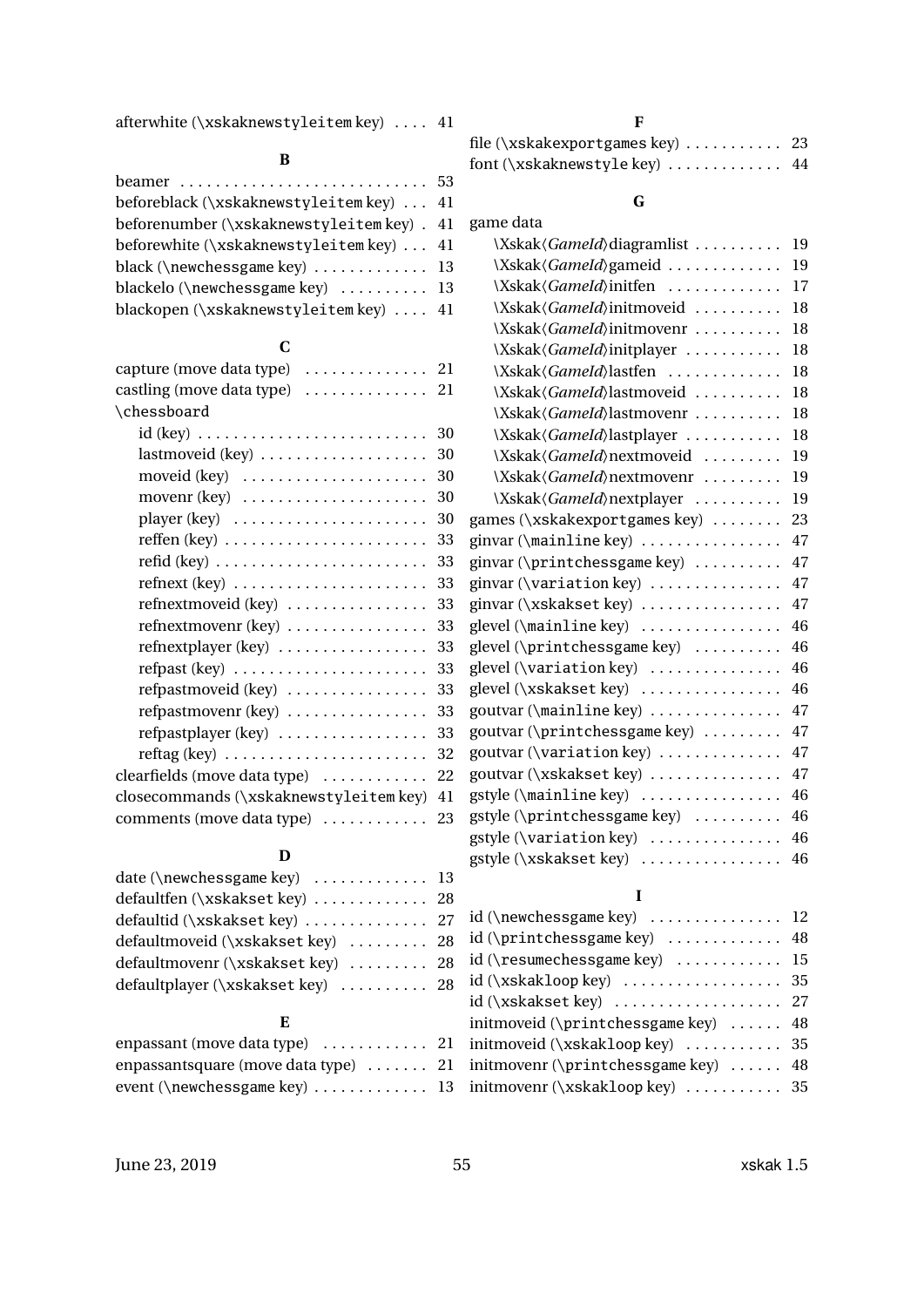afterwhite (\xskaknewstyleitem key) .... 41

**B**

beamer ............................ 53
beforeblack (\xskaknewstyleitem key) ... 41
beforenumber (\xskaknewstyleitem key) . 41
beforewhite (\xskaknewstyleitem key) ... 41
black (\newchessgame key) ............. 13
blackelo (\newchessgame key) .......... 13
blackopen (\xskaknewstyleitem key) .... 41

**C**

capture (move data type) .............. 21
castling (move data type) ............. 21
\chessboard
  id (key) ............................ 30
  lastmoveid (key) .................... 30
  moveid (key) ........................ 30
  movenr (key) ........................ 30
  player (key) ........................ 30
  reffen (key) ........................ 33
  refid (key) ......................... 33
  refnext (key) ....................... 33
  refnextmoveid (key) ................. 33
  refnextmovenr (key) ................. 33
  refnextplayer (key) ................. 33
  refpast (key) ....................... 33
  refpastmoveid (key) ................. 33
  refpastmovenr (key) ................. 33
  refpastplayer (key) ................. 33
  reftag (key) ........................ 32
clearfields (move data type) .......... 22
closecommands (\xskaknewstyleitem key) 41
comments (move data type) ............ 23

**D**

date (\newchessgame key) ............. 13
defaultfen (\xskakset key) ............ 28
defaultid (\xskakset key) ............. 27
defaultmoveid (\xskakset key) ......... 28
defaultmovenr (\xskakset key) ......... 28
defaultplayer (\xskakset key) ......... 28

**E**

enpassant (move data type) ............ 21
enpassantsquare (move data type) ....... 21
event (\newchessgame key) ............. 13

**F**

file (\xskakexportgames key) ........... 23
font (\xskaknewstyle key) ............. 44

**G**

game data
  \Xskak⟨*GameId*⟩diagramlist .......... 19
  \Xskak⟨*GameId*⟩gameid ............... 19
  \Xskak⟨*GameId*⟩initfen .............. 17
  \Xskak⟨*GameId*⟩initmoveid ........... 18
  \Xskak⟨*GameId*⟩initmovenr ........... 18
  \Xskak⟨*GameId*⟩initplayer ........... 18
  \Xskak⟨*GameId*⟩lastfen .............. 18
  \Xskak⟨*GameId*⟩lastmoveid ........... 18
  \Xskak⟨*GameId*⟩lastmovenr ........... 18
  \Xskak⟨*GameId*⟩lastplayer ........... 18
  \Xskak⟨*GameId*⟩nextmoveid ........... 19
  \Xskak⟨*GameId*⟩nextmovenr ........... 19
  \Xskak⟨*GameId*⟩nextplayer ........... 19
games (\xskakexportgames key) ........ 23
ginvar (\mainline key) ................ 47
ginvar (\printchessgame key) .......... 47
ginvar (\variation key) ............... 47
ginvar (\xskakset key) ................ 47
glevel (\mainline key) ................ 46
glevel (\printchessgame key) .......... 46
glevel (\variation key) ............... 46
glevel (\xskakset key) ................ 46
goutvar (\mainline key) ............... 47
goutvar (\printchessgame key) ......... 47
goutvar (\variation key) .............. 47
goutvar (\xskakset key) ............... 47
gstyle (\mainline key) ................ 46
gstyle (\printchessgame key) .......... 46
gstyle (\variation key) ............... 46
gstyle (\xskakset key) ................ 46

**I**

id (\newchessgame key) ............... 12
id (\printchessgame key) ............. 48
id (\resumechessgame key) ............ 15
id (\xskakloop key) .................. 35
id (\xskakset key) ................... 27
initmoveid (\printchessgame key) ...... 48
initmoveid (\xskakloop key) ........... 35
initmovenr (\printchessgame key) ...... 48
initmovenr (\xskakloop key) ........... 35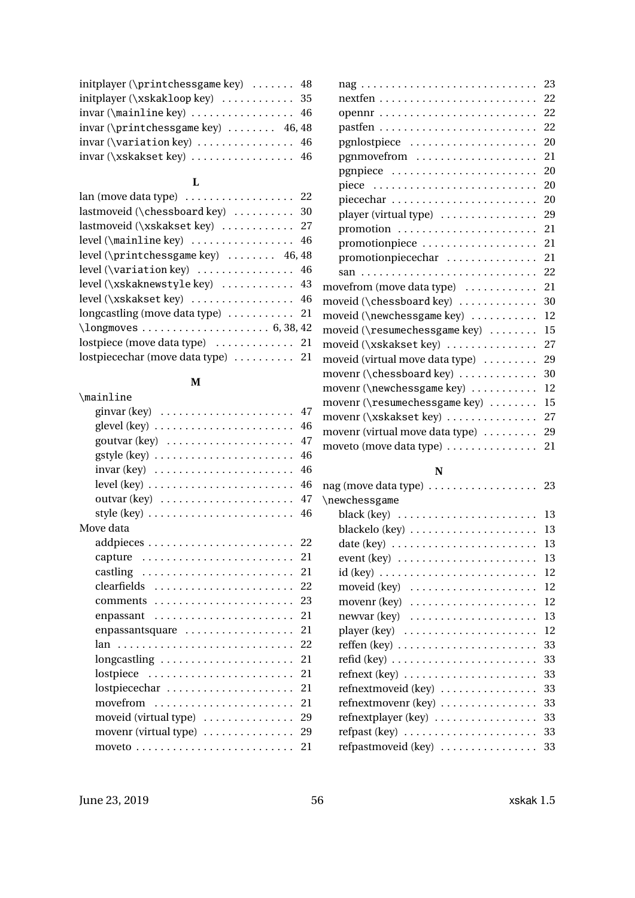initplayer (\printchessgame key) . . . . . . . 48
initplayer (\xskakloop key) . . . . . . . . . . . . 35
invar (\mainline key) . . . . . . . . . . . . . . . . . 46
invar (\printchessgame key) . . . . . . . . 46, 48
invar (\variation key) . . . . . . . . . . . . . . . . 46
invar (\xskakset key) . . . . . . . . . . . . . . . . . 46

**L**

lan (move data type) . . . . . . . . . . . . . . . . . . 22
lastmoveid (\chessboard key) . . . . . . . . . . 30
lastmoveid (\xskakset key) . . . . . . . . . . . . 27
level (\mainline key) . . . . . . . . . . . . . . . . . 46
level (\printchessgame key) . . . . . . . . 46, 48
level (\variation key) . . . . . . . . . . . . . . . . 46
level (\xskaknewstyle key) . . . . . . . . . . . . 43
level (\xskakset key) . . . . . . . . . . . . . . . . . 46
longcastling (move data type) . . . . . . . . . . . 21
\longmoves . . . . . . . . . . . . . . . . . . . . . 6, 38, 42
lostpiece (move data type) . . . . . . . . . . . . . 21
lostpiecechar (move data type) . . . . . . . . . . 21

**M**

\mainline
- ginvar (key) . . . . . . . . . . . . . . . . . . . . . . 47
- glevel (key) . . . . . . . . . . . . . . . . . . . . . . . 46
- goutvar (key) . . . . . . . . . . . . . . . . . . . . . 47
- gstyle (key) . . . . . . . . . . . . . . . . . . . . . . . 46
- invar (key) . . . . . . . . . . . . . . . . . . . . . . . 46
- level (key) . . . . . . . . . . . . . . . . . . . . . . . . 46
- outvar (key) . . . . . . . . . . . . . . . . . . . . . . 47
- style (key) . . . . . . . . . . . . . . . . . . . . . . . . 46

Move data
- addpieces . . . . . . . . . . . . . . . . . . . . . . . . 22
- capture . . . . . . . . . . . . . . . . . . . . . . . . . 21
- castling . . . . . . . . . . . . . . . . . . . . . . . . . 21
- clearfields . . . . . . . . . . . . . . . . . . . . . . . 22
- comments . . . . . . . . . . . . . . . . . . . . . . . 23
- enpassant . . . . . . . . . . . . . . . . . . . . . . . 21
- enpassantsquare . . . . . . . . . . . . . . . . . . 21
- lan . . . . . . . . . . . . . . . . . . . . . . . . . . . . . 22
- longcastling . . . . . . . . . . . . . . . . . . . . . . 21
- lostpiece . . . . . . . . . . . . . . . . . . . . . . . . 21
- lostpiecechar . . . . . . . . . . . . . . . . . . . . . 21
- movefrom . . . . . . . . . . . . . . . . . . . . . . . 21
- moveid (virtual type) . . . . . . . . . . . . . . . 29
- movenr (virtual type) . . . . . . . . . . . . . . . 29
- moveto . . . . . . . . . . . . . . . . . . . . . . . . . 21
- nag . . . . . . . . . . . . . . . . . . . . . . . . . . . . 23
- nextfen . . . . . . . . . . . . . . . . . . . . . . . . . 22
- opennr . . . . . . . . . . . . . . . . . . . . . . . . . 22
- pastfen . . . . . . . . . . . . . . . . . . . . . . . . . 22
- pgnlostpiece . . . . . . . . . . . . . . . . . . . . . 20
- pgnmovefrom . . . . . . . . . . . . . . . . . . . . 21
- pgnpiece . . . . . . . . . . . . . . . . . . . . . . . . 20
- piece . . . . . . . . . . . . . . . . . . . . . . . . . . 20
- piecechar . . . . . . . . . . . . . . . . . . . . . . . . 20
- player (virtual type) . . . . . . . . . . . . . . . . 29
- promotion . . . . . . . . . . . . . . . . . . . . . . . 21
- promotionpiece . . . . . . . . . . . . . . . . . . . 21
- promotionpiecechar . . . . . . . . . . . . . . . 21
- san . . . . . . . . . . . . . . . . . . . . . . . . . . . . 22

movefrom (move data type) . . . . . . . . . . . . 21
moveid (\chessboard key) . . . . . . . . . . . . . 30
moveid (\newchessgame key) . . . . . . . . . . . 12
moveid (\resumechessgame key) . . . . . . . . 15
moveid (\xskakset key) . . . . . . . . . . . . . . . 27
moveid (virtual move data type) . . . . . . . . . 29
movenr (\chessboard key) . . . . . . . . . . . . . 30
movenr (\newchessgame key) . . . . . . . . . . . 12
movenr (\resumechessgame key) . . . . . . . . 15
movenr (\xskakset key) . . . . . . . . . . . . . . . 27
movenr (virtual move data type) . . . . . . . . . 29
moveto (move data type) . . . . . . . . . . . . . . . 21

**N**

nag (move data type) . . . . . . . . . . . . . . . . . . 23
\newchessgame
- black (key) . . . . . . . . . . . . . . . . . . . . . . . 13
- blackelo (key) . . . . . . . . . . . . . . . . . . . . . 13
- date (key) . . . . . . . . . . . . . . . . . . . . . . . . 13
- event (key) . . . . . . . . . . . . . . . . . . . . . . . 13
- id (key) . . . . . . . . . . . . . . . . . . . . . . . . . . 12
- moveid (key) . . . . . . . . . . . . . . . . . . . . . 12
- movenr (key) . . . . . . . . . . . . . . . . . . . . . 12
- newvar (key) . . . . . . . . . . . . . . . . . . . . . 13
- player (key) . . . . . . . . . . . . . . . . . . . . . . 12
- reffen (key) . . . . . . . . . . . . . . . . . . . . . . . 33
- refid (key) . . . . . . . . . . . . . . . . . . . . . . . . 33
- refnext (key) . . . . . . . . . . . . . . . . . . . . . . 33
- refnextmoveid (key) . . . . . . . . . . . . . . . . 33
- refnextmovenr (key) . . . . . . . . . . . . . . . . 33
- refnextplayer (key) . . . . . . . . . . . . . . . . . 33
- refpast (key) . . . . . . . . . . . . . . . . . . . . . . 33
- refpastmoveid (key) . . . . . . . . . . . . . . . . 33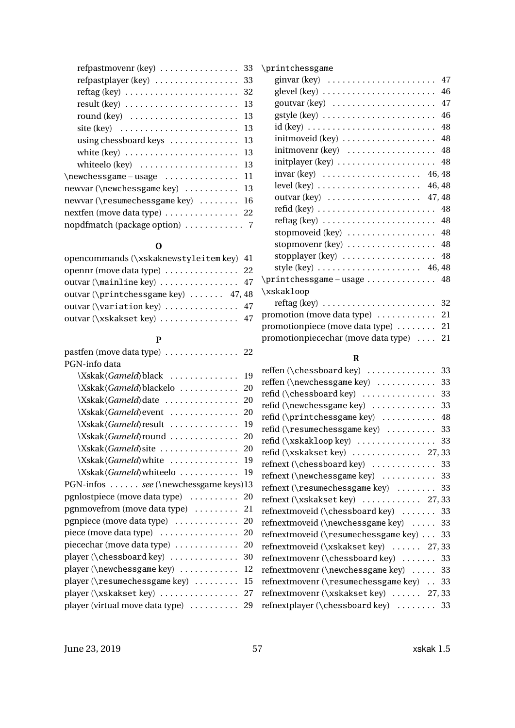refpastmovenr (key) . . . . . . . . . . . . . . . . 33
refpastplayer (key) . . . . . . . . . . . . . . . . . 33
reftag (key) . . . . . . . . . . . . . . . . . . . . . . . 32
result (key) . . . . . . . . . . . . . . . . . . . . . . . 13
round (key) . . . . . . . . . . . . . . . . . . . . . . 13
site (key) . . . . . . . . . . . . . . . . . . . . . . . . 13
using chessboard keys . . . . . . . . . . . . . . 13
white (key) . . . . . . . . . . . . . . . . . . . . . . . 13
whiteelo (key) . . . . . . . . . . . . . . . . . . . . 13

\newchessgame – usage . . . . . . . . . . . . . . . 11
newvar (\newchessgame key) . . . . . . . . . . . 13
newvar (\resumechessgame key) . . . . . . . . 16
nextfen (move data type) . . . . . . . . . . . . . . . 22
nopdfmatch (package option) . . . . . . . . . . . . 7

**O**

opencommands (\xskaknewstyleitem key) 41
opennr (move data type) . . . . . . . . . . . . . . . 22
outvar (\mainline key) . . . . . . . . . . . . . . . . 47
outvar (\printchessgame key) . . . . . . . 47, 48
outvar (\variation key) . . . . . . . . . . . . . . . 47
outvar (\xskakset key) . . . . . . . . . . . . . . . . 47

**P**

pastfen (move data type) . . . . . . . . . . . . . . . 22
PGN-info data
\Xskak⟨*GameId*⟩black . . . . . . . . . . . . . . 19
\Xskak⟨*GameId*⟩blackelo . . . . . . . . . . . . 20
\Xskak⟨*GameId*⟩date . . . . . . . . . . . . . . . 20
\Xskak⟨*GameId*⟩event . . . . . . . . . . . . . . 20
\Xskak⟨*GameId*⟩result . . . . . . . . . . . . . . 19
\Xskak⟨*GameId*⟩round . . . . . . . . . . . . . . 20
\Xskak⟨*GameId*⟩site . . . . . . . . . . . . . . . . 20
\Xskak⟨*GameId*⟩white . . . . . . . . . . . . . . 19
\Xskak⟨*GameId*⟩whiteelo . . . . . . . . . . . . 19

PGN-infos . . . . . . *see* (\newchessgame keys)13
pgnlostpiece (move data type) . . . . . . . . . . 20
pgnmovefrom (move data type) . . . . . . . . . 21
pgnpiece (move data type) . . . . . . . . . . . . . 20
piece (move data type) . . . . . . . . . . . . . . . . 20
piecechar (move data type) . . . . . . . . . . . . . 20
player (\chessboard key) . . . . . . . . . . . . . . 30
player (\newchessgame key) . . . . . . . . . . . . 12
player (\resumechessgame key) . . . . . . . . . 15
player (\xskakset key) . . . . . . . . . . . . . . . . 27
player (virtual move data type) . . . . . . . . . . 29

\printchessgame
ginvar (key) . . . . . . . . . . . . . . . . . . . . . . 47
glevel (key) . . . . . . . . . . . . . . . . . . . . . . . 46
goutvar (key) . . . . . . . . . . . . . . . . . . . . . 47
gstyle (key) . . . . . . . . . . . . . . . . . . . . . . . 46
id (key) . . . . . . . . . . . . . . . . . . . . . . . . . . 48
initmoveid (key) . . . . . . . . . . . . . . . . . . . 48
initmovenr (key) . . . . . . . . . . . . . . . . . . 48
initplayer (key) . . . . . . . . . . . . . . . . . . . . 48
invar (key) . . . . . . . . . . . . . . . . . . . . 46, 48
level (key) . . . . . . . . . . . . . . . . . . . . . 46, 48
outvar (key) . . . . . . . . . . . . . . . . . . . 47, 48
refid (key) . . . . . . . . . . . . . . . . . . . . . . . . 48
reftag (key) . . . . . . . . . . . . . . . . . . . . . . . 48
stopmoveid (key) . . . . . . . . . . . . . . . . . . 48
stopmovenr (key) . . . . . . . . . . . . . . . . . . 48
stopplayer (key) . . . . . . . . . . . . . . . . . . . 48
style (key) . . . . . . . . . . . . . . . . . . . . . 46, 48

\printchessgame – usage . . . . . . . . . . . . . . 48
\xskakloop
reftag (key) . . . . . . . . . . . . . . . . . . . . . . . 32

promotion (move data type) . . . . . . . . . . . . 21
promotionpiece (move data type) . . . . . . . . 21
promotionpiecechar (move data type) . . . . 21

**R**

reffen (\chessboard key) . . . . . . . . . . . . . . 33
reffen (\newchessgame key) . . . . . . . . . . . . 33
refid (\chessboard key) . . . . . . . . . . . . . . . 33
refid (\newchessgame key) . . . . . . . . . . . . . 33
refid (\printchessgame key) . . . . . . . . . . . 48
refid (\resumechessgame key) . . . . . . . . . . 33
refid (\xskakloop key) . . . . . . . . . . . . . . . . 33
refid (\xskakset key) . . . . . . . . . . . . . . 27, 33
refnext (\chessboard key) . . . . . . . . . . . . . 33
refnext (\newchessgame key) . . . . . . . . . . . 33
refnext (\resumechessgame key) . . . . . . . . 33
refnext (\xskakset key) . . . . . . . . . . . . 27, 33
refnextmoveid (\chessboard key) . . . . . . . 33
refnextmoveid (\newchessgame key) . . . . . 33
refnextmoveid (\resumechessgame key) . . . 33
refnextmoveid (\xskakset key) . . . . . . 27, 33
refnextmovenr (\chessboard key) . . . . . . . 33
refnextmovenr (\newchessgame key) . . . . . 33
refnextmovenr (\resumechessgame key) . . 33
refnextmovenr (\xskakset key) . . . . . . 27, 33
refnextplayer (\chessboard key) . . . . . . . . 33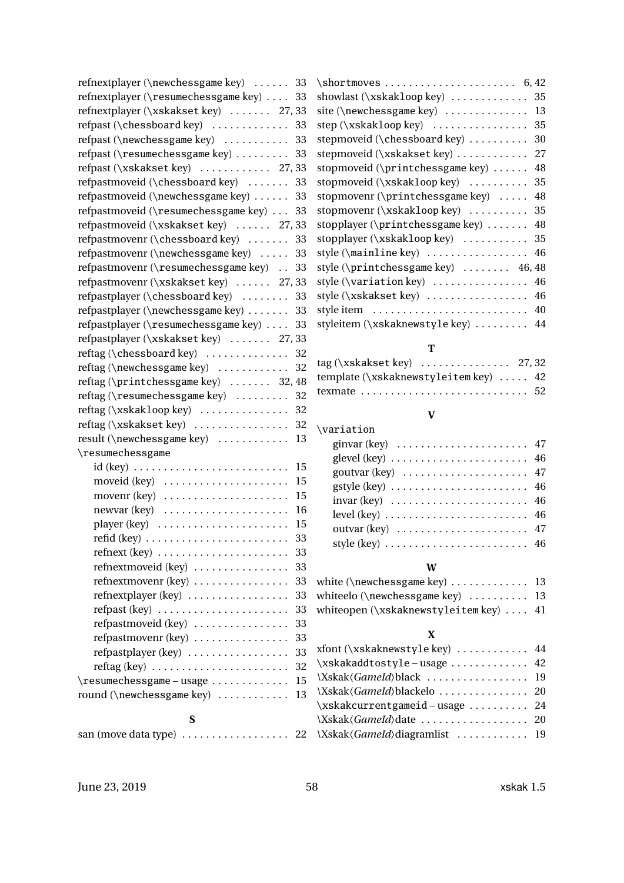refnextplayer (\newchessgame key) . . . . . . 33
refnextplayer (\resumechessgame key) . . . . 33
refnextplayer (\xskakset key) . . . . . . . 27, 33
refpast (\chessboard key) . . . . . . . . . . . . 33
refpast (\newchessgame key) . . . . . . . . . . 33
refpast (\resumechessgame key) . . . . . . . . 33
refpast (\xskakset key) . . . . . . . . . . . 27, 33
refpastmoveid (\chessboard key) . . . . . . . 33
refpastmoveid (\newchessgame key) . . . . . . 33
refpastmoveid (\resumechessgame key) . . . 33
refpastmoveid (\xskakset key) . . . . . . 27, 33
refpastmovenr (\chessboard key) . . . . . . . 33
refpastmovenr (\newchessgame key) . . . . . 33
refpastmovenr (\resumechessgame key) . . 33
refpastmovenr (\xskakset key) . . . . . . 27, 33
refpastplayer (\chessboard key) . . . . . . . . 33
refpastplayer (\newchessgame key) . . . . . . . 33
refpastplayer (\resumechessgame key) . . . . 33
refpastplayer (\xskakset key) . . . . . . . 27, 33
reftag (\chessboard key) . . . . . . . . . . . . . 32
reftag (\newchessgame key) . . . . . . . . . . . 32
reftag (\printchessgame key) . . . . . . . 32, 48
reftag (\resumechessgame key) . . . . . . . . . 32
reftag (\xskakloop key) . . . . . . . . . . . . . . 32
reftag (\xskakset key) . . . . . . . . . . . . . . . 32
result (\newchessgame key) . . . . . . . . . . . 13
\resumechessgame
  id (key) . . . . . . . . . . . . . . . . . . . . . . . . . 15
  moveid (key) . . . . . . . . . . . . . . . . . . . . 15
  movenr (key) . . . . . . . . . . . . . . . . . . . . 15
  newvar (key) . . . . . . . . . . . . . . . . . . . . 16
  player (key) . . . . . . . . . . . . . . . . . . . . . 15
  refid (key) . . . . . . . . . . . . . . . . . . . . . . . 33
  refnext (key) . . . . . . . . . . . . . . . . . . . . . 33
  refnextmoveid (key) . . . . . . . . . . . . . . . 33
  refnextmovenr (key) . . . . . . . . . . . . . . . 33
  refnextplayer (key) . . . . . . . . . . . . . . . . 33
  refpast (key) . . . . . . . . . . . . . . . . . . . . . 33
  refpastmoveid (key) . . . . . . . . . . . . . . . 33
  refpastmovenr (key) . . . . . . . . . . . . . . . 33
  refpastplayer (key) . . . . . . . . . . . . . . . . 33
  reftag (key) . . . . . . . . . . . . . . . . . . . . . . 32
\resumechessgame – usage . . . . . . . . . . . . 15
round (\newchessgame key) . . . . . . . . . . . 13

**S**

san (move data type) . . . . . . . . . . . . . . . . . 22
\shortmoves . . . . . . . . . . . . . . . . . . . . . . 6, 42
showlast (\xskakloop key) . . . . . . . . . . . . 35
site (\newchessgame key) . . . . . . . . . . . . . 13
step (\xskakloop key) . . . . . . . . . . . . . . . . 35
stepmoveid (\chessboard key) . . . . . . . . . . 30
stepmoveid (\xskakset key) . . . . . . . . . . . 27
stopmoveid (\printchessgame key) . . . . . . 48
stopmoveid (\xskakloop key) . . . . . . . . . . 35
stopmovenr (\printchessgame key) . . . . . 48
stopmovenr (\xskakloop key) . . . . . . . . . . 35
stopplayer (\printchessgame key) . . . . . . . 48
stopplayer (\xskakloop key) . . . . . . . . . . . 35
style (\mainline key) . . . . . . . . . . . . . . . . . 46
style (\printchessgame key) . . . . . . . . 46, 48
style (\variation key) . . . . . . . . . . . . . . . . 46
style (\xskakset key) . . . . . . . . . . . . . . . . . 46
style item . . . . . . . . . . . . . . . . . . . . . . . . . . 40
styleitem (\xskaknewstyle key) . . . . . . . . . 44

**T**

tag (\xskakset key) . . . . . . . . . . . . . . . 27, 32
template (\xskaknewstyleitem key) . . . . . 42
texmate . . . . . . . . . . . . . . . . . . . . . . . . . . . . 52

**V**

\variation
  ginvar (key) . . . . . . . . . . . . . . . . . . . . . . 47
  glevel (key) . . . . . . . . . . . . . . . . . . . . . . . 46
  goutvar (key) . . . . . . . . . . . . . . . . . . . . . 47
  gstyle (key) . . . . . . . . . . . . . . . . . . . . . . . 46
  invar (key) . . . . . . . . . . . . . . . . . . . . . . . 46
  level (key) . . . . . . . . . . . . . . . . . . . . . . . . 46
  outvar (key) . . . . . . . . . . . . . . . . . . . . . . 47
  style (key) . . . . . . . . . . . . . . . . . . . . . . . . 46

**W**

white (\newchessgame key) . . . . . . . . . . . . . 13
whiteelo (\newchessgame key) . . . . . . . . . . 13
whiteopen (\xskaknewstyleitem key) . . . . 41

**X**

xfont (\xskaknewstyle key) . . . . . . . . . . . . 44
\xskakaddtostyle – usage . . . . . . . . . . . . . 42
\Xskak⟨*GameId*⟩black . . . . . . . . . . . . . . . . 19
\Xskak⟨*GameId*⟩blackelo . . . . . . . . . . . . . . . 20
\xskakcurrentgameid – usage . . . . . . . . . . 24
\Xskak⟨*GameId*⟩date . . . . . . . . . . . . . . . . . . 20
\Xskak⟨*GameId*⟩diagramlist . . . . . . . . . . . . 19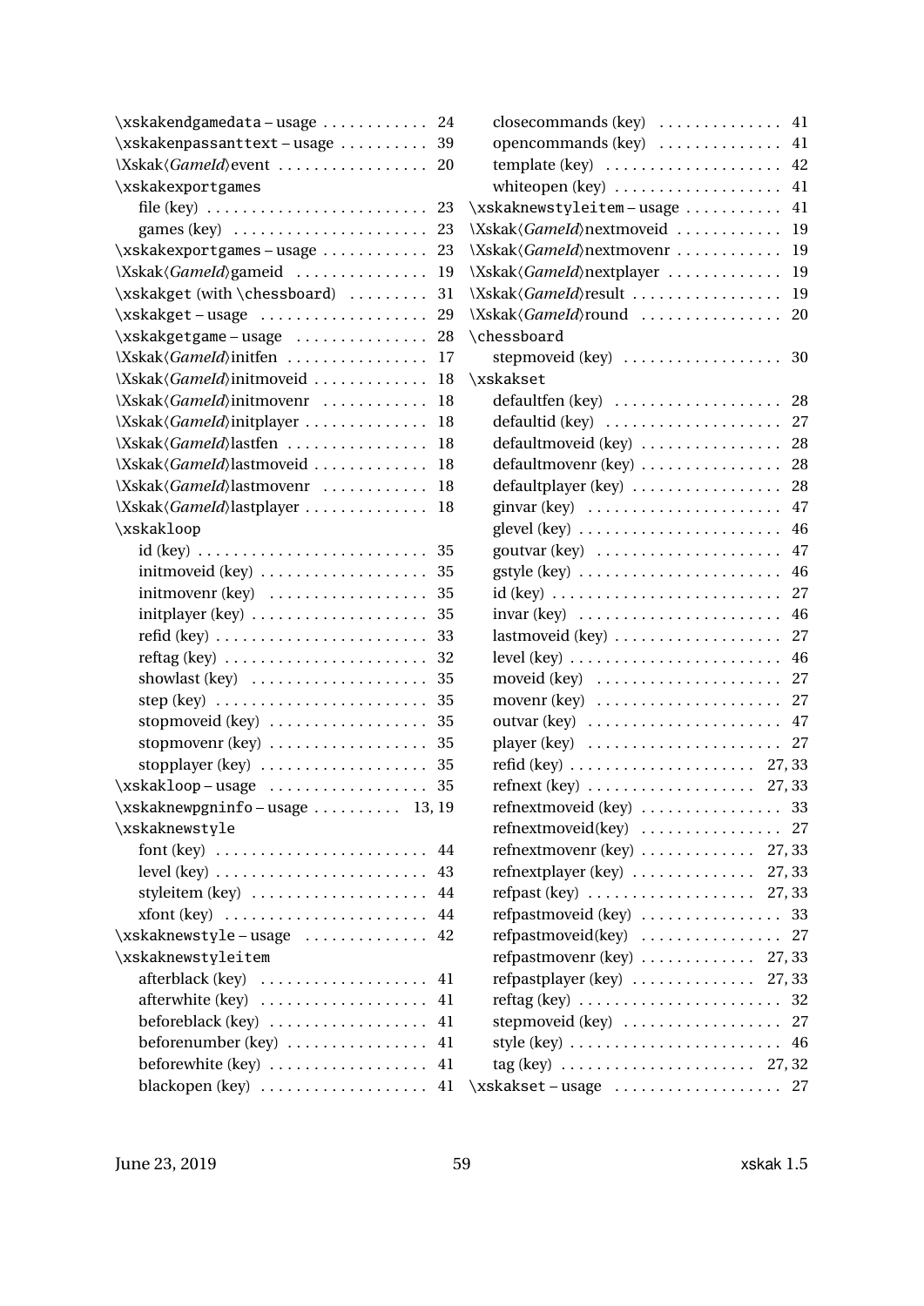\xskakendgamedata – usage 24
\xskakenpassanttext – usage 39
\Xskak⟨*GameId*⟩event 20
\xskakexportgames
- file (key) 23
- games (key) 23

\xskakexportgames – usage 23
\Xskak⟨*GameId*⟩gameid 19
\xskakget (with \chessboard) 31
\xskakget – usage 29
\xskakgetgame – usage 28
\Xskak⟨*GameId*⟩initfen 17
\Xskak⟨*GameId*⟩initmoveid 18
\Xskak⟨*GameId*⟩initmovenr 18
\Xskak⟨*GameId*⟩initplayer 18
\Xskak⟨*GameId*⟩lastfen 18
\Xskak⟨*GameId*⟩lastmoveid 18
\Xskak⟨*GameId*⟩lastmovenr 18
\Xskak⟨*GameId*⟩lastplayer 18
\xskakloop
- id (key) 35
- initmoveid (key) 35
- initmovenr (key) 35
- initplayer (key) 35
- refid (key) 33
- reftag (key) 32
- showlast (key) 35
- step (key) 35
- stopmoveid (key) 35
- stopmovenr (key) 35
- stopplayer (key) 35

\xskakloop – usage 35
\xskaknewpgninfo – usage 13, 19
\xskaknewstyle
- font (key) 44
- level (key) 43
- styleitem (key) 44
- xfont (key) 44

\xskaknewstyle – usage 42
\xskaknewstyleitem
- afterblack (key) 41
- afterwhite (key) 41
- beforeblack (key) 41
- beforenumber (key) 41
- beforewhite (key) 41
- blackopen (key) 41
- closecommands (key) 41
- opencommands (key) 41
- template (key) 42
- whiteopen (key) 41

\xskaknewstyleitem – usage 41
\Xskak⟨*GameId*⟩nextmoveid 19
\Xskak⟨*GameId*⟩nextmovenr 19
\Xskak⟨*GameId*⟩nextplayer 19
\Xskak⟨*GameId*⟩result 19
\Xskak⟨*GameId*⟩round 20
\chessboard
- stepmoveid (key) 30

\xskakset
- defaulttfen (key) 28
- defaultid (key) 27
- defaultmoveid (key) 28
- defaultmovenr (key) 28
- defaultplayer (key) 28
- ginvar (key) 47
- glevel (key) 46
- goutvar (key) 47
- gstyle (key) 46
- id (key) 27
- invar (key) 46
- lastmoveid (key) 27
- level (key) 46
- moveid (key) 27
- movenr (key) 27
- outvar (key) 47
- player (key) 27
- refid (key) 27, 33
- refnext (key) 27, 33
- refnextmoveid (key) 33
- refnextmoveid(key) 27
- refnextmovenr (key) 27, 33
- refnextplayer (key) 27, 33
- refpast (key) 27, 33
- refpastmoveid (key) 33
- refpastmoveid(key) 27
- refpastmovenr (key) 27, 33
- refpastplayer (key) 27, 33
- reftag (key) 32
- stepmoveid (key) 27
- style (key) 46
- tag (key) 27, 32

\xskakset – usage 27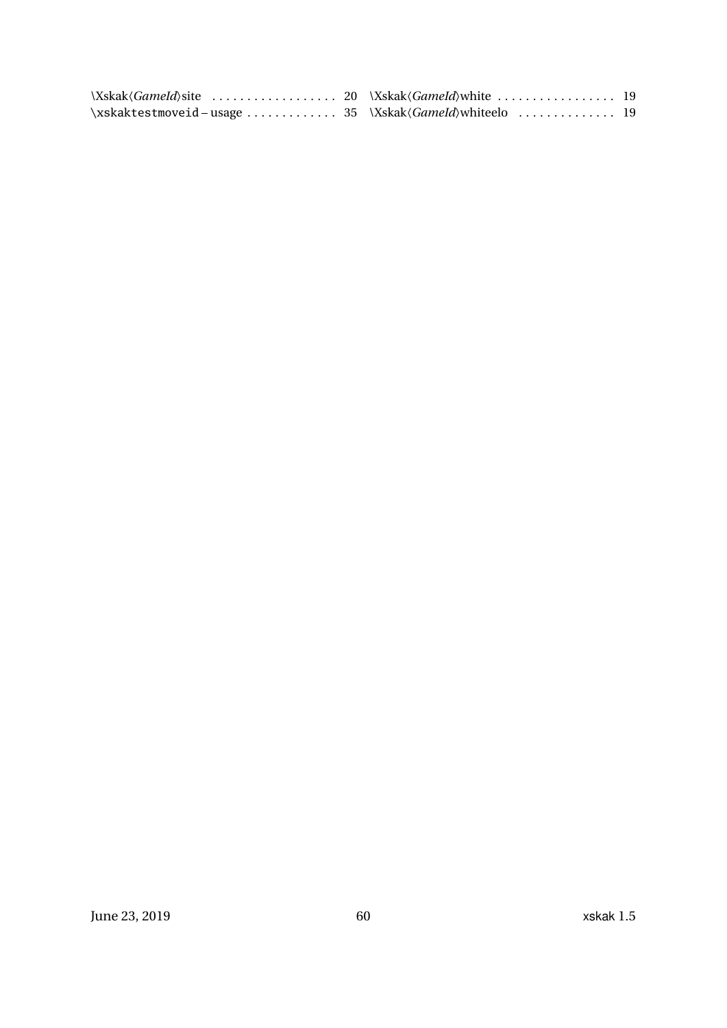\Xskak⟨*GameId*⟩site .................. 20

\xskaktestmoveid – usage ............. 35

\Xskak⟨*GameId*⟩white ................. 19

\Xskak⟨*GameId*⟩whiteelo .............. 19